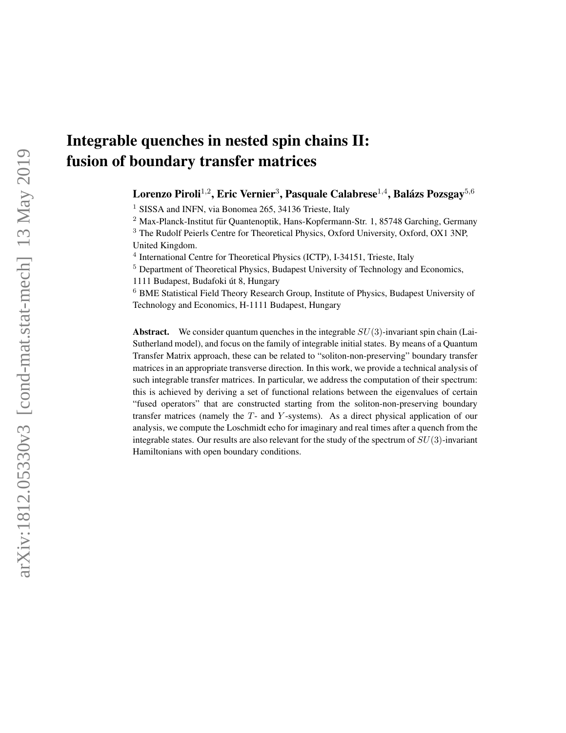# Integrable quenches in nested spin chains II: fusion of boundary transfer matrices

**Lorenzo Piroli**[1,2], **Eric Vernier**[3], **Pasquale Calabrese**[1,4], **Balázs Pozsgay**[5,6]

[1] SISSA and INFN, via Bonomea 265, 34136 Trieste, Italy

[2] Max-Planck-Institut für Quantenoptik, Hans-Kopfermann-Str. 1, 85748 Garching, Germany

[3] The Rudolf Peierls Centre for Theoretical Physics, Oxford University, Oxford, OX1 3NP, United Kingdom.

[4] International Centre for Theoretical Physics (ICTP), I-34151, Trieste, Italy

[5] Department of Theoretical Physics, Budapest University of Technology and Economics, 1111 Budapest, Budafoki út 8, Hungary

[6] BME Statistical Field Theory Research Group, Institute of Physics, Budapest University of Technology and Economics, H-1111 Budapest, Hungary

**Abstract.** We consider quantum quenches in the integrable $SU(3)$-invariant spin chain (Lai-Sutherland model), and focus on the family of integrable initial states. By means of a Quantum Transfer Matrix approach, these can be related to "soliton-non-preserving" boundary transfer matrices in an appropriate transverse direction. In this work, we provide a technical analysis of such integrable transfer matrices. In particular, we address the computation of their spectrum: this is achieved by deriving a set of functional relations between the eigenvalues of certain "fused operators" that are constructed starting from the soliton-non-preserving boundary transfer matrices (namely the $T$- and $Y$-systems). As a direct physical application of our analysis, we compute the Loschmidt echo for imaginary and real times after a quench from the integrable states. Our results are also relevant for the study of the spectrum of $SU(3)$-invariant Hamiltonians with open boundary conditions.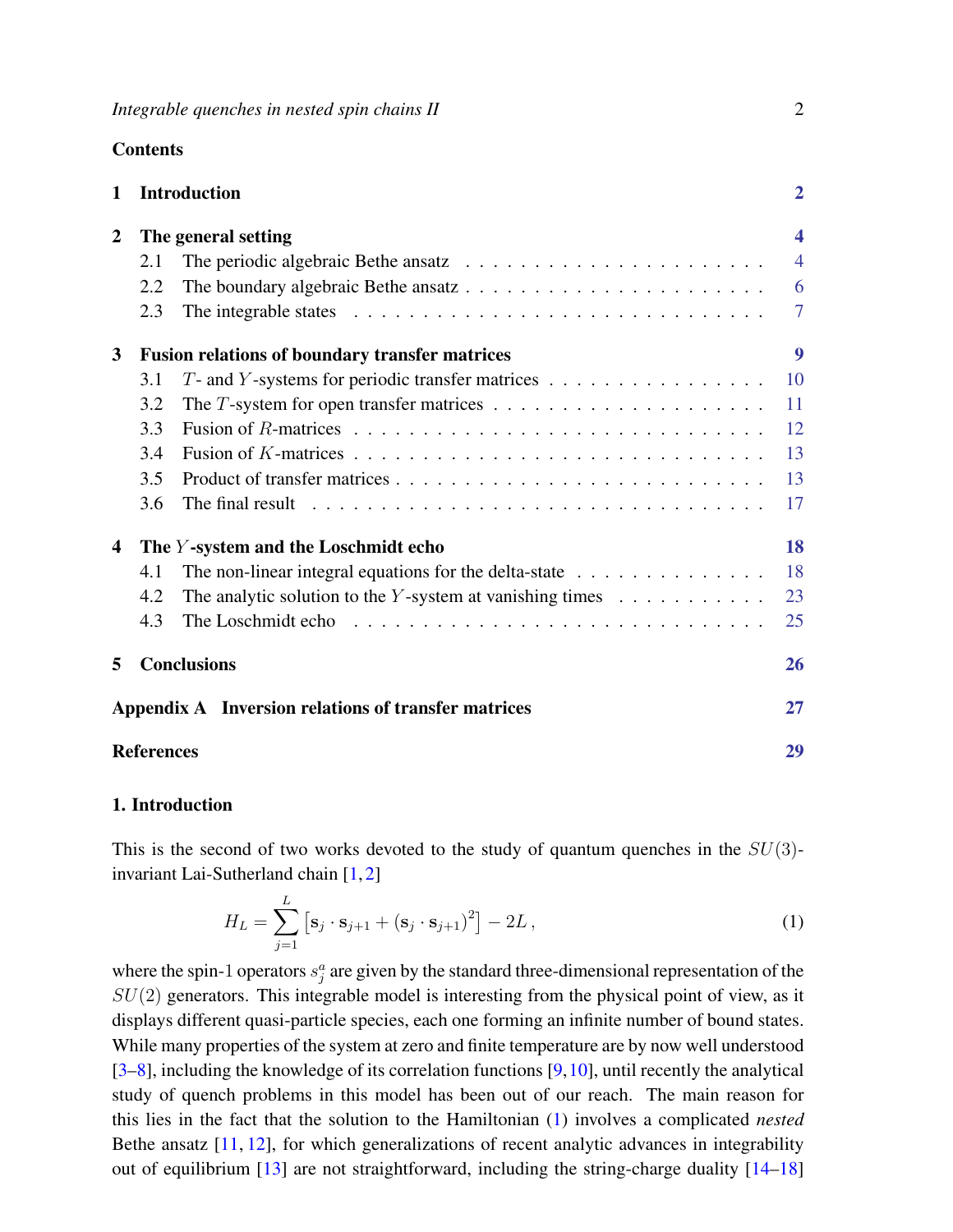## Contents

1 **Introduction** 2

2 **The general setting** 4
- 2.1 The periodic algebraic Bethe ansatz 4
- 2.2 The boundary algebraic Bethe ansatz 6
- 2.3 The integrable states 7

3 **Fusion relations of boundary transfer matrices** 9
- 3.1 $T$- and $Y$-systems for periodic transfer matrices 10
- 3.2 The $T$-system for open transfer matrices 11
- 3.3 Fusion of $R$-matrices 12
- 3.4 Fusion of $K$-matrices 13
- 3.5 Product of transfer matrices 13
- 3.6 The final result 17

4 **The $Y$-system and the Loschmidt echo** 18
- 4.1 The non-linear integral equations for the delta-state 18
- 4.2 The analytic solution to the $Y$-system at vanishing times 23
- 4.3 The Loschmidt echo 25

5 **Conclusions** 26

**Appendix A Inversion relations of transfer matrices** 27

**References** 29

# 1. Introduction

This is the second of two works devoted to the study of quantum quenches in the $SU(3)$-invariant Lai-Sutherland chain [1, 2]

$$H_L = \sum_{j=1}^{L} \left[ \mathbf{s}_j \cdot \mathbf{s}_{j+1} + (\mathbf{s}_j \cdot \mathbf{s}_{j+1})^2 \right] - 2L \,, \tag{1}$$

where the spin-1 operators $s_j^a$ are given by the standard three-dimensional representation of the $SU(2)$ generators. This integrable model is interesting from the physical point of view, as it displays different quasi-particle species, each one forming an infinite number of bound states. While many properties of the system at zero and finite temperature are by now well understood [3–8], including the knowledge of its correlation functions [9, 10], until recently the analytical study of quench problems in this model has been out of our reach. The main reason for this lies in the fact that the solution to the Hamiltonian (1) involves a complicated *nested* Bethe ansatz [11, 12], for which generalizations of recent analytic advances in integrability out of equilibrium [13] are not straightforward, including the string-charge duality [14–18]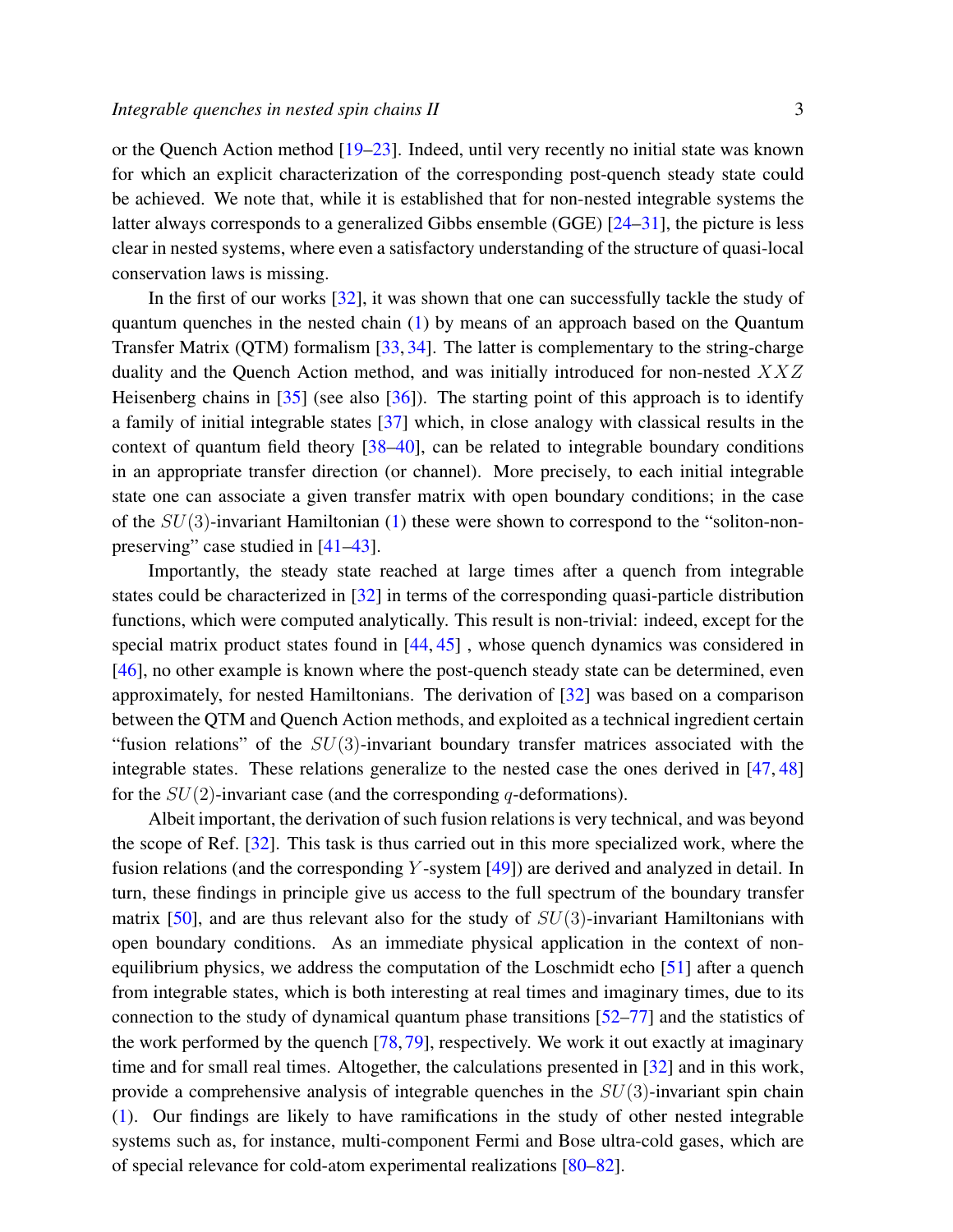or the Quench Action method [19–23]. Indeed, until very recently no initial state was known for which an explicit characterization of the corresponding post-quench steady state could be achieved. We note that, while it is established that for non-nested integrable systems the latter always corresponds to a generalized Gibbs ensemble (GGE) [24–31], the picture is less clear in nested systems, where even a satisfactory understanding of the structure of quasi-local conservation laws is missing.

In the first of our works [32], it was shown that one can successfully tackle the study of quantum quenches in the nested chain (1) by means of an approach based on the Quantum Transfer Matrix (QTM) formalism [33, 34]. The latter is complementary to the string-charge duality and the Quench Action method, and was initially introduced for non-nested $XXZ$ Heisenberg chains in [35] (see also [36]). The starting point of this approach is to identify a family of initial integrable states [37] which, in close analogy with classical results in the context of quantum field theory [38–40], can be related to integrable boundary conditions in an appropriate transfer direction (or channel). More precisely, to each initial integrable state one can associate a given transfer matrix with open boundary conditions; in the case of the $SU(3)$-invariant Hamiltonian (1) these were shown to correspond to the "soliton-non-preserving" case studied in [41–43].

Importantly, the steady state reached at large times after a quench from integrable states could be characterized in [32] in terms of the corresponding quasi-particle distribution functions, which were computed analytically. This result is non-trivial: indeed, except for the special matrix product states found in [44, 45] , whose quench dynamics was considered in [46], no other example is known where the post-quench steady state can be determined, even approximately, for nested Hamiltonians. The derivation of [32] was based on a comparison between the QTM and Quench Action methods, and exploited as a technical ingredient certain "fusion relations" of the $SU(3)$-invariant boundary transfer matrices associated with the integrable states. These relations generalize to the nested case the ones derived in [47, 48] for the $SU(2)$-invariant case (and the corresponding $q$-deformations).

Albeit important, the derivation of such fusion relations is very technical, and was beyond the scope of Ref. [32]. This task is thus carried out in this more specialized work, where the fusion relations (and the corresponding $Y$-system [49]) are derived and analyzed in detail. In turn, these findings in principle give us access to the full spectrum of the boundary transfer matrix [50], and are thus relevant also for the study of $SU(3)$-invariant Hamiltonians with open boundary conditions. As an immediate physical application in the context of non-equilibrium physics, we address the computation of the Loschmidt echo [51] after a quench from integrable states, which is both interesting at real times and imaginary times, due to its connection to the study of dynamical quantum phase transitions [52–77] and the statistics of the work performed by the quench [78, 79], respectively. We work it out exactly at imaginary time and for small real times. Altogether, the calculations presented in [32] and in this work, provide a comprehensive analysis of integrable quenches in the $SU(3)$-invariant spin chain (1). Our findings are likely to have ramifications in the study of other nested integrable systems such as, for instance, multi-component Fermi and Bose ultra-cold gases, which are of special relevance for cold-atom experimental realizations [80–82].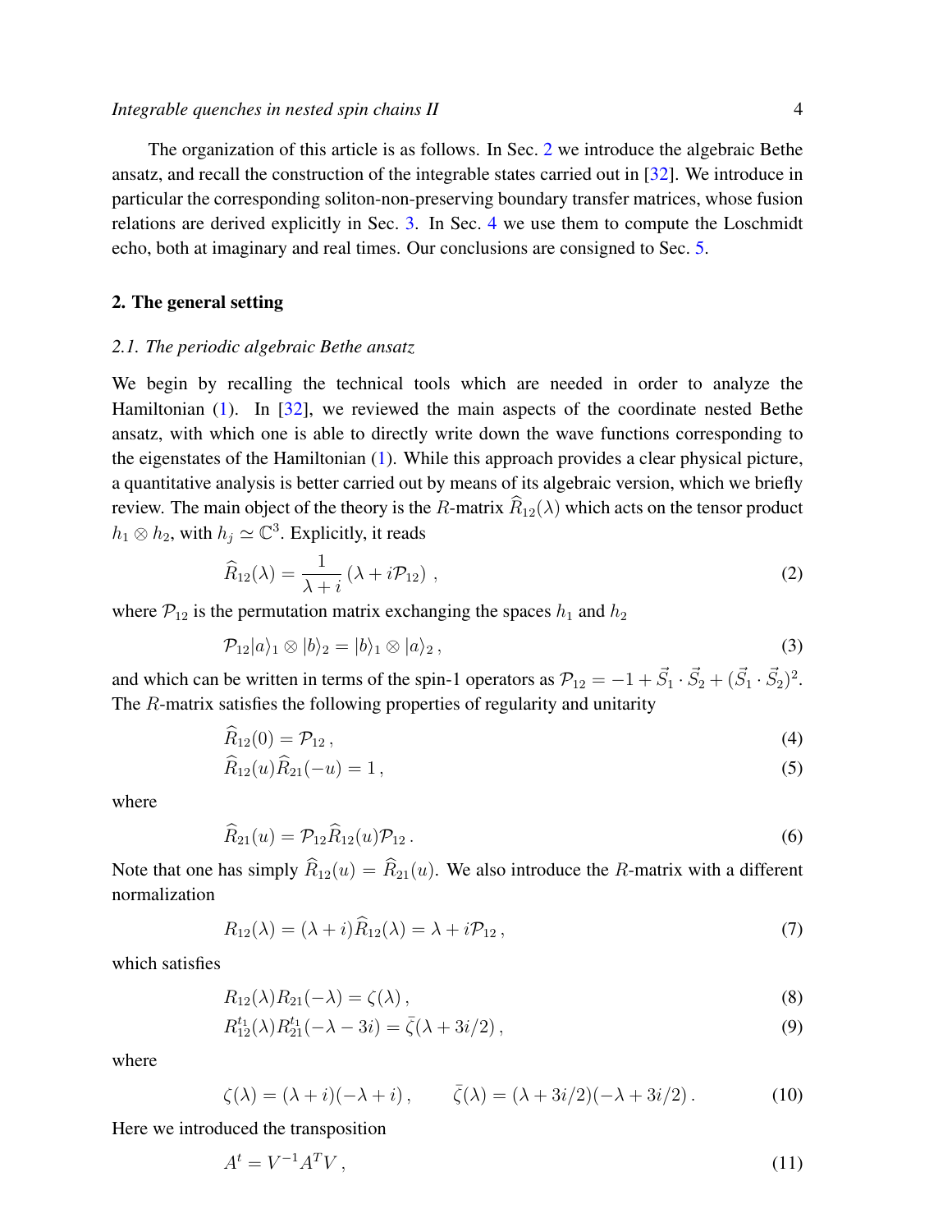The organization of this article is as follows. In Sec. 2 we introduce the algebraic Bethe ansatz, and recall the construction of the integrable states carried out in [32]. We introduce in particular the corresponding soliton-non-preserving boundary transfer matrices, whose fusion relations are derived explicitly in Sec. 3. In Sec. 4 we use them to compute the Loschmidt echo, both at imaginary and real times. Our conclusions are consigned to Sec. 5.

## 2. The general setting

### *2.1. The periodic algebraic Bethe ansatz*

We begin by recalling the technical tools which are needed in order to analyze the Hamiltonian (1). In [32], we reviewed the main aspects of the coordinate nested Bethe ansatz, with which one is able to directly write down the wave functions corresponding to the eigenstates of the Hamiltonian (1). While this approach provides a clear physical picture, a quantitative analysis is better carried out by means of its algebraic version, which we briefly review. The main object of the theory is the $R$-matrix $\widehat{R}_{12}(\lambda)$ which acts on the tensor product $h_1 \otimes h_2$, with $h_j \simeq \mathbb{C}^3$. Explicitly, it reads

$$\widehat{R}_{12}(\lambda) = \frac{1}{\lambda + i} \left( \lambda + i \mathcal{P}_{12} \right) , \tag{2}$$

where $\mathcal{P}_{12}$ is the permutation matrix exchanging the spaces $h_1$ and $h_2$

$$\mathcal{P}_{12} |a\rangle_1 \otimes |b\rangle_2 = |b\rangle_1 \otimes |a\rangle_2 \, , \tag{3}$$

and which can be written in terms of the spin-1 operators as $\mathcal{P}_{12} = -1 + \vec{S}_1 \cdot \vec{S}_2 + (\vec{S}_1 \cdot \vec{S}_2)^2$. The $R$-matrix satisfies the following properties of regularity and unitarity

$$\widehat{R}_{12}(0) = \mathcal{P}_{12} \, , \tag{4}$$

$$\widehat{R}_{12}(u) \widehat{R}_{21}(-u) = 1 \, , \tag{5}$$

where

$$\widehat{R}_{21}(u) = \mathcal{P}_{12} \widehat{R}_{12}(u) \mathcal{P}_{12} \, . \tag{6}$$

Note that one has simply $\widehat{R}_{12}(u) = \widehat{R}_{21}(u)$. We also introduce the $R$-matrix with a different normalization

$$R_{12}(\lambda) = (\lambda + i) \widehat{R}_{12}(\lambda) = \lambda + i \mathcal{P}_{12} \, , \tag{7}$$

which satisfies

$$R_{12}(\lambda) R_{21}(-\lambda) = \zeta(\lambda) \, , \tag{8}$$

$$R_{12}^{t_1}(\lambda) R_{21}^{t_1}(-\lambda - 3i) = \bar{\zeta}(\lambda + 3i/2) \, , \tag{9}$$

where

$$\zeta(\lambda) = (\lambda + i)(-\lambda + i) \, , \qquad \bar{\zeta}(\lambda) = (\lambda + 3i/2)(-\lambda + 3i/2) \, . \tag{10}$$

Here we introduced the transposition

$$A^t = V^{-1} A^T V \, , \tag{11}$$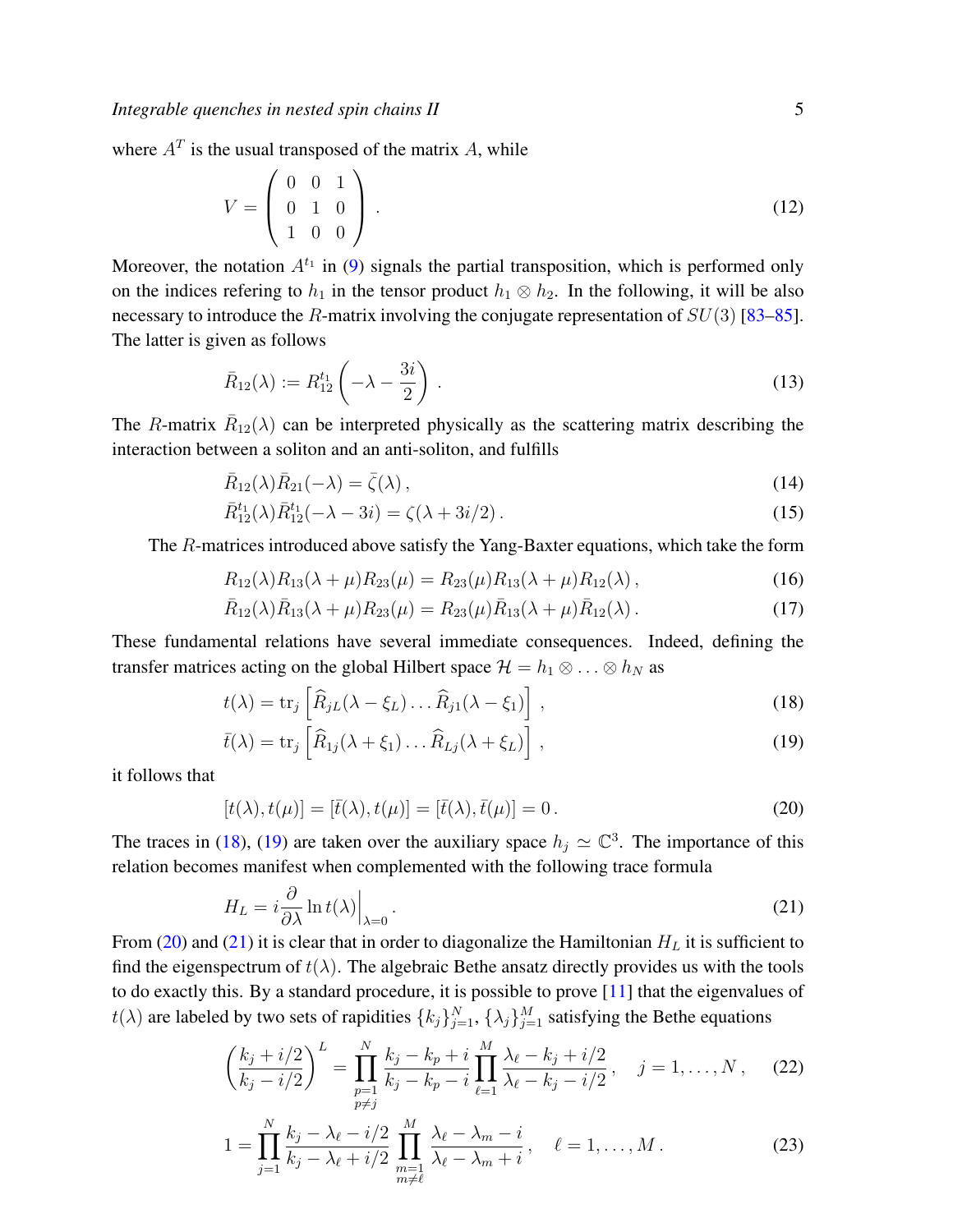where $A^T$ is the usual transposed of the matrix $A$, while

$$V = \left( \begin{array}{ccc} 0 & 0 & 1 \\ 0 & 1 & 0 \\ 1 & 0 & 0 \end{array} \right) . \tag{12}$$

Moreover, the notation $A^{t_1}$ in (9) signals the partial transposition, which is performed only on the indices refering to $h_1$ in the tensor product $h_1 \otimes h_2$. In the following, it will be also necessary to introduce the $R$-matrix involving the conjugate representation of $SU(3)$ [83–85]. The latter is given as follows

$$\bar{R}_{12}(\lambda) := R_{12}^{t_1}\left(-\lambda - \frac{3i}{2}\right) . \tag{13}$$

The $R$-matrix $\bar{R}_{12}(\lambda)$ can be interpreted physically as the scattering matrix describing the interaction between a soliton and an anti-soliton, and fulfills

$$\bar{R}_{12}(\lambda)\bar{R}_{21}(-\lambda) = \bar{\zeta}(\lambda) , \tag{14}$$

$$\bar{R}_{12}^{t_1}(\lambda)\bar{R}_{12}^{t_1}(-\lambda - 3i) = \zeta(\lambda + 3i/2) . \tag{15}$$

The $R$-matrices introduced above satisfy the Yang-Baxter equations, which take the form

$$R_{12}(\lambda)R_{13}(\lambda+\mu)R_{23}(\mu) = R_{23}(\mu)R_{13}(\lambda+\mu)R_{12}(\lambda) , \tag{16}$$

$$\bar{R}_{12}(\lambda)\bar{R}_{13}(\lambda+\mu)R_{23}(\mu) = R_{23}(\mu)\bar{R}_{13}(\lambda+\mu)\bar{R}_{12}(\lambda) . \tag{17}$$

These fundamental relations have several immediate consequences. Indeed, defining the transfer matrices acting on the global Hilbert space $\mathcal{H} = h_1 \otimes \ldots \otimes h_N$ as

$$t(\lambda) = \mathrm{tr}_j \left[ \widehat{R}_{jL}(\lambda - \xi_L) \ldots \widehat{R}_{j1}(\lambda - \xi_1) \right] , \tag{18}$$

$$\bar{t}(\lambda) = \mathrm{tr}_j \left[ \widehat{R}_{1j}(\lambda + \xi_1) \ldots \widehat{R}_{Lj}(\lambda + \xi_L) \right] , \tag{19}$$

it follows that

$$[t(\lambda), t(\mu)] = [\bar{t}(\lambda), t(\mu)] = [\bar{t}(\lambda), \bar{t}(\mu)] = 0 . \tag{20}$$

The traces in (18), (19) are taken over the auxiliary space $h_j \simeq \mathbb{C}^3$. The importance of this relation becomes manifest when complemented with the following trace formula

$$H_L = i \frac{\partial}{\partial \lambda} \ln t(\lambda) \Big|_{\lambda=0} . \tag{21}$$

From (20) and (21) it is clear that in order to diagonalize the Hamiltonian $H_L$ it is sufficient to find the eigenspectrum of $t(\lambda)$. The algebraic Bethe ansatz directly provides us with the tools to do exactly this. By a standard procedure, it is possible to prove [11] that the eigenvalues of $t(\lambda)$ are labeled by two sets of rapidities $\{k_j\}_{j=1}^N$, $\{\lambda_j\}_{j=1}^M$ satisfying the Bethe equations

$$\left( \frac{k_j + i/2}{k_j - i/2} \right)^L = \prod_{\substack{p=1 \\ p \neq j}}^{N} \frac{k_j - k_p + i}{k_j - k_p - i} \prod_{\ell=1}^{M} \frac{\lambda_\ell - k_j + i/2}{\lambda_\ell - k_j - i/2} , \quad j = 1, \ldots, N , \tag{22}$$

$$1 = \prod_{j=1}^{N} \frac{k_j - \lambda_\ell - i/2}{k_j - \lambda_\ell + i/2} \prod_{\substack{m=1 \\ m \neq \ell}}^{M} \frac{\lambda_\ell - \lambda_m - i}{\lambda_\ell - \lambda_m + i} , \quad \ell = 1, \ldots, M . \tag{23}$$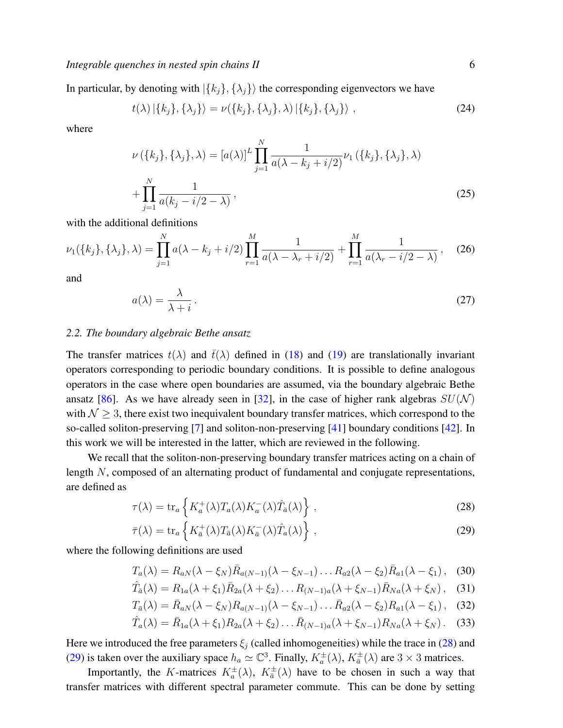In particular, by denoting with $|\{k_j\},\{\lambda_j\}\rangle$ the corresponding eigenvectors we have

$$t(\lambda)\,|\{k_j\},\{\lambda_j\}\rangle = \nu(\{k_j\},\{\lambda_j\},\lambda)\,|\{k_j\},\{\lambda_j\}\rangle\,, \tag{24}$$

where

$$\nu\left(\{k_j\},\{\lambda_j\},\lambda\right) = [a(\lambda)]^L \prod_{j=1}^{N} \frac{1}{a(\lambda - k_j + i/2)} \nu_1\left(\{k_j\},\{\lambda_j\},\lambda\right)$$
$$+ \prod_{j=1}^{N} \frac{1}{a(k_j - i/2 - \lambda)}\,, \tag{25}$$

with the additional definitions

$$\nu_1(\{k_j\},\{\lambda_j\},\lambda) = \prod_{j=1}^{N} a(\lambda - k_j + i/2) \prod_{r=1}^{M} \frac{1}{a(\lambda - \lambda_r + i/2)} + \prod_{r=1}^{M} \frac{1}{a(\lambda_r - i/2 - \lambda)}\,, \tag{26}$$

and

$$a(\lambda) = \frac{\lambda}{\lambda + i}\,. \tag{27}$$

### 2.2. The boundary algebraic Bethe ansatz

The transfer matrices $t(\lambda)$ and $\bar{t}(\lambda)$ defined in (18) and (19) are translationally invariant operators corresponding to periodic boundary conditions. It is possible to define analogous operators in the case where open boundaries are assumed, via the boundary algebraic Bethe ansatz [86]. As we have already seen in [32], in the case of higher rank algebras $SU(\mathcal{N})$ with $\mathcal{N} \geq 3$, there exist two inequivalent boundary transfer matrices, which correspond to the so-called soliton-preserving [7] and soliton-non-preserving [41] boundary conditions [42]. In this work we will be interested in the latter, which are reviewed in the following.

We recall that the soliton-non-preserving boundary transfer matrices acting on a chain of length $N$, composed of an alternating product of fundamental and conjugate representations, are defined as

$$\tau(\lambda) = \mathrm{tr}_a\left\{K_a^+(\lambda) T_a(\lambda) K_a^-(\lambda) \hat{T}_{\bar{a}}(\lambda)\right\}\,, \tag{28}$$

$$\bar{\tau}(\lambda) = \mathrm{tr}_a\left\{K_{\bar{a}}^+(\lambda) T_{\bar{a}}(\lambda) K_{\bar{a}}^-(\lambda) \hat{T}_{a}(\lambda)\right\}\,, \tag{29}$$

where the following definitions are used

$$T_a(\lambda) = R_{aN}(\lambda - \xi_N)\bar{R}_{a(N-1)}(\lambda - \xi_{N-1}) \ldots R_{a2}(\lambda - \xi_2)\bar{R}_{a1}(\lambda - \xi_1)\,, \tag{30}$$

$$\hat{T}_{\bar{a}}(\lambda) = R_{1a}(\lambda + \xi_1)\bar{R}_{2a}(\lambda + \xi_2) \ldots R_{(N-1)a}(\lambda + \xi_{N-1})\bar{R}_{Na}(\lambda + \xi_N)\,, \tag{31}$$

$$T_{\bar{a}}(\lambda) = \bar{R}_{aN}(\lambda - \xi_N)R_{a(N-1)}(\lambda - \xi_{N-1}) \ldots \bar{R}_{a2}(\lambda - \xi_2)R_{a1}(\lambda - \xi_1)\,, \tag{32}$$

$$\hat{T}_{a}(\lambda) = \bar{R}_{1a}(\lambda + \xi_1)R_{2a}(\lambda + \xi_2) \ldots \bar{R}_{(N-1)a}(\lambda + \xi_{N-1})R_{Na}(\lambda + \xi_N)\,. \tag{33}$$

Here we introduced the free parameters $\xi_j$ (called inhomogeneities) while the trace in (28) and (29) is taken over the auxiliary space $h_a \simeq \mathbb{C}^3$. Finally, $K_a^{\pm}(\lambda)$, $K_{\bar{a}}^{\pm}(\lambda)$ are $3 \times 3$ matrices.

Importantly, the $K$-matrices $K_a^{\pm}(\lambda)$, $K_{\bar{a}}^{\pm}(\lambda)$ have to be chosen in such a way that transfer matrices with different spectral parameter commute. This can be done by setting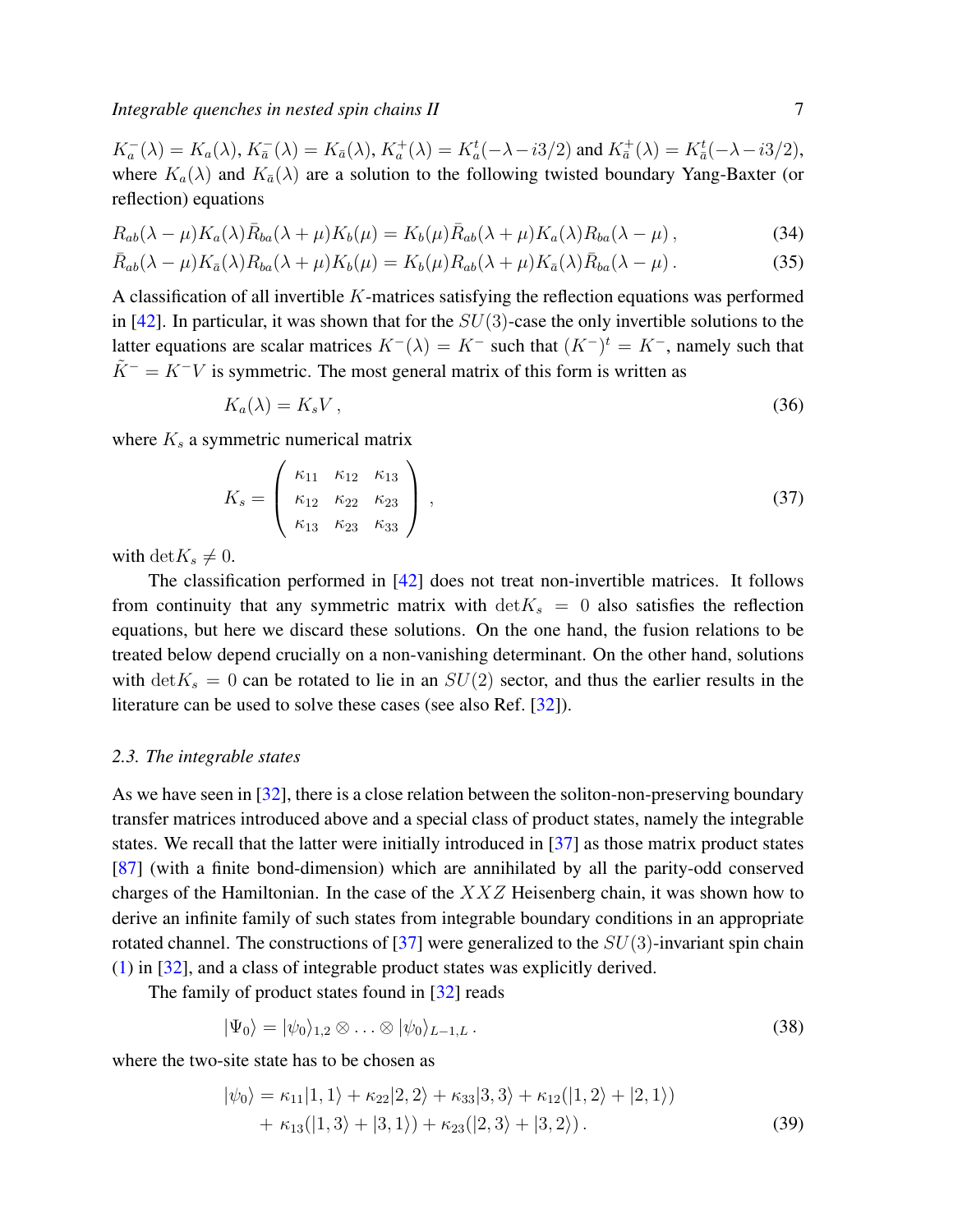$K^-_a(\lambda) = K_a(\lambda)$, $K^-_{\bar{a}}(\lambda) = K_{\bar{a}}(\lambda)$, $K^+_a(\lambda) = K^t_a(-\lambda - i3/2)$ and $K^+_{\bar{a}}(\lambda) = K^t_{\bar{a}}(-\lambda - i3/2)$, where $K_a(\lambda)$ and $K_{\bar{a}}(\lambda)$ are a solution to the following twisted boundary Yang-Baxter (or reflection) equations

$$R_{ab}(\lambda-\mu)K_a(\lambda)\bar{R}_{ba}(\lambda+\mu)K_b(\mu) = K_b(\mu)\bar{R}_{ab}(\lambda+\mu)K_a(\lambda)R_{ba}(\lambda-\mu)\,, \tag{34}$$

$$\bar{R}_{ab}(\lambda-\mu)K_{\bar{a}}(\lambda)R_{ba}(\lambda+\mu)K_b(\mu) = K_b(\mu)R_{ab}(\lambda+\mu)K_{\bar{a}}(\lambda)\bar{R}_{ba}(\lambda-\mu)\,. \tag{35}$$

A classification of all invertible $K$-matrices satisfying the reflection equations was performed in [42]. In particular, it was shown that for the $SU(3)$-case the only invertible solutions to the latter equations are scalar matrices $K^-(\lambda) = K^-$ such that $(K^-)^t = K^-$, namely such that $\tilde{K}^- = K^- V$ is symmetric. The most general matrix of this form is written as

$$K_a(\lambda) = K_s V\,, \tag{36}$$

where $K_s$ a symmetric numerical matrix

$$K_s = \begin{pmatrix} \kappa_{11} & \kappa_{12} & \kappa_{13} \\ \kappa_{12} & \kappa_{22} & \kappa_{23} \\ \kappa_{13} & \kappa_{23} & \kappa_{33} \end{pmatrix}\,, \tag{37}$$

with $\det K_s \neq 0$.

The classification performed in [42] does not treat non-invertible matrices. It follows from continuity that any symmetric matrix with $\det K_s = 0$ also satisfies the reflection equations, but here we discard these solutions. On the one hand, the fusion relations to be treated below depend crucially on a non-vanishing determinant. On the other hand, solutions with $\det K_s = 0$ can be rotated to lie in an $SU(2)$ sector, and thus the earlier results in the literature can be used to solve these cases (see also Ref. [32]).

### 2.3. The integrable states

As we have seen in [32], there is a close relation between the soliton-non-preserving boundary transfer matrices introduced above and a special class of product states, namely the integrable states. We recall that the latter were initially introduced in [37] as those matrix product states [87] (with a finite bond-dimension) which are annihilated by all the parity-odd conserved charges of the Hamiltonian. In the case of the $XXZ$ Heisenberg chain, it was shown how to derive an infinite family of such states from integrable boundary conditions in an appropriate rotated channel. The constructions of [37] were generalized to the $SU(3)$-invariant spin chain (1) in [32], and a class of integrable product states was explicitly derived.

The family of product states found in [32] reads

$$|\Psi_0\rangle = |\psi_0\rangle_{1,2} \otimes \ldots \otimes |\psi_0\rangle_{L-1,L}\,. \tag{38}$$

where the two-site state has to be chosen as

$$\begin{aligned} |\psi_0\rangle = {} & \kappa_{11}|1,1\rangle + \kappa_{22}|2,2\rangle + \kappa_{33}|3,3\rangle + \kappa_{12}(|1,2\rangle + |2,1\rangle) \\ & + \kappa_{13}(|1,3\rangle + |3,1\rangle) + \kappa_{23}(|2,3\rangle + |3,2\rangle)\,. \end{aligned} \tag{39}$$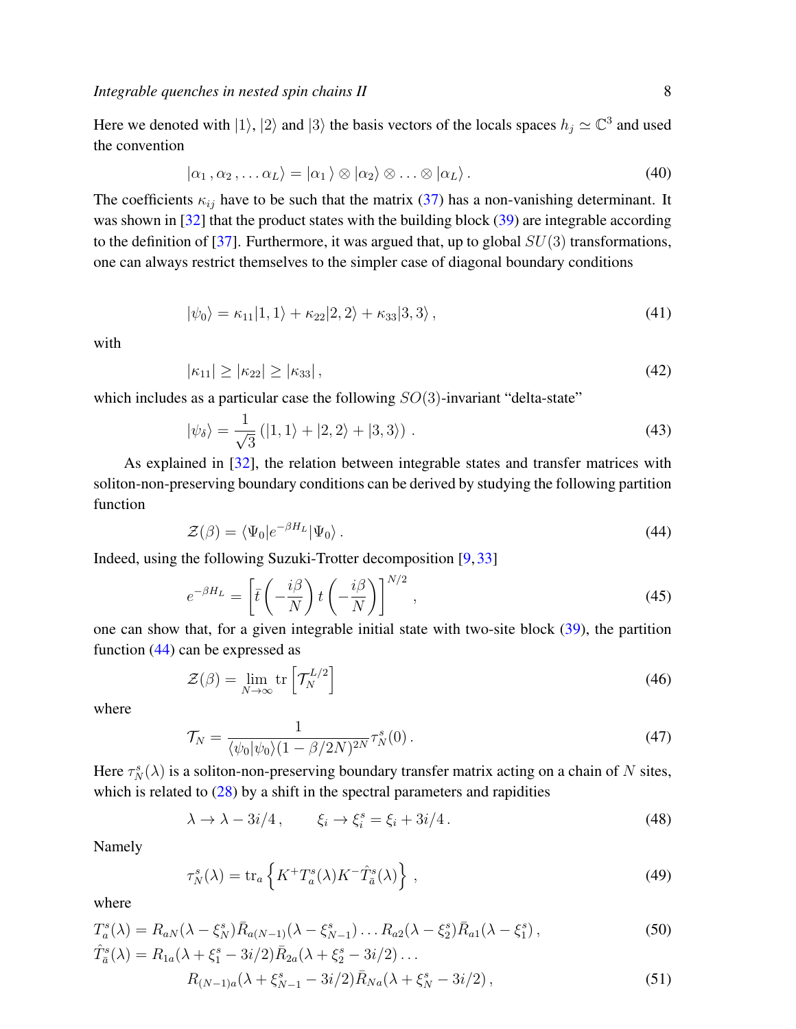Here we denoted with $|1\rangle$, $|2\rangle$ and $|3\rangle$ the basis vectors of the locals spaces $h_j \simeq \mathbb{C}^3$ and used the convention

$$|\alpha_1\,,\alpha_2\,,\ldots\alpha_L\rangle = |\alpha_1\,\rangle \otimes |\alpha_2\rangle \otimes \ldots \otimes |\alpha_L\rangle\,. \tag{40}$$

The coefficients $\kappa_{ij}$ have to be such that the matrix (37) has a non-vanishing determinant. It was shown in [32] that the product states with the building block (39) are integrable according to the definition of [37]. Furthermore, it was argued that, up to global $SU(3)$ transformations, one can always restrict themselves to the simpler case of diagonal boundary conditions

$$|\psi_0\rangle = \kappa_{11}|1,1\rangle + \kappa_{22}|2,2\rangle + \kappa_{33}|3,3\rangle\,, \tag{41}$$

with

$$|\kappa_{11}| \geq |\kappa_{22}| \geq |\kappa_{33}|\,, \tag{42}$$

which includes as a particular case the following $SO(3)$-invariant "delta-state"

$$|\psi_\delta\rangle = \frac{1}{\sqrt{3}}\left(|1,1\rangle + |2,2\rangle + |3,3\rangle\right)\,. \tag{43}$$

As explained in [32], the relation between integrable states and transfer matrices with soliton-non-preserving boundary conditions can be derived by studying the following partition function

$$\mathcal{Z}(\beta) = \langle\Psi_0|e^{-\beta H_L}|\Psi_0\rangle\,. \tag{44}$$

Indeed, using the following Suzuki-Trotter decomposition [9, 33]

$$e^{-\beta H_L} = \left[\bar{t}\left(-\frac{i\beta}{N}\right)t\left(-\frac{i\beta}{N}\right)\right]^{N/2}\,, \tag{45}$$

one can show that, for a given integrable initial state with two-site block (39), the partition function (44) can be expressed as

$$\mathcal{Z}(\beta) = \lim_{N\to\infty}\mathrm{tr}\left[\mathcal{T}_N^{L/2}\right] \tag{46}$$

where

$$\mathcal{T}_N = \frac{1}{\langle\psi_0|\psi_0\rangle(1-\beta/2N)^{2N}}\tau_N^s(0)\,. \tag{47}$$

Here $\tau_N^s(\lambda)$ is a soliton-non-preserving boundary transfer matrix acting on a chain of $N$ sites, which is related to (28) by a shift in the spectral parameters and rapidities

$$\lambda \to \lambda - 3i/4\,, \qquad \xi_i \to \xi_i^s = \xi_i + 3i/4\,. \tag{48}$$

Namely

$$\tau_N^s(\lambda) = \mathrm{tr}_a\left\{K^+ T_a^s(\lambda) K^- \hat{T}_{\bar{a}}^s(\lambda)\right\}\,, \tag{49}$$

where

$$T_a^s(\lambda) = R_{aN}(\lambda - \xi_N^s)\bar{R}_{a(N-1)}(\lambda - \xi_{N-1}^s)\ldots R_{a2}(\lambda - \xi_2^s)\bar{R}_{a1}(\lambda - \xi_1^s)\,, \tag{50}$$

$$\begin{aligned}\hat{T}_{\bar{a}}^s(\lambda) = {} & R_{1a}(\lambda + \xi_1^s - 3i/2)\bar{R}_{2a}(\lambda + \xi_2^s - 3i/2)\ldots \\ & R_{(N-1)a}(\lambda + \xi_{N-1}^s - 3i/2)\bar{R}_{Na}(\lambda + \xi_N^s - 3i/2)\,,\end{aligned} \tag{51}$$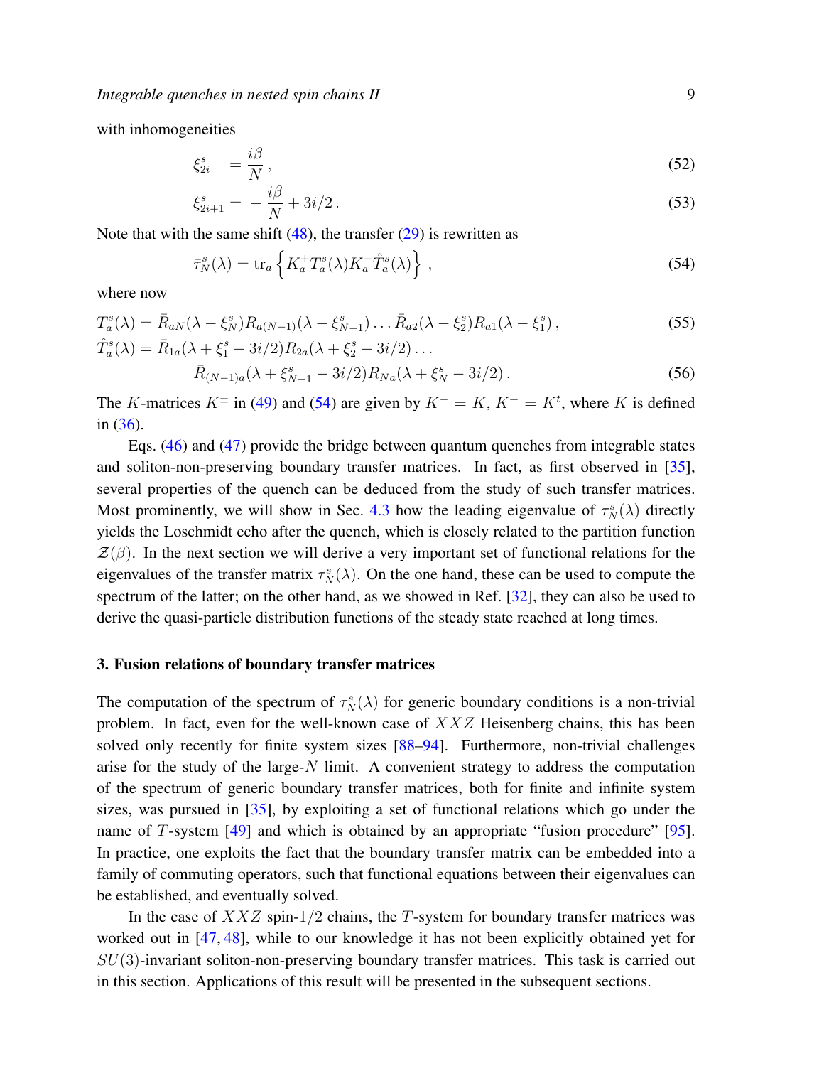with inhomogeneities

$$\xi^s_{2i} \quad = \frac{i\beta}{N}\,, \tag{52}$$

$$\xi^s_{2i+1} = -\frac{i\beta}{N} + 3i/2\,. \tag{53}$$

Note that with the same shift (48), the transfer (29) is rewritten as

$$\bar{\tau}^s_N(\lambda) = \mathrm{tr}_a\left\{K^+_{\bar{a}} T^s_{\bar{a}}(\lambda) K^-_{\bar{a}} \hat{T}^s_a(\lambda)\right\}\,, \tag{54}$$

where now

$$T^s_{\bar{a}}(\lambda) = \bar{R}_{aN}(\lambda - \xi^s_N) R_{a(N-1)}(\lambda - \xi^s_{N-1}) \ldots \bar{R}_{a2}(\lambda - \xi^s_2) R_{a1}(\lambda - \xi^s_1)\,, \tag{55}$$

$$\begin{aligned}\hat{T}^s_a(\lambda) = \bar{R}_{1a}(\lambda + \xi^s_1 - 3i/2) R_{2a}(\lambda + \xi^s_2 - 3i/2) \ldots \\ \bar{R}_{(N-1)a}(\lambda + \xi^s_{N-1} - 3i/2) R_{Na}(\lambda + \xi^s_N - 3i/2)\,.\end{aligned} \tag{56}$$

The $K$-matrices $K^\pm$ in (49) and (54) are given by $K^- = K$, $K^+ = K^t$, where $K$ is defined in (36).

Eqs. (46) and (47) provide the bridge between quantum quenches from integrable states and soliton-non-preserving boundary transfer matrices. In fact, as first observed in [35], several properties of the quench can be deduced from the study of such transfer matrices. Most prominently, we will show in Sec. 4.3 how the leading eigenvalue of $\tau^s_N(\lambda)$ directly yields the Loschmidt echo after the quench, which is closely related to the partition function $\mathcal{Z}(\beta)$. In the next section we will derive a very important set of functional relations for the eigenvalues of the transfer matrix $\tau^s_N(\lambda)$. On the one hand, these can be used to compute the spectrum of the latter; on the other hand, as we showed in Ref. [32], they can also be used to derive the quasi-particle distribution functions of the steady state reached at long times.

## 3. Fusion relations of boundary transfer matrices

The computation of the spectrum of $\tau^s_N(\lambda)$ for generic boundary conditions is a non-trivial problem. In fact, even for the well-known case of $XXZ$ Heisenberg chains, this has been solved only recently for finite system sizes [88–94]. Furthermore, non-trivial challenges arise for the study of the large-$N$ limit. A convenient strategy to address the computation of the spectrum of generic boundary transfer matrices, both for finite and infinite system sizes, was pursued in [35], by exploiting a set of functional relations which go under the name of $T$-system [49] and which is obtained by an appropriate "fusion procedure" [95]. In practice, one exploits the fact that the boundary transfer matrix can be embedded into a family of commuting operators, such that functional equations between their eigenvalues can be established, and eventually solved.

In the case of $XXZ$ spin-$1/2$ chains, the $T$-system for boundary transfer matrices was worked out in [47, 48], while to our knowledge it has not been explicitly obtained yet for $SU(3)$-invariant soliton-non-preserving boundary transfer matrices. This task is carried out in this section. Applications of this result will be presented in the subsequent sections.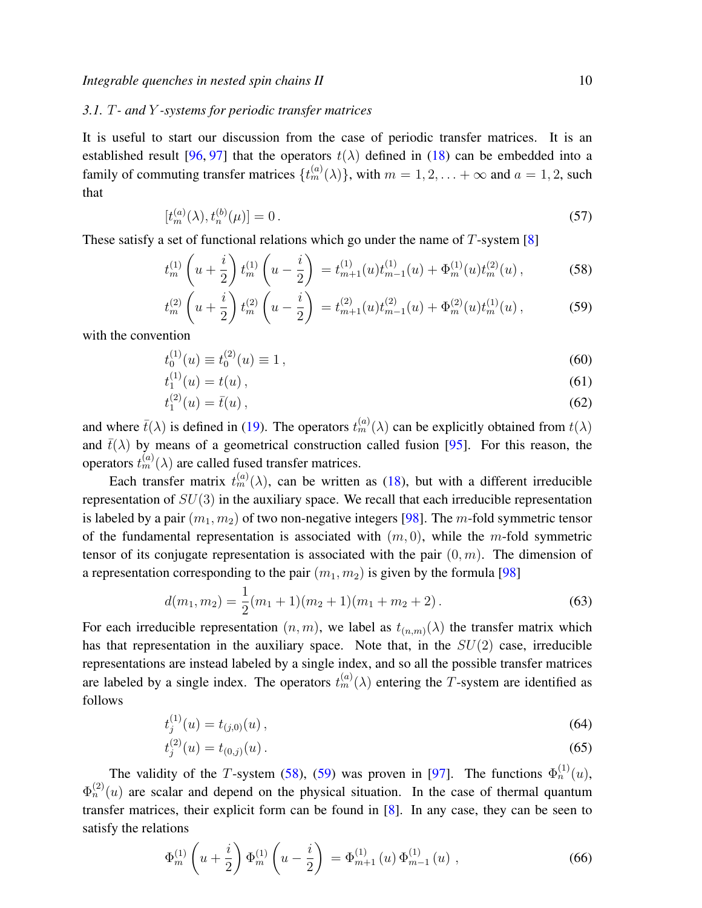### 3.1. $T$- and $Y$-systems for periodic transfer matrices

It is useful to start our discussion from the case of periodic transfer matrices. It is an established result [96, 97] that the operators $t(\lambda)$ defined in (18) can be embedded into a family of commuting transfer matrices $\{t^{(a)}_m(\lambda)\}$, with $m = 1, 2, \ldots + \infty$ and $a = 1, 2$, such that

$$[t^{(a)}_m(\lambda), t^{(b)}_n(\mu)] = 0\,. \tag{57}$$

These satisfy a set of functional relations which go under the name of $T$-system [8]

$$t^{(1)}_m\left(u + \frac{i}{2}\right) t^{(1)}_m\left(u - \frac{i}{2}\right) = t^{(1)}_{m+1}(u) t^{(1)}_{m-1}(u) + \Phi^{(1)}_m(u) t^{(2)}_m(u)\,, \tag{58}$$

$$t^{(2)}_m\left(u + \frac{i}{2}\right) t^{(2)}_m\left(u - \frac{i}{2}\right) = t^{(2)}_{m+1}(u) t^{(2)}_{m-1}(u) + \Phi^{(2)}_m(u) t^{(1)}_m(u)\,, \tag{59}$$

with the convention

$$t^{(1)}_0(u) \equiv t^{(2)}_0(u) \equiv 1\,, \tag{60}$$

$$t^{(1)}_1(u) = t(u)\,, \tag{61}$$

$$t^{(2)}_1(u) = \bar{t}(u)\,, \tag{62}$$

and where $\bar{t}(\lambda)$ is defined in (19). The operators $t^{(a)}_m(\lambda)$ can be explicitly obtained from $t(\lambda)$ and $\bar{t}(\lambda)$ by means of a geometrical construction called fusion [95]. For this reason, the operators $t^{(a)}_m(\lambda)$ are called fused transfer matrices.

Each transfer matrix $t^{(a)}_m(\lambda)$, can be written as (18), but with a different irreducible representation of $SU(3)$ in the auxiliary space. We recall that each irreducible representation is labeled by a pair $(m_1, m_2)$ of two non-negative integers [98]. The $m$-fold symmetric tensor of the fundamental representation is associated with $(m, 0)$, while the $m$-fold symmetric tensor of its conjugate representation is associated with the pair $(0, m)$. The dimension of a representation corresponding to the pair $(m_1, m_2)$ is given by the formula [98]

$$d(m_1, m_2) = \frac{1}{2}(m_1 + 1)(m_2 + 1)(m_1 + m_2 + 2)\,. \tag{63}$$

For each irreducible representation $(n, m)$, we label as $t_{(n,m)}(\lambda)$ the transfer matrix which has that representation in the auxiliary space. Note that, in the $SU(2)$ case, irreducible representations are instead labeled by a single index, and so all the possible transfer matrices are labeled by a single index. The operators $t^{(a)}_m(\lambda)$ entering the $T$-system are identified as follows

$$t^{(1)}_j(u) = t_{(j,0)}(u)\,, \tag{64}$$

$$t^{(2)}_j(u) = t_{(0,j)}(u)\,. \tag{65}$$

The validity of the $T$-system (58), (59) was proven in [97]. The functions $\Phi^{(1)}_n(u)$, $\Phi^{(2)}_n(u)$ are scalar and depend on the physical situation. In the case of thermal quantum transfer matrices, their explicit form can be found in [8]. In any case, they can be seen to satisfy the relations

$$\Phi^{(1)}_m\left(u + \frac{i}{2}\right) \Phi^{(1)}_m\left(u - \frac{i}{2}\right) = \Phi^{(1)}_{m+1}\left(u\right) \Phi^{(1)}_{m-1}\left(u\right)\,, \tag{66}$$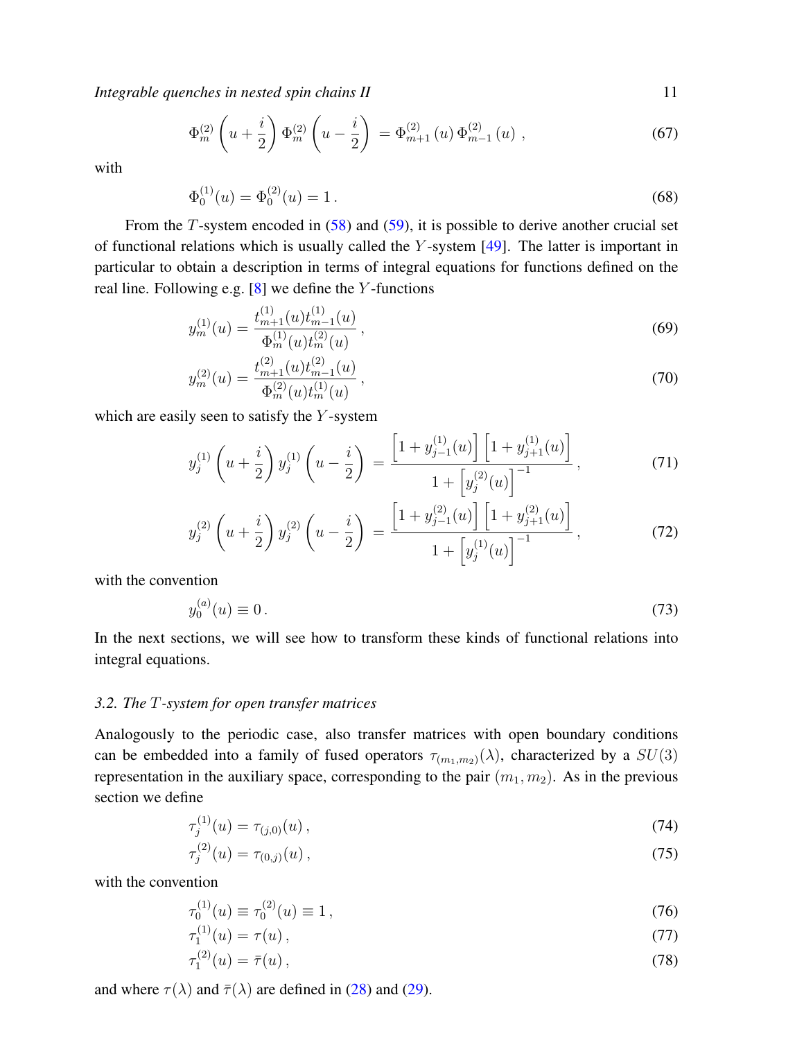$$\Phi_m^{(2)}\left(u+\frac{i}{2}\right)\Phi_m^{(2)}\left(u-\frac{i}{2}\right) = \Phi_{m+1}^{(2)}(u)\,\Phi_{m-1}^{(2)}(u)\,, \tag{67}$$

with

$$\Phi_0^{(1)}(u) = \Phi_0^{(2)}(u) = 1\,. \tag{68}$$

From the $T$-system encoded in (58) and (59), it is possible to derive another crucial set of functional relations which is usually called the $Y$-system [49]. The latter is important in particular to obtain a description in terms of integral equations for functions defined on the real line. Following e.g. [8] we define the $Y$-functions

$$y_m^{(1)}(u) = \frac{t_{m+1}^{(1)}(u)t_{m-1}^{(1)}(u)}{\Phi_m^{(1)}(u)t_m^{(2)}(u)}\,, \tag{69}$$

$$y_m^{(2)}(u) = \frac{t_{m+1}^{(2)}(u)t_{m-1}^{(2)}(u)}{\Phi_m^{(2)}(u)t_m^{(1)}(u)}\,, \tag{70}$$

which are easily seen to satisfy the $Y$-system

$$y_j^{(1)}\left(u+\frac{i}{2}\right)y_j^{(1)}\left(u-\frac{i}{2}\right) = \frac{\left[1+y_{j-1}^{(1)}(u)\right]\left[1+y_{j+1}^{(1)}(u)\right]}{1+\left[y_j^{(2)}(u)\right]^{-1}}\,, \tag{71}$$

$$y_j^{(2)}\left(u+\frac{i}{2}\right)y_j^{(2)}\left(u-\frac{i}{2}\right) = \frac{\left[1+y_{j-1}^{(2)}(u)\right]\left[1+y_{j+1}^{(2)}(u)\right]}{1+\left[y_j^{(1)}(u)\right]^{-1}}\,, \tag{72}$$

with the convention

$$y_0^{(a)}(u) \equiv 0\,. \tag{73}$$

In the next sections, we will see how to transform these kinds of functional relations into integral equations.

### 3.2. The $T$-system for open transfer matrices

Analogously to the periodic case, also transfer matrices with open boundary conditions can be embedded into a family of fused operators $\tau_{(m_1,m_2)}(\lambda)$, characterized by a $SU(3)$ representation in the auxiliary space, corresponding to the pair $(m_1, m_2)$. As in the previous section we define

$$\tau_j^{(1)}(u) = \tau_{(j,0)}(u)\,, \tag{74}$$

$$\tau_j^{(2)}(u) = \tau_{(0,j)}(u)\,, \tag{75}$$

with the convention

$$\tau_0^{(1)}(u) \equiv \tau_0^{(2)}(u) \equiv 1\,, \tag{76}$$

$$\tau_1^{(1)}(u) = \tau(u)\,, \tag{77}$$

$$\tau_1^{(2)}(u) = \bar{\tau}(u)\,, \tag{78}$$

and where $\tau(\lambda)$ and $\bar{\tau}(\lambda)$ are defined in (28) and (29).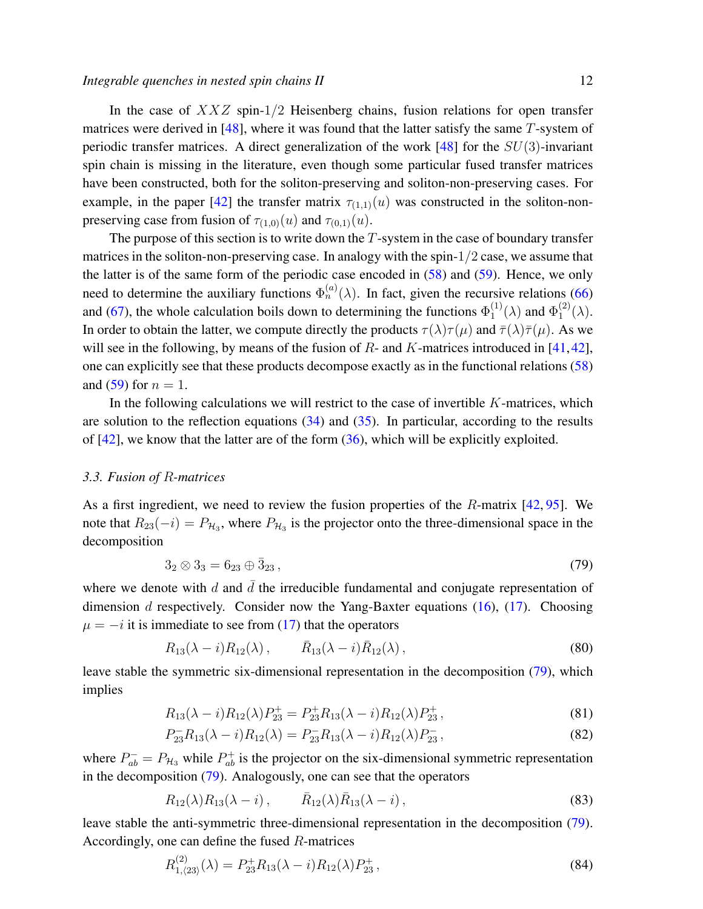In the case of $XXZ$ spin-1/2 Heisenberg chains, fusion relations for open transfer matrices were derived in [48], where it was found that the latter satisfy the same $T$-system of periodic transfer matrices. A direct generalization of the work [48] for the $SU(3)$-invariant spin chain is missing in the literature, even though some particular fused transfer matrices have been constructed, both for the soliton-preserving and soliton-non-preserving cases. For example, in the paper [42] the transfer matrix $\tau_{(1,1)}(u)$ was constructed in the soliton-non-preserving case from fusion of $\tau_{(1,0)}(u)$ and $\tau_{(0,1)}(u)$.

The purpose of this section is to write down the $T$-system in the case of boundary transfer matrices in the soliton-non-preserving case. In analogy with the spin-1/2 case, we assume that the latter is of the same form of the periodic case encoded in (58) and (59). Hence, we only need to determine the auxiliary functions $\Phi_n^{(a)}(\lambda)$. In fact, given the recursive relations (66) and (67), the whole calculation boils down to determining the functions $\Phi_1^{(1)}(\lambda)$ and $\Phi_1^{(2)}(\lambda)$. In order to obtain the latter, we compute directly the products $\tau(\lambda)\tau(\mu)$ and $\bar{\tau}(\lambda)\bar{\tau}(\mu)$. As we will see in the following, by means of the fusion of $R$- and $K$-matrices introduced in [41,42], one can explicitly see that these products decompose exactly as in the functional relations (58) and (59) for $n = 1$.

In the following calculations we will restrict to the case of invertible $K$-matrices, which are solution to the reflection equations (34) and (35). In particular, according to the results of [42], we know that the latter are of the form (36), which will be explicitly exploited.

### 3.3. Fusion of $R$-matrices

As a first ingredient, we need to review the fusion properties of the $R$-matrix [42, 95]. We note that $R_{23}(-i) = P_{\mathcal{H}_3}$, where $P_{\mathcal{H}_3}$ is the projector onto the three-dimensional space in the decomposition

$$3_2 \otimes 3_3 = 6_{23} \oplus \bar{3}_{23}\,, \tag{79}$$

where we denote with $d$ and $\bar{d}$ the irreducible fundamental and conjugate representation of dimension $d$ respectively. Consider now the Yang-Baxter equations (16), (17). Choosing $\mu = -i$ it is immediate to see from (17) that the operators

$$R_{13}(\lambda - i)R_{12}(\lambda)\,, \qquad \bar{R}_{13}(\lambda - i)\bar{R}_{12}(\lambda)\,, \tag{80}$$

leave stable the symmetric six-dimensional representation in the decomposition (79), which implies

$$R_{13}(\lambda - i)R_{12}(\lambda)P^+_{23} = P^+_{23}R_{13}(\lambda - i)R_{12}(\lambda)P^+_{23}\,, \tag{81}$$

$$P^-_{23}R_{13}(\lambda - i)R_{12}(\lambda) = P^-_{23}R_{13}(\lambda - i)R_{12}(\lambda)P^-_{23}\,, \tag{82}$$

where $P^-_{ab} = P_{\mathcal{H}_3}$ while $P^+_{ab}$ is the projector on the six-dimensional symmetric representation in the decomposition (79). Analogously, one can see that the operators

$$R_{12}(\lambda)R_{13}(\lambda - i)\,, \qquad \bar{R}_{12}(\lambda)\bar{R}_{13}(\lambda - i)\,, \tag{83}$$

leave stable the anti-symmetric three-dimensional representation in the decomposition (79). Accordingly, one can define the fused $R$-matrices

$$R^{(2)}_{1,\langle 23\rangle}(\lambda) = P^+_{23}R_{13}(\lambda - i)R_{12}(\lambda)P^+_{23}\,, \tag{84}$$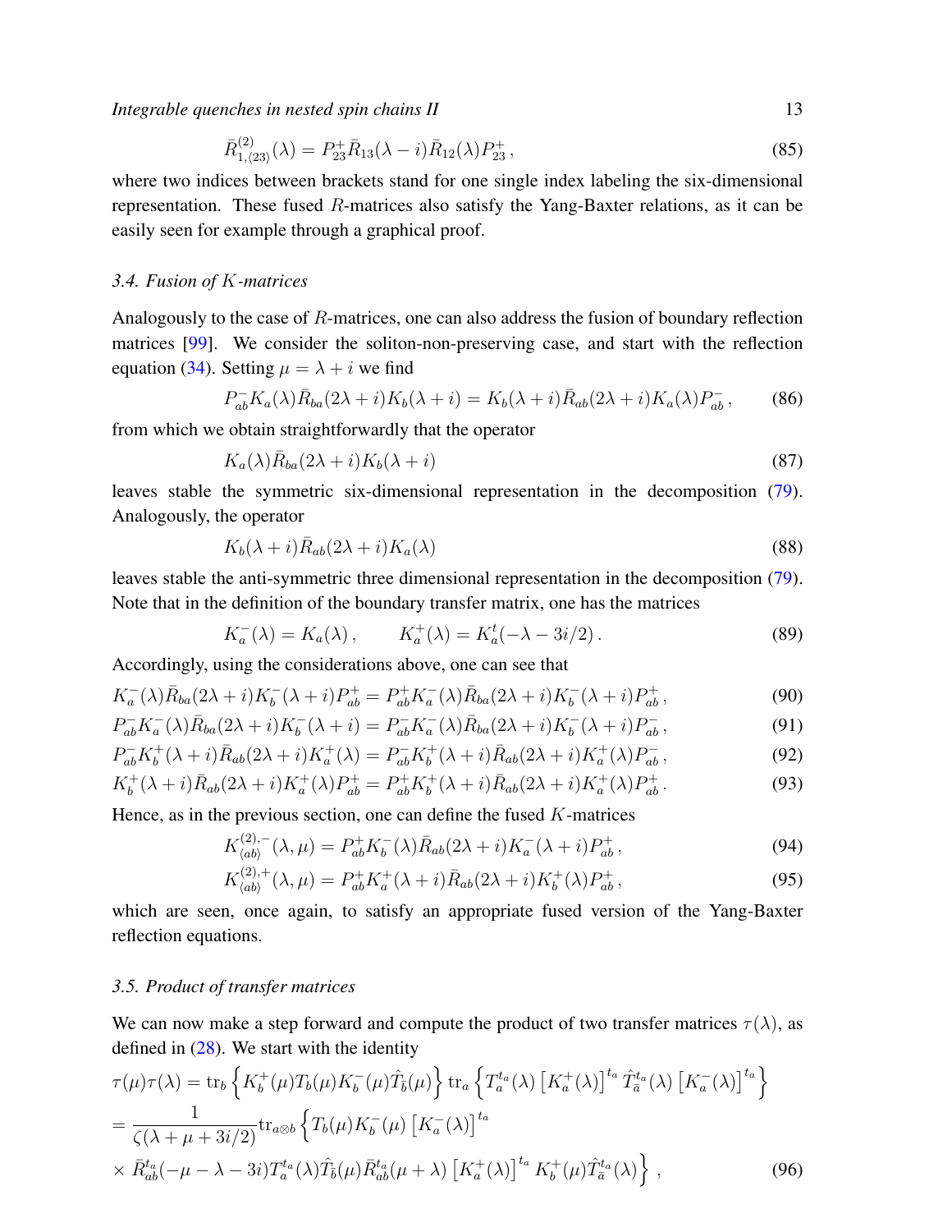$$\bar{R}^{(2)}_{1,\langle 23\rangle}(\lambda) = P^+_{23}\bar{R}_{13}(\lambda - i)\bar{R}_{12}(\lambda)P^+_{23}\,, \tag{85}$$

where two indices between brackets stand for one single index labeling the six-dimensional representation. These fused $R$-matrices also satisfy the Yang-Baxter relations, as it can be easily seen for example through a graphical proof.

### 3.4. Fusion of $K$-matrices

Analogously to the case of $R$-matrices, one can also address the fusion of boundary reflection matrices [99]. We consider the soliton-non-preserving case, and start with the reflection equation (34). Setting $\mu = \lambda + i$ we find

$$P^-_{ab}K_a(\lambda)\bar{R}_{ba}(2\lambda + i)K_b(\lambda + i) = K_b(\lambda + i)\bar{R}_{ab}(2\lambda + i)K_a(\lambda)P^-_{ab}\,, \tag{86}$$

from which we obtain straightforwardly that the operator

$$K_a(\lambda)\bar{R}_{ba}(2\lambda + i)K_b(\lambda + i) \tag{87}$$

leaves stable the symmetric six-dimensional representation in the decomposition (79). Analogously, the operator

$$K_b(\lambda + i)\bar{R}_{ab}(2\lambda + i)K_a(\lambda) \tag{88}$$

leaves stable the anti-symmetric three dimensional representation in the decomposition (79). Note that in the definition of the boundary transfer matrix, one has the matrices

$$K^-_a(\lambda) = K_a(\lambda)\,, \qquad K^+_a(\lambda) = K^t_a(-\lambda - 3i/2)\,. \tag{89}$$

Accordingly, using the considerations above, one can see that

$$K^-_a(\lambda)\bar{R}_{ba}(2\lambda + i)K^-_b(\lambda + i)P^+_{ab} = P^+_{ab}K^-_a(\lambda)\bar{R}_{ba}(2\lambda + i)K^-_b(\lambda + i)P^+_{ab}\,, \tag{90}$$

$$P^-_{ab}K^-_a(\lambda)\bar{R}_{ba}(2\lambda + i)K^-_b(\lambda + i) = P^-_{ab}K^-_a(\lambda)\bar{R}_{ba}(2\lambda + i)K^-_b(\lambda + i)P^-_{ab}\,, \tag{91}$$

$$P^-_{ab}K^+_b(\lambda + i)\bar{R}_{ab}(2\lambda + i)K^+_a(\lambda) = P^-_{ab}K^+_b(\lambda + i)\bar{R}_{ab}(2\lambda + i)K^+_a(\lambda)P^-_{ab}\,, \tag{92}$$

$$K^+_b(\lambda + i)\bar{R}_{ab}(2\lambda + i)K^+_a(\lambda)P^+_{ab} = P^+_{ab}K^+_b(\lambda + i)\bar{R}_{ab}(2\lambda + i)K^+_a(\lambda)P^+_{ab}\,. \tag{93}$$

Hence, as in the previous section, one can define the fused $K$-matrices

$$K^{(2),-}_{\langle ab\rangle}(\lambda,\mu) = P^+_{ab}K^-_b(\lambda)\bar{R}_{ab}(2\lambda + i)K^-_a(\lambda + i)P^+_{ab}\,, \tag{94}$$

$$K^{(2),+}_{\langle ab\rangle}(\lambda,\mu) = P^+_{ab}K^+_a(\lambda + i)\bar{R}_{ab}(2\lambda + i)K^+_b(\lambda)P^+_{ab}\,, \tag{95}$$

which are seen, once again, to satisfy an appropriate fused version of the Yang-Baxter reflection equations.

### 3.5. Product of transfer matrices

We can now make a step forward and compute the product of two transfer matrices $\tau(\lambda)$, as defined in (28). We start with the identity

$$\begin{aligned}
\tau(\mu)\tau(\lambda) &= \mathrm{tr}_b\left\{K^+_b(\mu)T_b(\mu)K^-_b(\mu)\hat{T}_{\bar{b}}(\mu)\right\}\mathrm{tr}_a\left\{T^{t_a}_a(\lambda)\left[K^+_a(\lambda)\right]^{t_a}\hat{T}^{t_a}_{\bar{a}}(\lambda)\left[K^-_a(\lambda)\right]^{t_a}\right\}\\
&= \frac{1}{\zeta(\lambda + \mu + 3i/2)}\mathrm{tr}_{a\otimes b}\left\{T_b(\mu)K^-_b(\mu)\left[K^-_a(\lambda)\right]^{t_a}\right.\\
&\times \left.\bar{R}^{t_a}_{ab}(-\mu - \lambda - 3i)T^{t_a}_a(\lambda)\hat{T}_{\bar{b}}(\mu)\bar{R}^{t_a}_{ab}(\mu + \lambda)\left[K^+_a(\lambda)\right]^{t_a}K^+_b(\mu)\hat{T}^{t_a}_{\bar{a}}(\lambda)\right\}\,,
\end{aligned} \tag{96}$$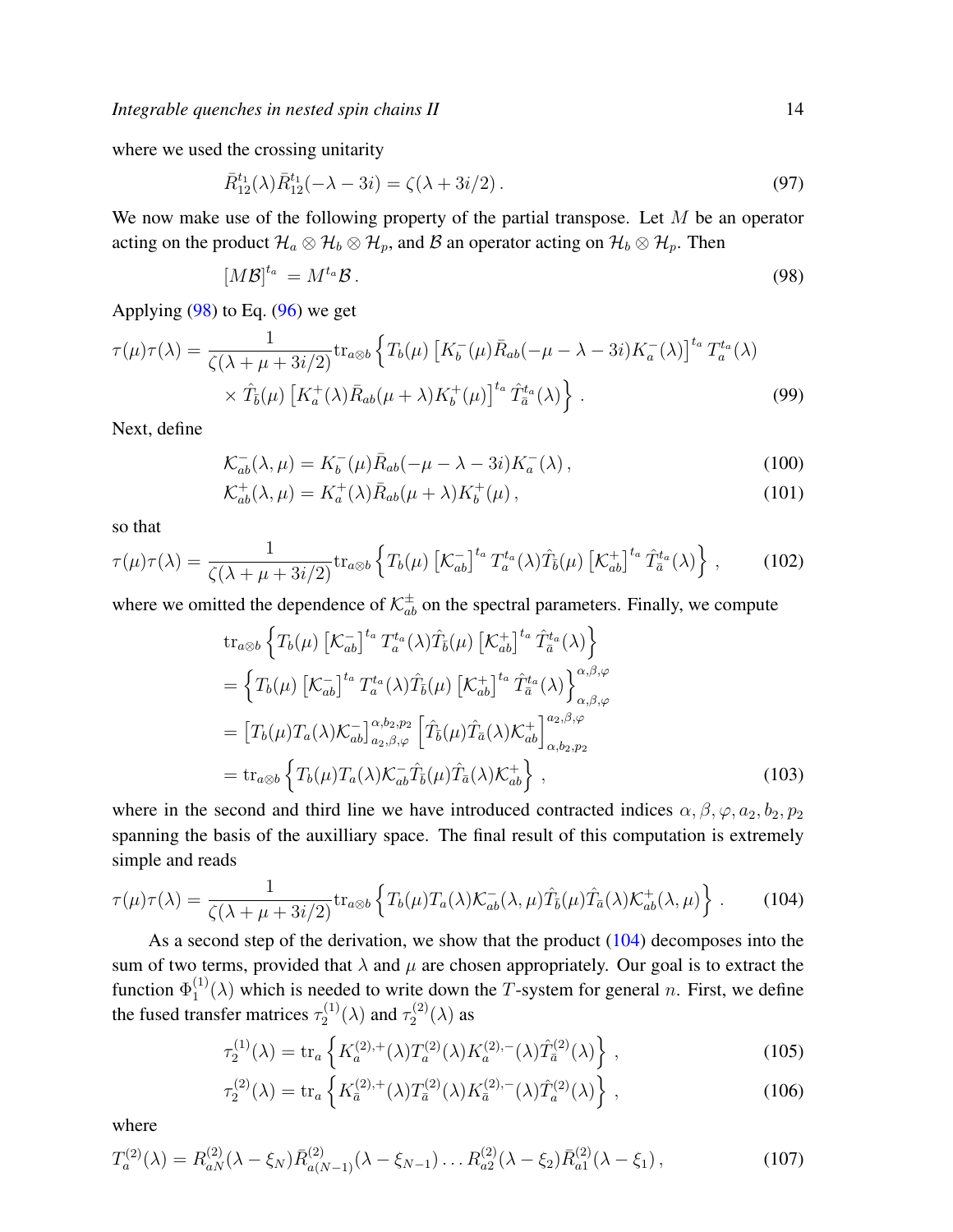where we used the crossing unitarity

$$\bar{R}_{12}^{t_1}(\lambda)\bar{R}_{12}^{t_1}(-\lambda-3i)=\zeta(\lambda+3i/2)\,. \tag{97}$$

We now make use of the following property of the partial transpose. Let $M$ be an operator acting on the product $\mathcal{H}_a\otimes\mathcal{H}_b\otimes\mathcal{H}_p$, and $\mathcal{B}$ an operator acting on $\mathcal{H}_b\otimes\mathcal{H}_p$. Then

$$\left[M\mathcal{B}\right]^{t_a}=M^{t_a}\mathcal{B}\,. \tag{98}$$

Applying (98) to Eq. (96) we get

$$\begin{aligned}\tau(\mu)\tau(\lambda)=\frac{1}{\zeta(\lambda+\mu+3i/2)}\mathrm{tr}_{a\otimes b}\Big\{&T_b(\mu)\left[K_b^-(\mu)\bar{R}_{ab}(-\mu-\lambda-3i)K_a^-(\lambda)\right]^{t_a}T_a^{t_a}(\lambda)\\&\times\hat{T}_{\bar{b}}(\mu)\left[K_a^+(\lambda)\bar{R}_{ab}(\mu+\lambda)K_b^+(\mu)\right]^{t_a}\hat{T}_{\bar{a}}^{t_a}(\lambda)\Big\}\,.\end{aligned} \tag{99}$$

Next, define

$$\mathcal{K}^-_{ab}(\lambda,\mu)=K_b^-(\mu)\bar{R}_{ab}(-\mu-\lambda-3i)K_a^-(\lambda)\,, \tag{100}$$

$$\mathcal{K}^+_{ab}(\lambda,\mu)=K_a^+(\lambda)\bar{R}_{ab}(\mu+\lambda)K_b^+(\mu)\,, \tag{101}$$

so that

$$\tau(\mu)\tau(\lambda)=\frac{1}{\zeta(\lambda+\mu+3i/2)}\mathrm{tr}_{a\otimes b}\left\{T_b(\mu)\left[\mathcal{K}^-_{ab}\right]^{t_a}T_a^{t_a}(\lambda)\hat{T}_{\bar{b}}(\mu)\left[\mathcal{K}^+_{ab}\right]^{t_a}\hat{T}_{\bar{a}}^{t_a}(\lambda)\right\}\,, \tag{102}$$

where we omitted the dependence of $\mathcal{K}^\pm_{ab}$ on the spectral parameters. Finally, we compute

$$\begin{aligned}&\mathrm{tr}_{a\otimes b}\left\{T_b(\mu)\left[\mathcal{K}^-_{ab}\right]^{t_a}T_a^{t_a}(\lambda)\hat{T}_{\bar{b}}(\mu)\left[\mathcal{K}^+_{ab}\right]^{t_a}\hat{T}_{\bar{a}}^{t_a}(\lambda)\right\}\\&=\left\{T_b(\mu)\left[\mathcal{K}^-_{ab}\right]^{t_a}T_a^{t_a}(\lambda)\hat{T}_{\bar{b}}(\mu)\left[\mathcal{K}^+_{ab}\right]^{t_a}\hat{T}_{\bar{a}}^{t_a}(\lambda)\right\}^{\alpha,\beta,\varphi}_{\alpha,\beta,\varphi}\\&=\left[T_b(\mu)T_a(\lambda)\mathcal{K}^-_{ab}\right]^{\alpha,b_2,p_2}_{a_2,\beta,\varphi}\left[\hat{T}_{\bar{b}}(\mu)\hat{T}_{\bar{a}}(\lambda)\mathcal{K}^+_{ab}\right]^{a_2,\beta,\varphi}_{\alpha,b_2,p_2}\\&=\mathrm{tr}_{a\otimes b}\left\{T_b(\mu)T_a(\lambda)\mathcal{K}^-_{ab}\hat{T}_{\bar{b}}(\mu)\hat{T}_{\bar{a}}(\lambda)\mathcal{K}^+_{ab}\right\}\,,\end{aligned} \tag{103}$$

where in the second and third line we have introduced contracted indices $\alpha,\beta,\varphi,a_2,b_2,p_2$ spanning the basis of the auxilliary space. The final result of this computation is extremely simple and reads

$$\tau(\mu)\tau(\lambda)=\frac{1}{\zeta(\lambda+\mu+3i/2)}\mathrm{tr}_{a\otimes b}\left\{T_b(\mu)T_a(\lambda)\mathcal{K}^-_{ab}(\lambda,\mu)\hat{T}_{\bar{b}}(\mu)\hat{T}_{\bar{a}}(\lambda)\mathcal{K}^+_{ab}(\lambda,\mu)\right\}\,. \tag{104}$$

As a second step of the derivation, we show that the product (104) decomposes into the sum of two terms, provided that $\lambda$ and $\mu$ are chosen appropriately. Our goal is to extract the function $\Phi_1^{(1)}(\lambda)$ which is needed to write down the $T$-system for general $n$. First, we define the fused transfer matrices $\tau_2^{(1)}(\lambda)$ and $\tau_2^{(2)}(\lambda)$ as

$$\tau_2^{(1)}(\lambda)=\mathrm{tr}_a\left\{K_a^{(2),+}(\lambda)T_a^{(2)}(\lambda)K_a^{(2),-}(\lambda)\hat{T}_{\bar{a}}^{(2)}(\lambda)\right\}\,, \tag{105}$$

$$\tau_2^{(2)}(\lambda)=\mathrm{tr}_a\left\{K_{\bar{a}}^{(2),+}(\lambda)T_{\bar{a}}^{(2)}(\lambda)K_{\bar{a}}^{(2),-}(\lambda)\hat{T}_{a}^{(2)}(\lambda)\right\}\,, \tag{106}$$

where

$$T_a^{(2)}(\lambda)=R_{aN}^{(2)}(\lambda-\xi_N)\bar{R}_{a(N-1)}^{(2)}(\lambda-\xi_{N-1})\ldots R_{a2}^{(2)}(\lambda-\xi_2)\bar{R}_{a1}^{(2)}(\lambda-\xi_1)\,, \tag{107}$$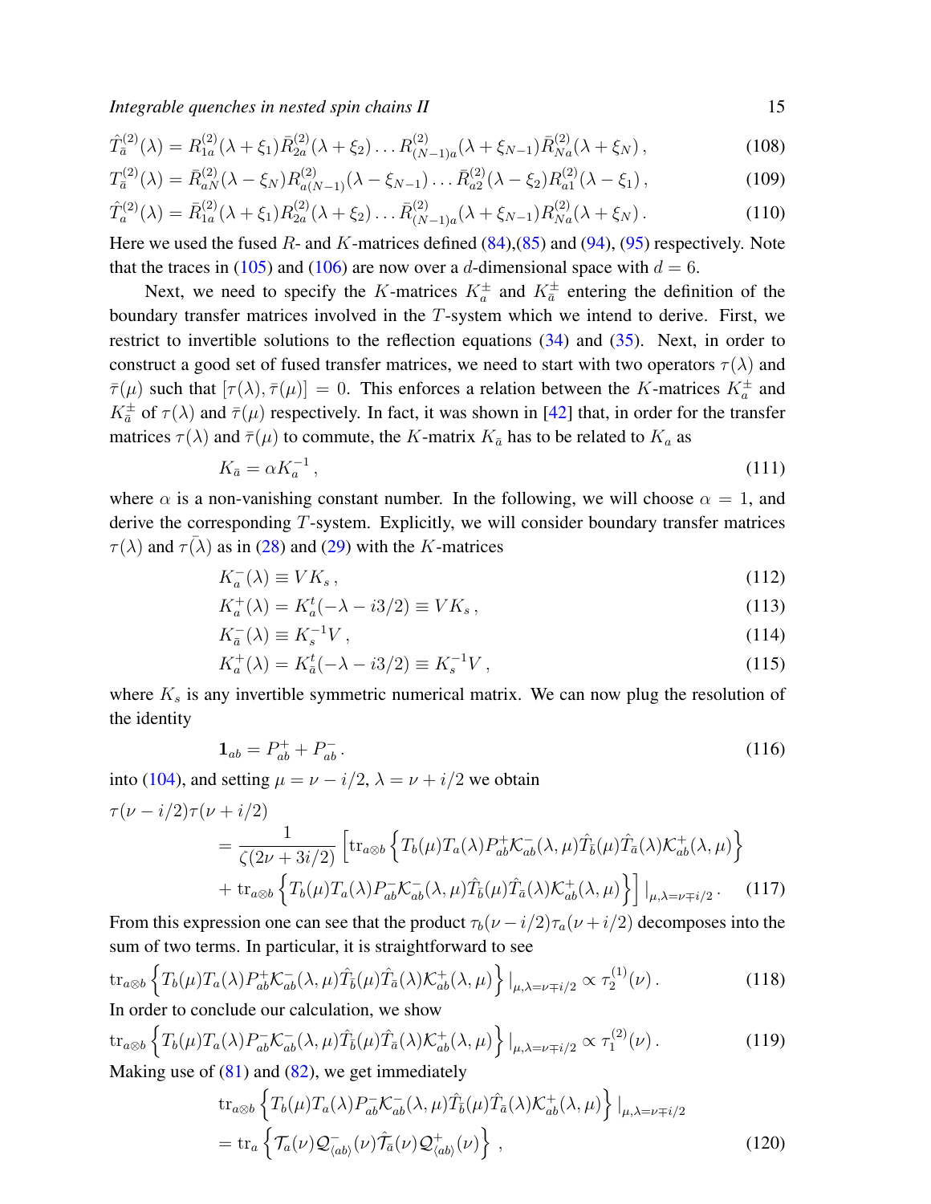$$\hat{T}^{(2)}_{\bar{a}}(\lambda) = R^{(2)}_{1a}(\lambda+\xi_1)\bar{R}^{(2)}_{2a}(\lambda+\xi_2)\dots R^{(2)}_{(N-1)a}(\lambda+\xi_{N-1})\bar{R}^{(2)}_{Na}(\lambda+\xi_N)\,, \tag{108}$$

$$T^{(2)}_{\bar{a}}(\lambda) = \bar{R}^{(2)}_{aN}(\lambda-\xi_N)R^{(2)}_{a(N-1)}(\lambda-\xi_{N-1})\dots \bar{R}^{(2)}_{a2}(\lambda-\xi_2)R^{(2)}_{a1}(\lambda-\xi_1)\,, \tag{109}$$

$$\hat{T}^{(2)}_{a}(\lambda) = \bar{R}^{(2)}_{1a}(\lambda+\xi_1)R^{(2)}_{2a}(\lambda+\xi_2)\dots \bar{R}^{(2)}_{(N-1)a}(\lambda+\xi_{N-1})R^{(2)}_{Na}(\lambda+\xi_N)\,. \tag{110}$$

Here we used the fused $R$- and $K$-matrices defined (84),(85) and (94), (95) respectively. Note that the traces in (105) and (106) are now over a $d$-dimensional space with $d=6$.

Next, we need to specify the $K$-matrices $K^{\pm}_a$ and $K^{\pm}_{\bar{a}}$ entering the definition of the boundary transfer matrices involved in the $T$-system which we intend to derive. First, we restrict to invertible solutions to the reflection equations (34) and (35). Next, in order to construct a good set of fused transfer matrices, we need to start with two operators $\tau(\lambda)$ and $\bar{\tau}(\mu)$ such that $[\tau(\lambda),\bar{\tau}(\mu)]=0$. This enforces a relation between the $K$-matrices $K^{\pm}_a$ and $K^{\pm}_{\bar{a}}$ of $\tau(\lambda)$ and $\bar{\tau}(\mu)$ respectively. In fact, it was shown in [42] that, in order for the transfer matrices $\tau(\lambda)$ and $\bar{\tau}(\mu)$ to commute, the $K$-matrix $K_{\bar{a}}$ has to be related to $K_a$ as

$$K_{\bar{a}} = \alpha K_a^{-1}\,, \tag{111}$$

where $\alpha$ is a non-vanishing constant number. In the following, we will choose $\alpha=1$, and derive the corresponding $T$-system. Explicitly, we will consider boundary transfer matrices $\tau(\lambda)$ and $\tau(\bar{\lambda})$ as in (28) and (29) with the $K$-matrices

$$K^-_a(\lambda) \equiv VK_s\,, \tag{112}$$

$$K^+_a(\lambda) = K^t_a(-\lambda - i3/2) \equiv VK_s\,, \tag{113}$$

$$K^-_{\bar{a}}(\lambda) \equiv K_s^{-1}V\,, \tag{114}$$

$$K^+_a(\lambda) = K^t_{\bar{a}}(-\lambda - i3/2) \equiv K_s^{-1}V\,, \tag{115}$$

where $K_s$ is any invertible symmetric numerical matrix. We can now plug the resolution of the identity

$$\mathbf{1}_{ab} = P^+_{ab} + P^-_{ab}\,. \tag{116}$$

into (104), and setting $\mu=\nu-i/2$, $\lambda=\nu+i/2$ we obtain

$$\begin{aligned}\tau(\nu-i/2)\tau(\nu+i/2) &\\ = \frac{1}{\zeta(2\nu+3i/2)}&\Big[\mathrm{tr}_{a\otimes b}\Big\{T_b(\mu)T_a(\lambda)P^+_{ab}\mathcal{K}^-_{ab}(\lambda,\mu)\hat{T}_{\bar{b}}(\mu)\hat{T}_{\bar{a}}(\lambda)\mathcal{K}^+_{ab}(\lambda,\mu)\Big\}\\ &+\mathrm{tr}_{a\otimes b}\Big\{T_b(\mu)T_a(\lambda)P^-_{ab}\mathcal{K}^-_{ab}(\lambda,\mu)\hat{T}_{\bar{b}}(\mu)\hat{T}_{\bar{a}}(\lambda)\mathcal{K}^+_{ab}(\lambda,\mu)\Big\}\Big]\,|_{\mu,\lambda=\nu\mp i/2}\,. \end{aligned}\tag{117}$$

From this expression one can see that the product $\tau_b(\nu-i/2)\tau_a(\nu+i/2)$ decomposes into the sum of two terms. In particular, it is straightforward to see

$$\mathrm{tr}_{a\otimes b}\Big\{T_b(\mu)T_a(\lambda)P^+_{ab}\mathcal{K}^-_{ab}(\lambda,\mu)\hat{T}_{\bar{b}}(\mu)\hat{T}_{\bar{a}}(\lambda)\mathcal{K}^+_{ab}(\lambda,\mu)\Big\}\,|_{\mu,\lambda=\nu\mp i/2} \propto \tau^{(1)}_2(\nu)\,. \tag{118}$$

In order to conclude our calculation, we show

$$\mathrm{tr}_{a\otimes b}\Big\{T_b(\mu)T_a(\lambda)P^-_{ab}\mathcal{K}^-_{ab}(\lambda,\mu)\hat{T}_{\bar{b}}(\mu)\hat{T}_{\bar{a}}(\lambda)\mathcal{K}^+_{ab}(\lambda,\mu)\Big\}\,|_{\mu,\lambda=\nu\mp i/2} \propto \tau^{(2)}_1(\nu)\,. \tag{119}$$

Making use of (81) and (82), we get immediately

$$\begin{aligned}&\mathrm{tr}_{a\otimes b}\Big\{T_b(\mu)T_a(\lambda)P^-_{ab}\mathcal{K}^-_{ab}(\lambda,\mu)\hat{T}_{\bar{b}}(\mu)\hat{T}_{\bar{a}}(\lambda)\mathcal{K}^+_{ab}(\lambda,\mu)\Big\}\,|_{\mu,\lambda=\nu\mp i/2}\\ &=\mathrm{tr}_a\Big\{\mathcal{T}_a(\nu)\mathcal{Q}^-_{\langle ab\rangle}(\nu)\hat{\mathcal{T}}_{\bar{a}}(\nu)\mathcal{Q}^+_{\langle ab\rangle}(\nu)\Big\}\,,\end{aligned}\tag{120}$$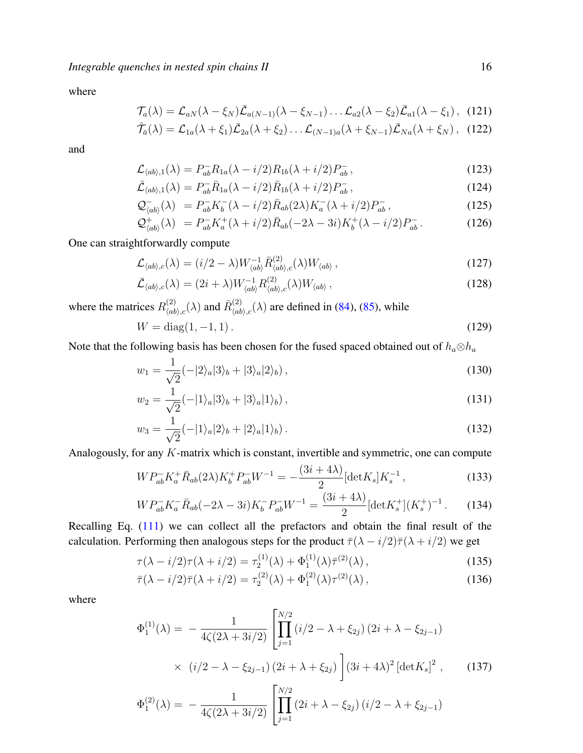where

$$\mathcal{T}_a(\lambda) = \mathcal{L}_{aN}(\lambda - \xi_N)\bar{\mathcal{L}}_{a(N-1)}(\lambda - \xi_{N-1}) \ldots \mathcal{L}_{a2}(\lambda - \xi_2)\bar{\mathcal{L}}_{a1}(\lambda - \xi_1)\,, \quad (121)$$

$$\hat{\mathcal{T}}_{\bar{a}}(\lambda) = \mathcal{L}_{1a}(\lambda + \xi_1)\bar{\mathcal{L}}_{2a}(\lambda + \xi_2) \ldots \mathcal{L}_{(N-1)a}(\lambda + \xi_{N-1})\bar{\mathcal{L}}_{Na}(\lambda + \xi_N)\,, \quad (122)$$

and

$$\mathcal{L}_{\langle ab \rangle,1}(\lambda) = P^-_{ab} R_{1a}(\lambda - i/2) R_{1b}(\lambda + i/2) P^-_{ab}\,, \quad (123)$$

$$\bar{\mathcal{L}}_{\langle ab \rangle,1}(\lambda) = P^-_{ab} \bar{R}_{1a}(\lambda - i/2) \bar{R}_{1b}(\lambda + i/2) P^-_{ab}\,, \quad (124)$$

$$\mathcal{Q}^-_{\langle ab \rangle}(\lambda) \;= P^-_{ab} K^-_b(\lambda - i/2) \bar{R}_{ab}(2\lambda) K^-_a(\lambda + i/2) P^-_{ab}\,, \quad (125)$$

$$\mathcal{Q}^+_{\langle ab \rangle}(\lambda) \;= P^-_{ab} K^+_a(\lambda + i/2) \bar{R}_{ab}(-2\lambda - 3i) K^+_b(\lambda - i/2) P^-_{ab}\,. \quad (126)$$

One can straightforwardly compute

$$\mathcal{L}_{\langle ab \rangle,c}(\lambda) = (i/2 - \lambda) W^{-1}_{\langle ab \rangle} \bar{R}^{(2)}_{\langle ab \rangle,c}(\lambda) W_{\langle ab \rangle}\,, \quad (127)$$

$$\bar{\mathcal{L}}_{\langle ab \rangle,c}(\lambda) = (2i + \lambda) W^{-1}_{\langle ab \rangle} R^{(2)}_{\langle ab \rangle,c}(\lambda) W_{\langle ab \rangle}\,, \quad (128)$$

where the matrices $R^{(2)}_{\langle ab \rangle,c}(\lambda)$ and $\bar{R}^{(2)}_{\langle ab \rangle,c}(\lambda)$ are defined in (84), (85), while

$$W = \mathrm{diag}(1, -1, 1)\,. \quad (129)$$

Note that the following basis has been chosen for the fused spaced obtained out of $h_a \otimes h_a$

$$w_1 = \frac{1}{\sqrt{2}}(-|2\rangle_a|3\rangle_b + |3\rangle_a|2\rangle_b)\,, \quad (130)$$

$$w_2 = \frac{1}{\sqrt{2}}(-|1\rangle_a|3\rangle_b + |3\rangle_a|1\rangle_b)\,, \quad (131)$$

$$w_3 = \frac{1}{\sqrt{2}}(-|1\rangle_a|2\rangle_b + |2\rangle_a|1\rangle_b)\,. \quad (132)$$

Analogously, for any $K$-matrix which is constant, invertible and symmetric, one can compute

$$W P^-_{ab} K^+_a \bar{R}_{ab}(2\lambda) K^+_b P^-_{ab} W^{-1} = -\frac{(3i + 4\lambda)}{2} [\det K_s] K_s^{-1}\,, \quad (133)$$

$$W P^-_{ab} K^-_a \bar{R}_{ab}(-2\lambda - 3i) K^-_b P^-_{ab} W^{-1} = \frac{(3i + 4\lambda)}{2} [\det K^+_s] (K^+_s)^{-1}\,. \quad (134)$$

Recalling Eq. (111) we can collect all the prefactors and obtain the final result of the calculation. Performing then analogous steps for the product $\bar{\tau}(\lambda - i/2)\bar{\tau}(\lambda + i/2)$ we get

$$\tau(\lambda - i/2)\tau(\lambda + i/2) = \tau^{(1)}_2(\lambda) + \Phi^{(1)}_1(\lambda)\bar{\tau}^{(2)}(\lambda)\,, \quad (135)$$

$$\bar{\tau}(\lambda - i/2)\bar{\tau}(\lambda + i/2) = \tau^{(2)}_2(\lambda) + \Phi^{(2)}_1(\lambda)\tau^{(2)}(\lambda)\,, \quad (136)$$

where

$$\Phi^{(1)}_1(\lambda) = \; -\frac{1}{4\zeta(2\lambda + 3i/2)} \left[ \prod_{j=1}^{N/2} (i/2 - \lambda + \xi_{2j})\,(2i + \lambda - \xi_{2j-1}) \times \; (i/2 - \lambda - \xi_{2j-1})\,(2i + \lambda + \xi_{2j}) \right] (3i + 4\lambda)^2 \,[\det K_s]^2\,, \quad (137)$$

$$\Phi^{(2)}_1(\lambda) = \; -\frac{1}{4\zeta(2\lambda + 3i/2)} \left[ \prod_{j=1}^{N/2} (2i + \lambda - \xi_{2j})\,(i/2 - \lambda + \xi_{2j-1}) \right.$$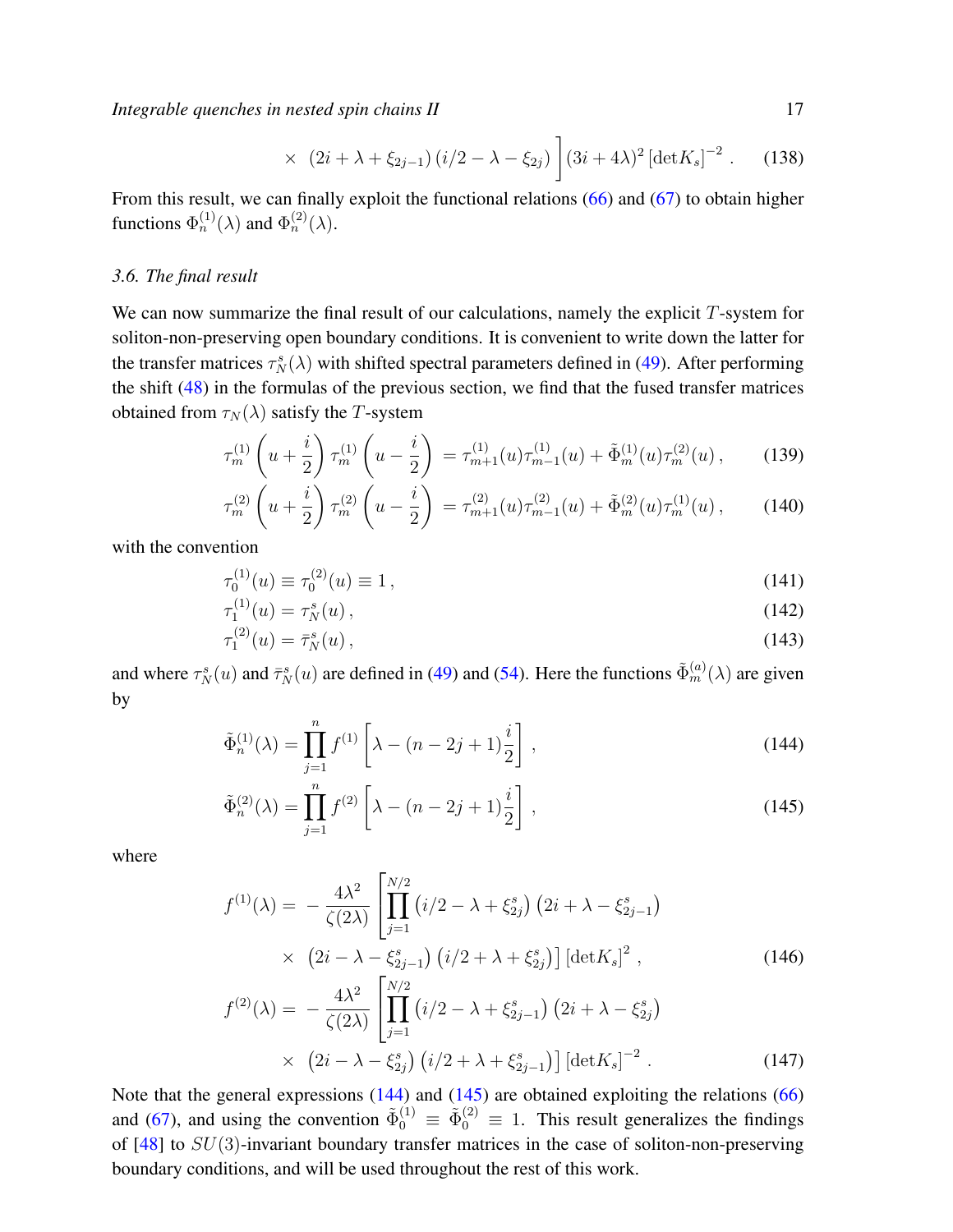$$\times \left(2i+\lambda+\xi_{2j-1}\right)\left(i/2-\lambda-\xi_{2j}\right)\Bigg](3i+4\lambda)^2\left[\det K_s\right]^{-2}. \qquad (138)$$

From this result, we can finally exploit the functional relations (66) and (67) to obtain higher functions $\Phi_n^{(1)}(\lambda)$ and $\Phi_n^{(2)}(\lambda)$.

### 3.6. The final result

We can now summarize the final result of our calculations, namely the explicit $T$-system for soliton-non-preserving open boundary conditions. It is convenient to write down the latter for the transfer matrices $\tau_N^s(\lambda)$ with shifted spectral parameters defined in (49). After performing the shift (48) in the formulas of the previous section, we find that the fused transfer matrices obtained from $\tau_N(\lambda)$ satisfy the $T$-system

$$\tau_m^{(1)}\left(u+\frac{i}{2}\right)\tau_m^{(1)}\left(u-\frac{i}{2}\right) = \tau_{m+1}^{(1)}(u)\tau_{m-1}^{(1)}(u)+\tilde{\Phi}_m^{(1)}(u)\tau_m^{(2)}(u)\,, \qquad (139)$$

$$\tau_m^{(2)}\left(u+\frac{i}{2}\right)\tau_m^{(2)}\left(u-\frac{i}{2}\right) = \tau_{m+1}^{(2)}(u)\tau_{m-1}^{(2)}(u)+\tilde{\Phi}_m^{(2)}(u)\tau_m^{(1)}(u)\,, \qquad (140)$$

with the convention

$$\tau_0^{(1)}(u)\equiv\tau_0^{(2)}(u)\equiv 1\,, \qquad (141)$$

$$\tau_1^{(1)}(u)=\tau_N^s(u)\,, \qquad (142)$$

$$\tau_1^{(2)}(u)=\bar{\tau}_N^s(u)\,, \qquad (143)$$

and where $\tau_N^s(u)$ and $\bar{\tau}_N^s(u)$ are defined in (49) and (54). Here the functions $\tilde{\Phi}_m^{(a)}(\lambda)$ are given by

$$\tilde{\Phi}_n^{(1)}(\lambda)=\prod_{j=1}^{n} f^{(1)}\left[\lambda-(n-2j+1)\frac{i}{2}\right]\,, \qquad (144)$$

$$\tilde{\Phi}_n^{(2)}(\lambda)=\prod_{j=1}^{n} f^{(2)}\left[\lambda-(n-2j+1)\frac{i}{2}\right]\,, \qquad (145)$$

where

$$f^{(1)}(\lambda) = -\frac{4\lambda^2}{\zeta(2\lambda)}\left[\prod_{j=1}^{N/2}\left(i/2-\lambda+\xi_{2j}^s\right)\left(2i+\lambda-\xi_{2j-1}^s\right)\right.$$
$$\left.\times\left(2i-\lambda-\xi_{2j-1}^s\right)\left(i/2+\lambda+\xi_{2j}^s\right)\right]\left[\det K_s\right]^2\,, \qquad (146)$$

$$f^{(2)}(\lambda) = -\frac{4\lambda^2}{\zeta(2\lambda)}\left[\prod_{j=1}^{N/2}\left(i/2-\lambda+\xi_{2j-1}^s\right)\left(2i+\lambda-\xi_{2j}^s\right)\right.$$
$$\left.\times\left(2i-\lambda-\xi_{2j}^s\right)\left(i/2+\lambda+\xi_{2j-1}^s\right)\right]\left[\det K_s\right]^{-2}. \qquad (147)$$

Note that the general expressions (144) and (145) are obtained exploiting the relations (66) and (67), and using the convention $\tilde{\Phi}_0^{(1)}\equiv\tilde{\Phi}_0^{(2)}\equiv 1$. This result generalizes the findings of [48] to $SU(3)$-invariant boundary transfer matrices in the case of soliton-non-preserving boundary conditions, and will be used throughout the rest of this work.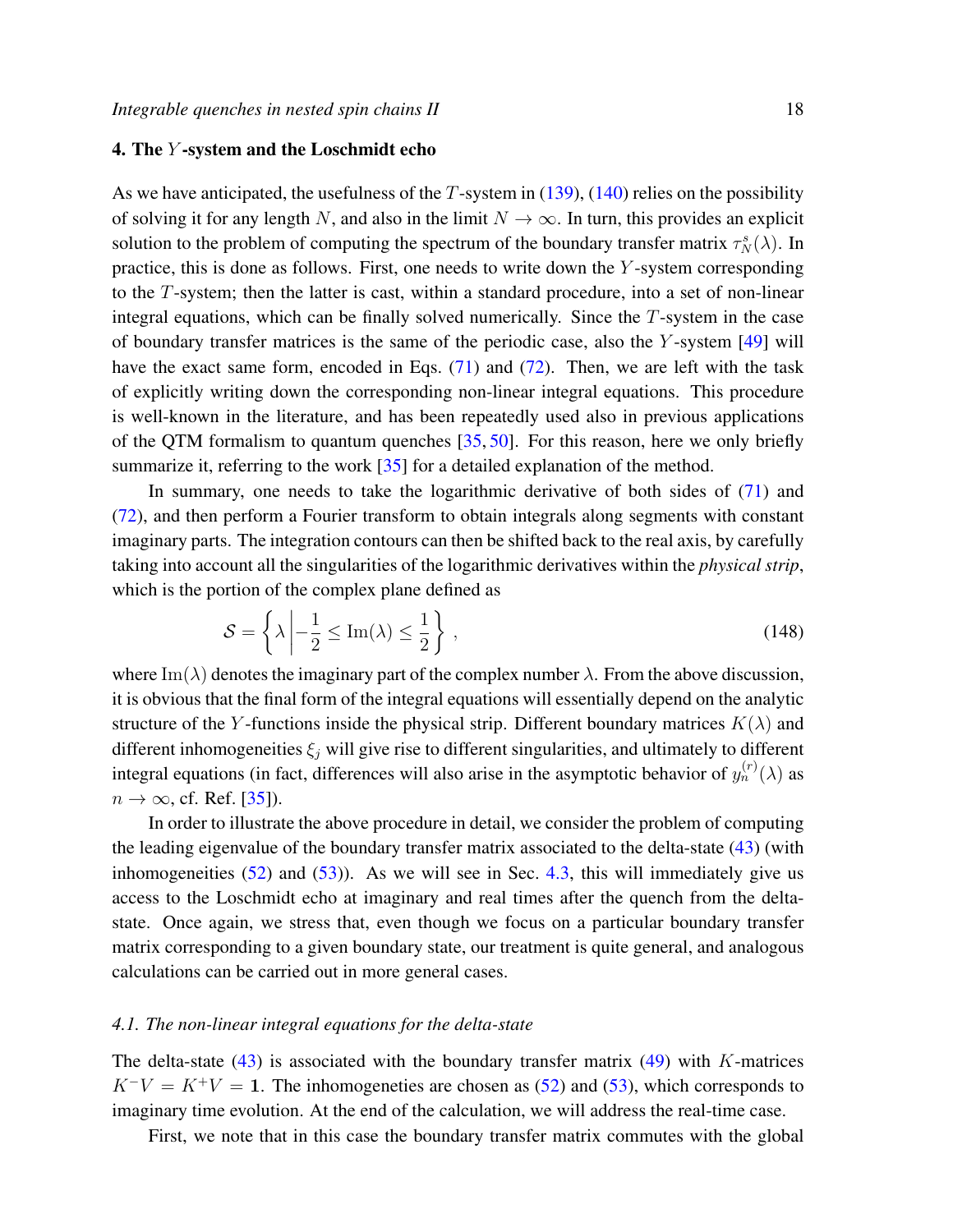## 4. The $Y$-system and the Loschmidt echo

As we have anticipated, the usefulness of the $T$-system in (139), (140) relies on the possibility of solving it for any length $N$, and also in the limit $N \to \infty$. In turn, this provides an explicit solution to the problem of computing the spectrum of the boundary transfer matrix $\tau_N^s(\lambda)$. In practice, this is done as follows. First, one needs to write down the $Y$-system corresponding to the $T$-system; then the latter is cast, within a standard procedure, into a set of non-linear integral equations, which can be finally solved numerically. Since the $T$-system in the case of boundary transfer matrices is the same of the periodic case, also the $Y$-system [49] will have the exact same form, encoded in Eqs. (71) and (72). Then, we are left with the task of explicitly writing down the corresponding non-linear integral equations. This procedure is well-known in the literature, and has been repeatedly used also in previous applications of the QTM formalism to quantum quenches [35, 50]. For this reason, here we only briefly summarize it, referring to the work [35] for a detailed explanation of the method.

In summary, one needs to take the logarithmic derivative of both sides of (71) and (72), and then perform a Fourier transform to obtain integrals along segments with constant imaginary parts. The integration contours can then be shifted back to the real axis, by carefully taking into account all the singularities of the logarithmic derivatives within the *physical strip*, which is the portion of the complex plane defined as

$$\mathcal{S} = \left\{ \lambda \left| -\frac{1}{2} \leq \mathrm{Im}(\lambda) \leq \frac{1}{2} \right. \right\} , \tag{148}$$

where $\mathrm{Im}(\lambda)$ denotes the imaginary part of the complex number $\lambda$. From the above discussion, it is obvious that the final form of the integral equations will essentially depend on the analytic structure of the $Y$-functions inside the physical strip. Different boundary matrices $K(\lambda)$ and different inhomogeneities $\xi_j$ will give rise to different singularities, and ultimately to different integral equations (in fact, differences will also arise in the asymptotic behavior of $y_n^{(r)}(\lambda)$ as $n \to \infty$, cf. Ref. [35]).

In order to illustrate the above procedure in detail, we consider the problem of computing the leading eigenvalue of the boundary transfer matrix associated to the delta-state (43) (with inhomogeneities (52) and (53)). As we will see in Sec. 4.3, this will immediately give us access to the Loschmidt echo at imaginary and real times after the quench from the delta-state. Once again, we stress that, even though we focus on a particular boundary transfer matrix corresponding to a given boundary state, our treatment is quite general, and analogous calculations can be carried out in more general cases.

### 4.1. The non-linear integral equations for the delta-state

The delta-state (43) is associated with the boundary transfer matrix (49) with $K$-matrices $K^-V = K^+V = \mathbf{1}$. The inhomogeneties are chosen as (52) and (53), which corresponds to imaginary time evolution. At the end of the calculation, we will address the real-time case.

First, we note that in this case the boundary transfer matrix commutes with the global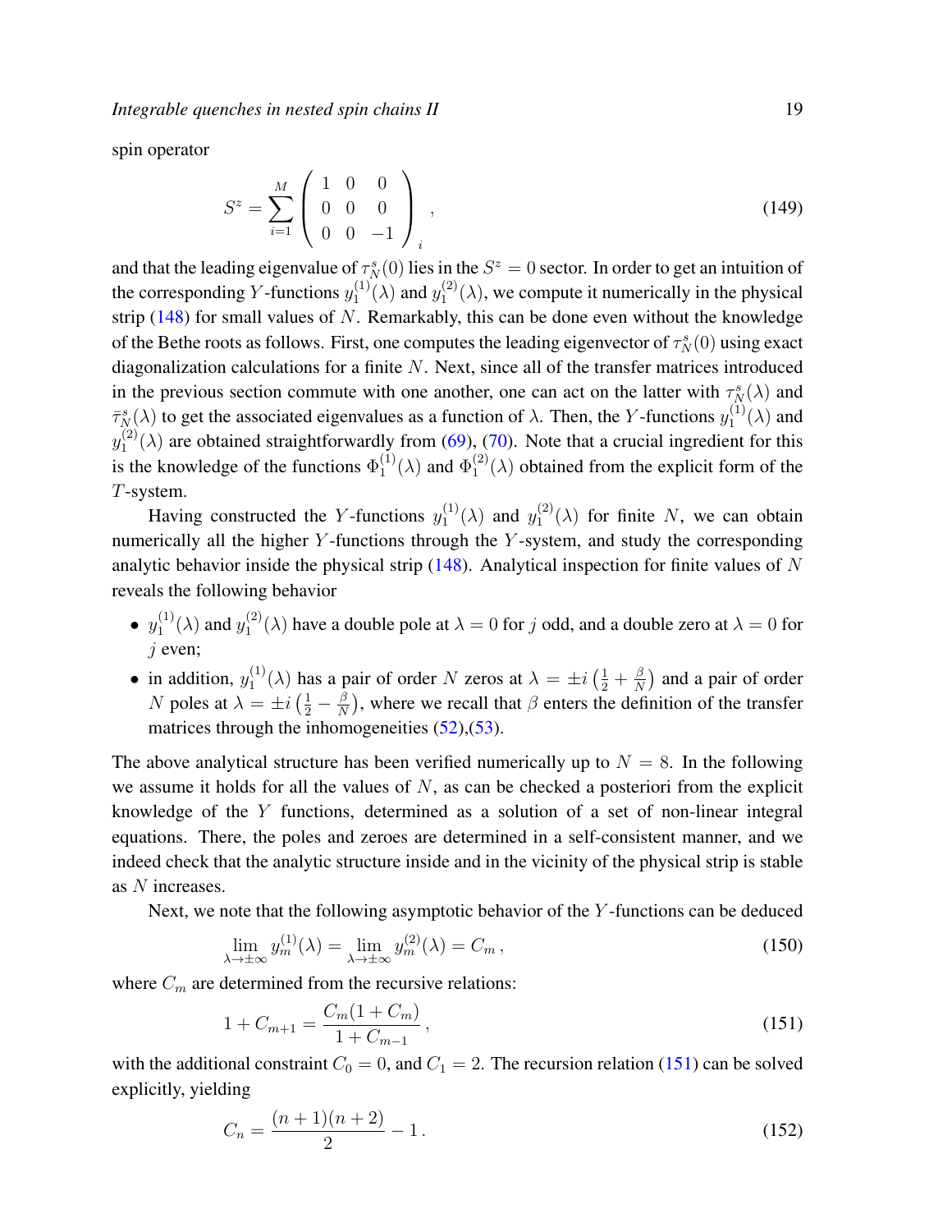spin operator

$$
S^z = \sum_{i=1}^{M} \begin{pmatrix} 1 & 0 & 0 \\ 0 & 0 & 0 \\ 0 & 0 & -1 \end{pmatrix}_i , \tag{149}
$$

and that the leading eigenvalue of $\tau_N^s(0)$ lies in the $S^z = 0$ sector. In order to get an intuition of the corresponding $Y$-functions $y_1^{(1)}(\lambda)$ and $y_1^{(2)}(\lambda)$, we compute it numerically in the physical strip (148) for small values of $N$. Remarkably, this can be done even without the knowledge of the Bethe roots as follows. First, one computes the leading eigenvector of $\tau_N^s(0)$ using exact diagonalization calculations for a finite $N$. Next, since all of the transfer matrices introduced in the previous section commute with one another, one can act on the latter with $\tau_N^s(\lambda)$ and $\bar{\tau}_N^s(\lambda)$ to get the associated eigenvalues as a function of $\lambda$. Then, the $Y$-functions $y_1^{(1)}(\lambda)$ and $y_1^{(2)}(\lambda)$ are obtained straightforwardly from (69), (70). Note that a crucial ingredient for this is the knowledge of the functions $\Phi_1^{(1)}(\lambda)$ and $\Phi_1^{(2)}(\lambda)$ obtained from the explicit form of the $T$-system.

Having constructed the $Y$-functions $y_1^{(1)}(\lambda)$ and $y_1^{(2)}(\lambda)$ for finite $N$, we can obtain numerically all the higher $Y$-functions through the $Y$-system, and study the corresponding analytic behavior inside the physical strip (148). Analytical inspection for finite values of $N$ reveals the following behavior

- $y_1^{(1)}(\lambda)$ and $y_1^{(2)}(\lambda)$ have a double pole at $\lambda = 0$ for $j$ odd, and a double zero at $\lambda = 0$ for $j$ even;
- in addition, $y_1^{(1)}(\lambda)$ has a pair of order $N$ zeros at $\lambda = \pm i\left(\frac{1}{2} + \frac{\beta}{N}\right)$ and a pair of order $N$ poles at $\lambda = \pm i\left(\frac{1}{2} - \frac{\beta}{N}\right)$, where we recall that $\beta$ enters the definition of the transfer matrices through the inhomogeneities (52),(53).

The above analytical structure has been verified numerically up to $N = 8$. In the following we assume it holds for all the values of $N$, as can be checked a posteriori from the explicit knowledge of the $Y$ functions, determined as a solution of a set of non-linear integral equations. There, the poles and zeroes are determined in a self-consistent manner, and we indeed check that the analytic structure inside and in the vicinity of the physical strip is stable as $N$ increases.

Next, we note that the following asymptotic behavior of the $Y$-functions can be deduced

$$
\lim_{\lambda \to \pm\infty} y_m^{(1)}(\lambda) = \lim_{\lambda \to \pm\infty} y_m^{(2)}(\lambda) = C_m , \tag{150}
$$

where $C_m$ are determined from the recursive relations:

$$
1 + C_{m+1} = \frac{C_m(1 + C_m)}{1 + C_{m-1}} , \tag{151}
$$

with the additional constraint $C_0 = 0$, and $C_1 = 2$. The recursion relation (151) can be solved explicitly, yielding

$$
C_n = \frac{(n+1)(n+2)}{2} - 1 . \tag{152}
$$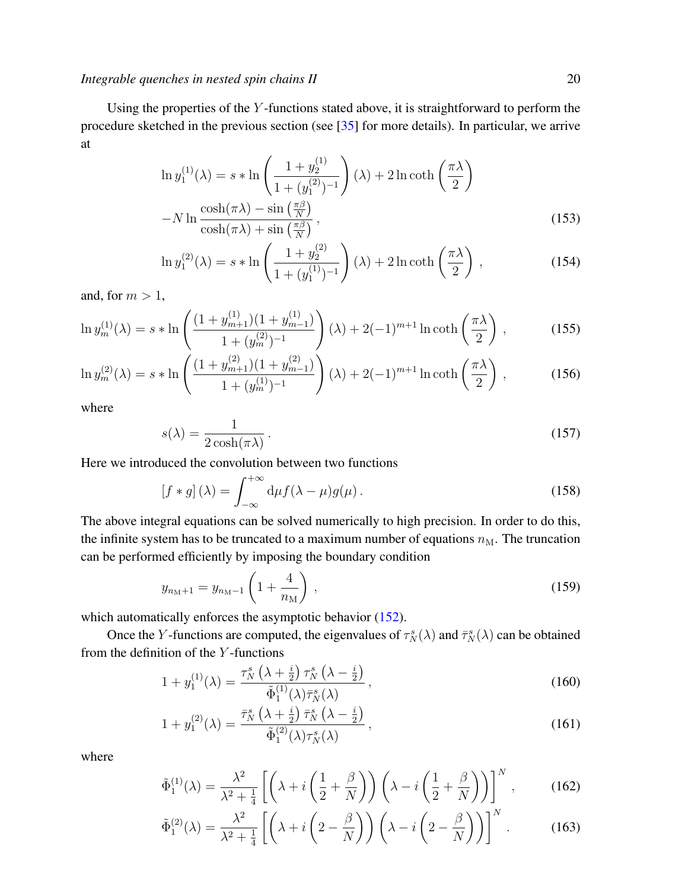Using the properties of the $Y$-functions stated above, it is straightforward to perform the procedure sketched in the previous section (see [35] for more details). In particular, we arrive at

$$
\ln y_1^{(1)}(\lambda) = s * \ln\left(\frac{1+y_2^{(1)}}{1+(y_1^{(2)})^{-1}}\right)(\lambda) + 2\ln\coth\left(\frac{\pi\lambda}{2}\right)
$$
$$
-N\ln\frac{\cosh(\pi\lambda)-\sin\left(\frac{\pi\beta}{N}\right)}{\cosh(\pi\lambda)+\sin\left(\frac{\pi\beta}{N}\right)}\,, \tag{153}
$$

$$
\ln y_1^{(2)}(\lambda) = s * \ln\left(\frac{1+y_2^{(2)}}{1+(y_1^{(1)})^{-1}}\right)(\lambda) + 2\ln\coth\left(\frac{\pi\lambda}{2}\right)\,, \tag{154}
$$

and, for $m>1$,

$$
\ln y_m^{(1)}(\lambda) = s * \ln\left(\frac{(1+y_{m+1}^{(1)})(1+y_{m-1}^{(1)})}{1+(y_m^{(2)})^{-1}}\right)(\lambda) + 2(-1)^{m+1}\ln\coth\left(\frac{\pi\lambda}{2}\right)\,, \tag{155}
$$

$$
\ln y_m^{(2)}(\lambda) = s * \ln\left(\frac{(1+y_{m+1}^{(2)})(1+y_{m-1}^{(2)})}{1+(y_m^{(1)})^{-1}}\right)(\lambda) + 2(-1)^{m+1}\ln\coth\left(\frac{\pi\lambda}{2}\right)\,, \tag{156}
$$

where

$$
s(\lambda) = \frac{1}{2\cosh(\pi\lambda)}\,. \tag{157}
$$

Here we introduced the convolution between two functions

$$
[f*g](\lambda) = \int_{-\infty}^{+\infty} \mathrm{d}\mu f(\lambda-\mu)g(\mu)\,. \tag{158}
$$

The above integral equations can be solved numerically to high precision. In order to do this, the infinite system has to be truncated to a maximum number of equations $n_{\mathrm{M}}$. The truncation can be performed efficiently by imposing the boundary condition

$$
y_{n_{\mathrm{M}}+1} = y_{n_{\mathrm{M}}-1}\left(1+\frac{4}{n_{\mathrm{M}}}\right)\,, \tag{159}
$$

which automatically enforces the asymptotic behavior (152).

Once the $Y$-functions are computed, the eigenvalues of $\tau_N^s(\lambda)$ and $\bar{\tau}_N^s(\lambda)$ can be obtained from the definition of the $Y$-functions

$$
1+y_1^{(1)}(\lambda) = \frac{\tau_N^s\left(\lambda+\frac{i}{2}\right)\tau_N^s\left(\lambda-\frac{i}{2}\right)}{\tilde{\Phi}_1^{(1)}(\lambda)\bar{\tau}_N^s(\lambda)}\,, \tag{160}
$$

$$
1+y_1^{(2)}(\lambda) = \frac{\bar{\tau}_N^s\left(\lambda+\frac{i}{2}\right)\bar{\tau}_N^s\left(\lambda-\frac{i}{2}\right)}{\tilde{\Phi}_1^{(2)}(\lambda)\tau_N^s(\lambda)}\,, \tag{161}
$$

where

$$
\tilde{\Phi}_1^{(1)}(\lambda) = \frac{\lambda^2}{\lambda^2+\frac{1}{4}}\left[\left(\lambda+i\left(\frac{1}{2}+\frac{\beta}{N}\right)\right)\left(\lambda-i\left(\frac{1}{2}+\frac{\beta}{N}\right)\right)\right]^N\,, \tag{162}
$$

$$
\tilde{\Phi}_1^{(2)}(\lambda) = \frac{\lambda^2}{\lambda^2+\frac{1}{4}}\left[\left(\lambda+i\left(2-\frac{\beta}{N}\right)\right)\left(\lambda-i\left(2-\frac{\beta}{N}\right)\right)\right]^N\,. \tag{163}
$$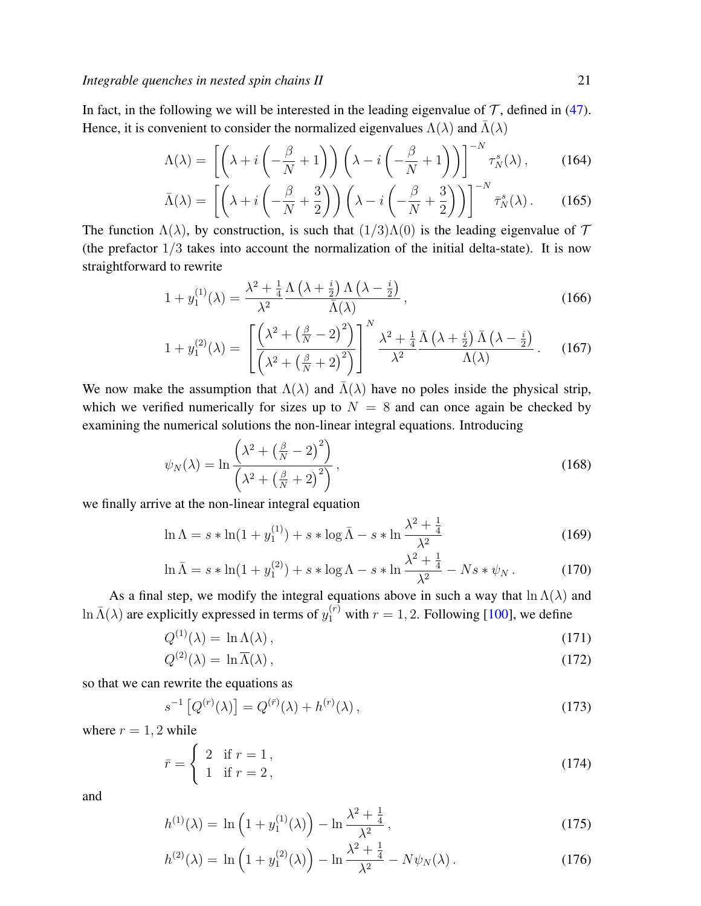In fact, in the following we will be interested in the leading eigenvalue of $\mathcal{T}$, defined in (47). Hence, it is convenient to consider the normalized eigenvalues $\Lambda(\lambda)$ and $\bar{\Lambda}(\lambda)$

$$\Lambda(\lambda) = \left[\left(\lambda + i\left(-\frac{\beta}{N}+1\right)\right)\left(\lambda - i\left(-\frac{\beta}{N}+1\right)\right)\right]^{-N} \tau_N^s(\lambda)\,, \tag{164}$$

$$\bar{\Lambda}(\lambda) = \left[\left(\lambda + i\left(-\frac{\beta}{N}+\frac{3}{2}\right)\right)\left(\lambda - i\left(-\frac{\beta}{N}+\frac{3}{2}\right)\right)\right]^{-N} \bar{\tau}_N^s(\lambda)\,. \tag{165}$$

The function $\Lambda(\lambda)$, by construction, is such that $(1/3)\Lambda(0)$ is the leading eigenvalue of $\mathcal{T}$ (the prefactor $1/3$ takes into account the normalization of the initial delta-state). It is now straightforward to rewrite

$$1 + y_1^{(1)}(\lambda) = \frac{\lambda^2+\frac{1}{4}}{\lambda^2}\frac{\Lambda\left(\lambda+\frac{i}{2}\right)\Lambda\left(\lambda-\frac{i}{2}\right)}{\bar{\Lambda}(\lambda)}\,, \tag{166}$$

$$1 + y_1^{(2)}(\lambda) = \left[\frac{\left(\lambda^2+\left(\frac{\beta}{N}-2\right)^2\right)}{\left(\lambda^2+\left(\frac{\beta}{N}+2\right)^2\right)}\right]^N \frac{\lambda^2+\frac{1}{4}}{\lambda^2}\frac{\bar{\Lambda}\left(\lambda+\frac{i}{2}\right)\bar{\Lambda}\left(\lambda-\frac{i}{2}\right)}{\Lambda(\lambda)}\,. \tag{167}$$

We now make the assumption that $\Lambda(\lambda)$ and $\bar{\Lambda}(\lambda)$ have no poles inside the physical strip, which we verified numerically for sizes up to $N = 8$ and can once again be checked by examining the numerical solutions the non-linear integral equations. Introducing

$$\psi_N(\lambda) = \ln\frac{\left(\lambda^2+\left(\frac{\beta}{N}-2\right)^2\right)}{\left(\lambda^2+\left(\frac{\beta}{N}+2\right)^2\right)}\,, \tag{168}$$

we finally arrive at the non-linear integral equation

$$\ln\Lambda = s * \ln(1+y_1^{(1)}) + s * \log\bar{\Lambda} - s * \ln\frac{\lambda^2+\frac{1}{4}}{\lambda^2} \tag{169}$$

$$\ln\bar{\Lambda} = s * \ln(1+y_1^{(2)}) + s * \log\Lambda - s * \ln\frac{\lambda^2+\frac{1}{4}}{\lambda^2} - Ns * \psi_N\,. \tag{170}$$

As a final step, we modify the integral equations above in such a way that $\ln\Lambda(\lambda)$ and $\ln\bar{\Lambda}(\lambda)$ are explicitly expressed in terms of $y_1^{(r)}$ with $r = 1, 2$. Following [100], we define

$$Q^{(1)}(\lambda) = \ln\Lambda(\lambda)\,, \tag{171}$$

$$Q^{(2)}(\lambda) = \ln\overline{\Lambda}(\lambda)\,, \tag{172}$$

so that we can rewrite the equations as

$$s^{-1}\left[Q^{(r)}(\lambda)\right] = Q^{(\bar{r})}(\lambda) + h^{(r)}(\lambda)\,, \tag{173}$$

where $r = 1, 2$ while

$$\bar{r} = \begin{cases} 2 & \text{if } r = 1\,, \\ 1 & \text{if } r = 2\,, \end{cases} \tag{174}$$

and

$$h^{(1)}(\lambda) = \ln\left(1+y_1^{(1)}(\lambda)\right) - \ln\frac{\lambda^2+\frac{1}{4}}{\lambda^2}\,, \tag{175}$$

$$h^{(2)}(\lambda) = \ln\left(1+y_1^{(2)}(\lambda)\right) - \ln\frac{\lambda^2+\frac{1}{4}}{\lambda^2} - N\psi_N(\lambda)\,. \tag{176}$$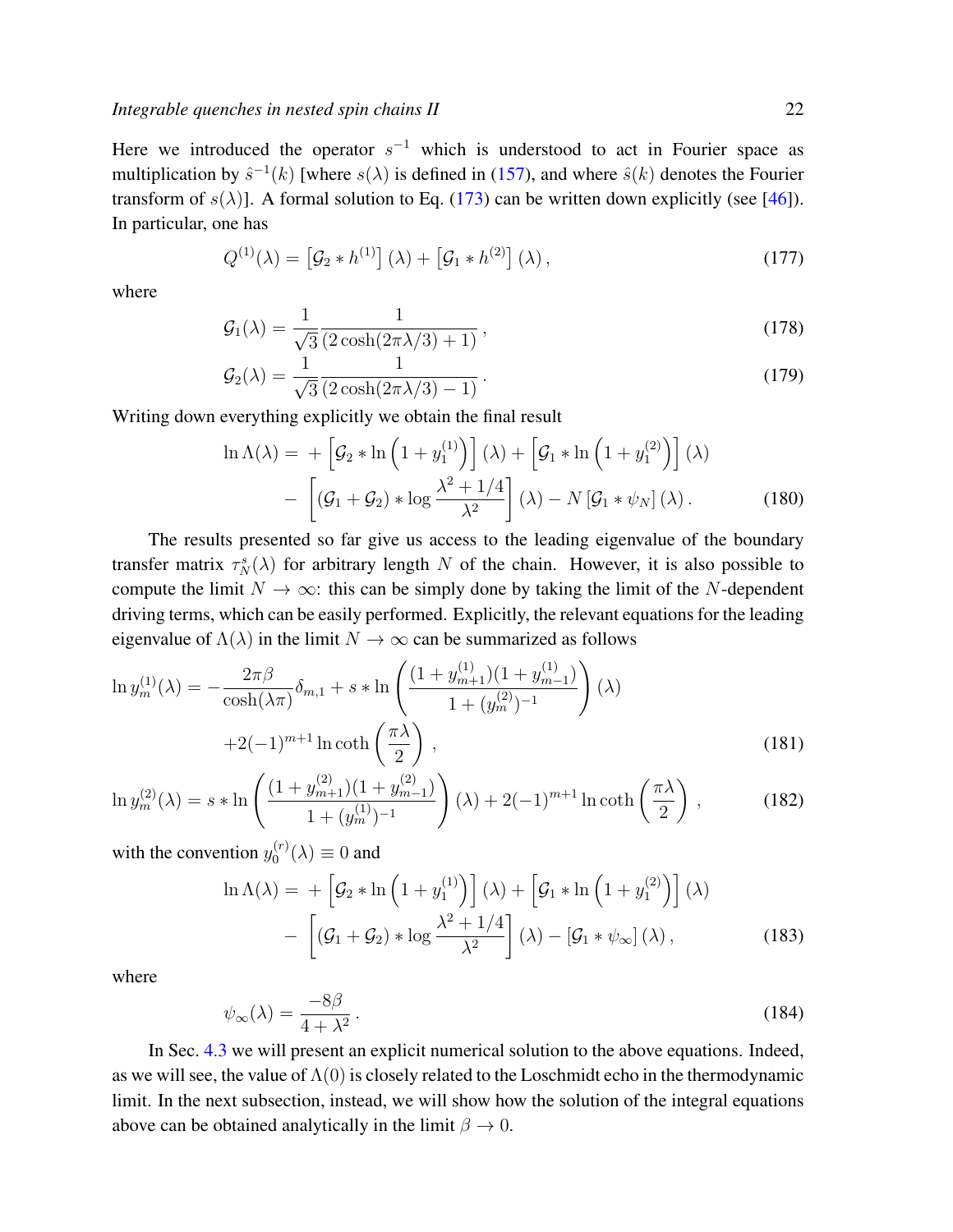Here we introduced the operator $s^{-1}$ which is understood to act in Fourier space as multiplication by $\hat{s}^{-1}(k)$ [where $s(\lambda)$ is defined in (157), and where $\hat{s}(k)$ denotes the Fourier transform of $s(\lambda)$]. A formal solution to Eq. (173) can be written down explicitly (see [46]). In particular, one has

$$
Q^{(1)}(\lambda) = \left[\mathcal{G}_2 * h^{(1)}\right](\lambda) + \left[\mathcal{G}_1 * h^{(2)}\right](\lambda)\,, \tag{177}
$$

where

$$
\mathcal{G}_1(\lambda) = \frac{1}{\sqrt{3}} \frac{1}{(2\cosh(2\pi\lambda/3)+1)}\,, \tag{178}
$$

$$
\mathcal{G}_2(\lambda) = \frac{1}{\sqrt{3}} \frac{1}{(2\cosh(2\pi\lambda/3)-1)}\,. \tag{179}
$$

Writing down everything explicitly we obtain the final result

$$
\begin{aligned}
\ln\Lambda(\lambda) = &+ \left[\mathcal{G}_2 * \ln\left(1+y_1^{(1)}\right)\right](\lambda) + \left[\mathcal{G}_1 * \ln\left(1+y_1^{(2)}\right)\right](\lambda) \\
&- \left[(\mathcal{G}_1+\mathcal{G}_2) * \log\frac{\lambda^2+1/4}{\lambda^2}\right](\lambda) - N\left[\mathcal{G}_1 * \psi_N\right](\lambda)\,.
\end{aligned} \tag{180}
$$

The results presented so far give us access to the leading eigenvalue of the boundary transfer matrix $\tau_N^s(\lambda)$ for arbitrary length $N$ of the chain. However, it is also possible to compute the limit $N\to\infty$: this can be simply done by taking the limit of the $N$-dependent driving terms, which can be easily performed. Explicitly, the relevant equations for the leading eigenvalue of $\Lambda(\lambda)$ in the limit $N\to\infty$ can be summarized as follows

$$
\begin{aligned}
\ln y_m^{(1)}(\lambda) = &-\frac{2\pi\beta}{\cosh(\lambda\pi)}\delta_{m,1} + s * \ln\left(\frac{(1+y_{m+1}^{(1)})(1+y_{m-1}^{(1)})}{1+(y_m^{(2)})^{-1}}\right)(\lambda) \\
&+2(-1)^{m+1}\ln\coth\left(\frac{\pi\lambda}{2}\right)\,,
\end{aligned} \tag{181}
$$

$$
\ln y_m^{(2)}(\lambda) = s * \ln\left(\frac{(1+y_{m+1}^{(2)})(1+y_{m-1}^{(2)})}{1+(y_m^{(1)})^{-1}}\right)(\lambda) + 2(-1)^{m+1}\ln\coth\left(\frac{\pi\lambda}{2}\right)\,, \tag{182}
$$

with the convention $y_0^{(r)}(\lambda)\equiv 0$ and

$$
\begin{aligned}
\ln\Lambda(\lambda) = &+ \left[\mathcal{G}_2 * \ln\left(1+y_1^{(1)}\right)\right](\lambda) + \left[\mathcal{G}_1 * \ln\left(1+y_1^{(2)}\right)\right](\lambda) \\
&- \left[(\mathcal{G}_1+\mathcal{G}_2) * \log\frac{\lambda^2+1/4}{\lambda^2}\right](\lambda) - \left[\mathcal{G}_1 * \psi_\infty\right](\lambda)\,,
\end{aligned} \tag{183}
$$

where

$$
\psi_\infty(\lambda) = \frac{-8\beta}{4+\lambda^2}\,. \tag{184}
$$

In Sec. 4.3 we will present an explicit numerical solution to the above equations. Indeed, as we will see, the value of $\Lambda(0)$ is closely related to the Loschmidt echo in the thermodynamic limit. In the next subsection, instead, we will show how the solution of the integral equations above can be obtained analytically in the limit $\beta\to 0$.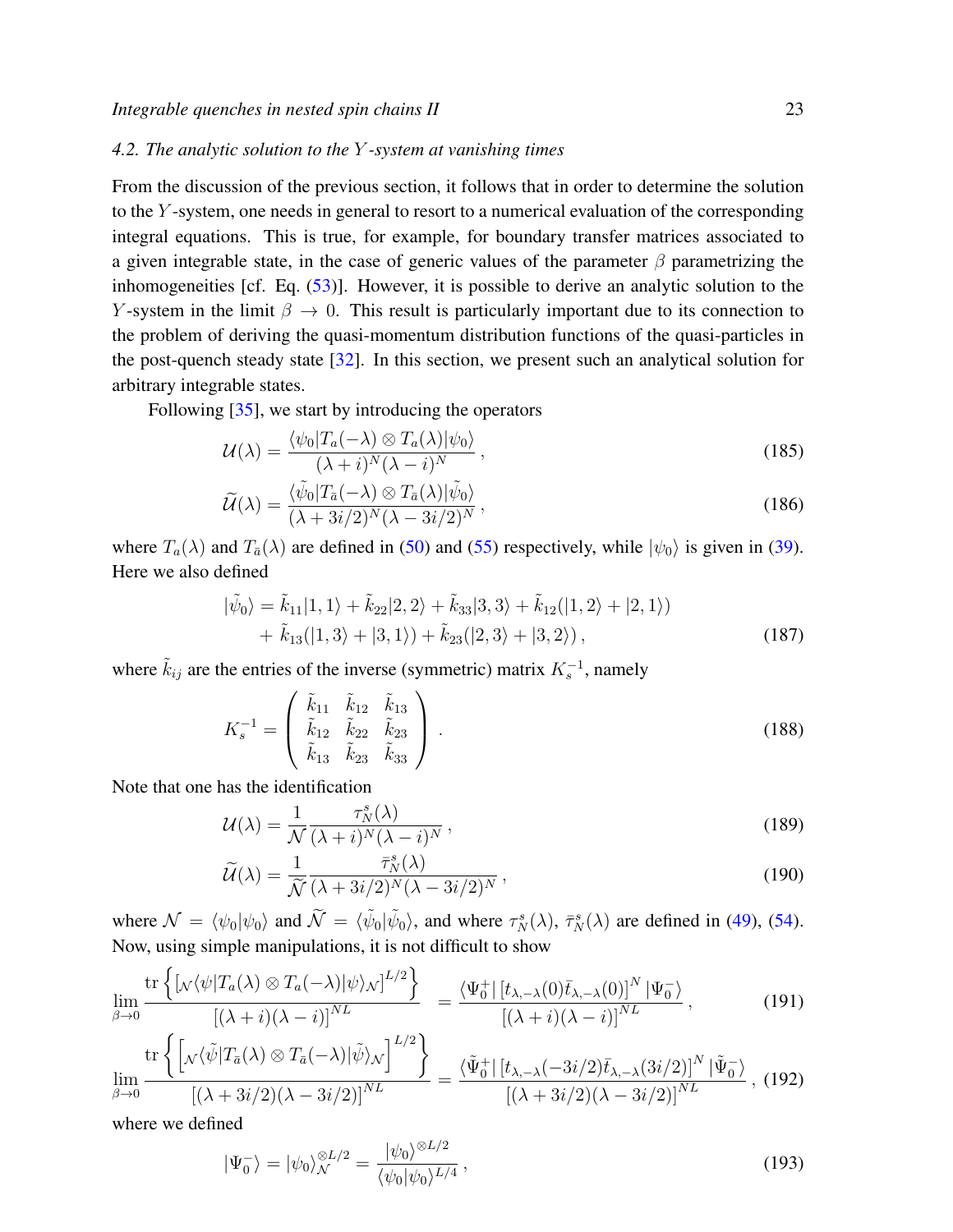### 4.2. The analytic solution to the $Y$-system at vanishing times

From the discussion of the previous section, it follows that in order to determine the solution to the $Y$-system, one needs in general to resort to a numerical evaluation of the corresponding integral equations. This is true, for example, for boundary transfer matrices associated to a given integrable state, in the case of generic values of the parameter $\beta$ parametrizing the inhomogeneities [cf. Eq. (53)]. However, it is possible to derive an analytic solution to the $Y$-system in the limit $\beta \to 0$. This result is particularly important due to its connection to the problem of deriving the quasi-momentum distribution functions of the quasi-particles in the post-quench steady state [32]. In this section, we present such an analytical solution for arbitrary integrable states.

Following [35], we start by introducing the operators

$$\mathcal{U}(\lambda) = \frac{\langle \psi_0 | T_a(-\lambda) \otimes T_a(\lambda) | \psi_0 \rangle}{(\lambda + i)^N (\lambda - i)^N}\,, \tag{185}$$

$$\widetilde{\mathcal{U}}(\lambda) = \frac{\langle \tilde{\psi}_0 | T_{\bar{a}}(-\lambda) \otimes T_{\bar{a}}(\lambda) | \tilde{\psi}_0 \rangle}{(\lambda + 3i/2)^N (\lambda - 3i/2)^N}\,, \tag{186}$$

where $T_a(\lambda)$ and $T_{\bar{a}}(\lambda)$ are defined in (50) and (55) respectively, while $|\psi_0\rangle$ is given in (39). Here we also defined

$$\begin{aligned} |\tilde{\psi}_0\rangle = {} & \tilde{k}_{11}|1,1\rangle + \tilde{k}_{22}|2,2\rangle + \tilde{k}_{33}|3,3\rangle + \tilde{k}_{12}(|1,2\rangle + |2,1\rangle) \\ & + \tilde{k}_{13}(|1,3\rangle + |3,1\rangle) + \tilde{k}_{23}(|2,3\rangle + |3,2\rangle)\,, \end{aligned} \tag{187}$$

where $\tilde{k}_{ij}$ are the entries of the inverse (symmetric) matrix $K_s^{-1}$, namely

$$K_s^{-1} = \begin{pmatrix} \tilde{k}_{11} & \tilde{k}_{12} & \tilde{k}_{13} \\ \tilde{k}_{12} & \tilde{k}_{22} & \tilde{k}_{23} \\ \tilde{k}_{13} & \tilde{k}_{23} & \tilde{k}_{33} \end{pmatrix}\,. \tag{188}$$

Note that one has the identification

$$\mathcal{U}(\lambda) = \frac{1}{\mathcal{N}} \frac{\tau_N^s(\lambda)}{(\lambda + i)^N (\lambda - i)^N}\,, \tag{189}$$

$$\widetilde{\mathcal{U}}(\lambda) = \frac{1}{\widetilde{\mathcal{N}}} \frac{\bar{\tau}_N^s(\lambda)}{(\lambda + 3i/2)^N (\lambda - 3i/2)^N}\,, \tag{190}$$

where $\mathcal{N} = \langle \psi_0 | \psi_0 \rangle$ and $\widetilde{\mathcal{N}} = \langle \tilde{\psi}_0 | \tilde{\psi}_0 \rangle$, and where $\tau_N^s(\lambda)$, $\bar{\tau}_N^s(\lambda)$ are defined in (49), (54). Now, using simple manipulations, it is not difficult to show

$$\lim_{\beta \to 0} \frac{\mathrm{tr}\left\{ \left[ {}_{\mathcal{N}}\langle \psi | T_a(\lambda) \otimes T_a(-\lambda) | \psi \rangle_{\mathcal{N}} \right]^{L/2} \right\}}{\left[ (\lambda + i)(\lambda - i) \right]^{NL}} = \frac{\langle \Psi_0^+ | \left[ t_{\lambda,-\lambda}(0) \bar{t}_{\lambda,-\lambda}(0) \right]^N | \Psi_0^- \rangle}{\left[ (\lambda + i)(\lambda - i) \right]^{NL}}\,, \tag{191}$$

$$\lim_{\beta \to 0} \frac{\mathrm{tr}\left\{ \left[ {}_{\mathcal{N}}\langle \tilde{\psi} | T_{\bar{a}}(\lambda) \otimes T_{\bar{a}}(-\lambda) | \tilde{\psi} \rangle_{\mathcal{N}} \right]^{L/2} \right\}}{\left[ (\lambda + 3i/2)(\lambda - 3i/2) \right]^{NL}} = \frac{\langle \tilde{\Psi}_0^+ | \left[ t_{\lambda,-\lambda}(-3i/2) \bar{t}_{\lambda,-\lambda}(3i/2) \right]^N | \tilde{\Psi}_0^- \rangle}{\left[ (\lambda + 3i/2)(\lambda - 3i/2) \right]^{NL}}\,, \tag{192}$$

where we defined

$$|\Psi_0^-\rangle = |\psi_0\rangle_{\mathcal{N}}^{\otimes L/2} = \frac{|\psi_0\rangle^{\otimes L/2}}{\langle \psi_0 | \psi_0 \rangle^{L/4}}\,, \tag{193}$$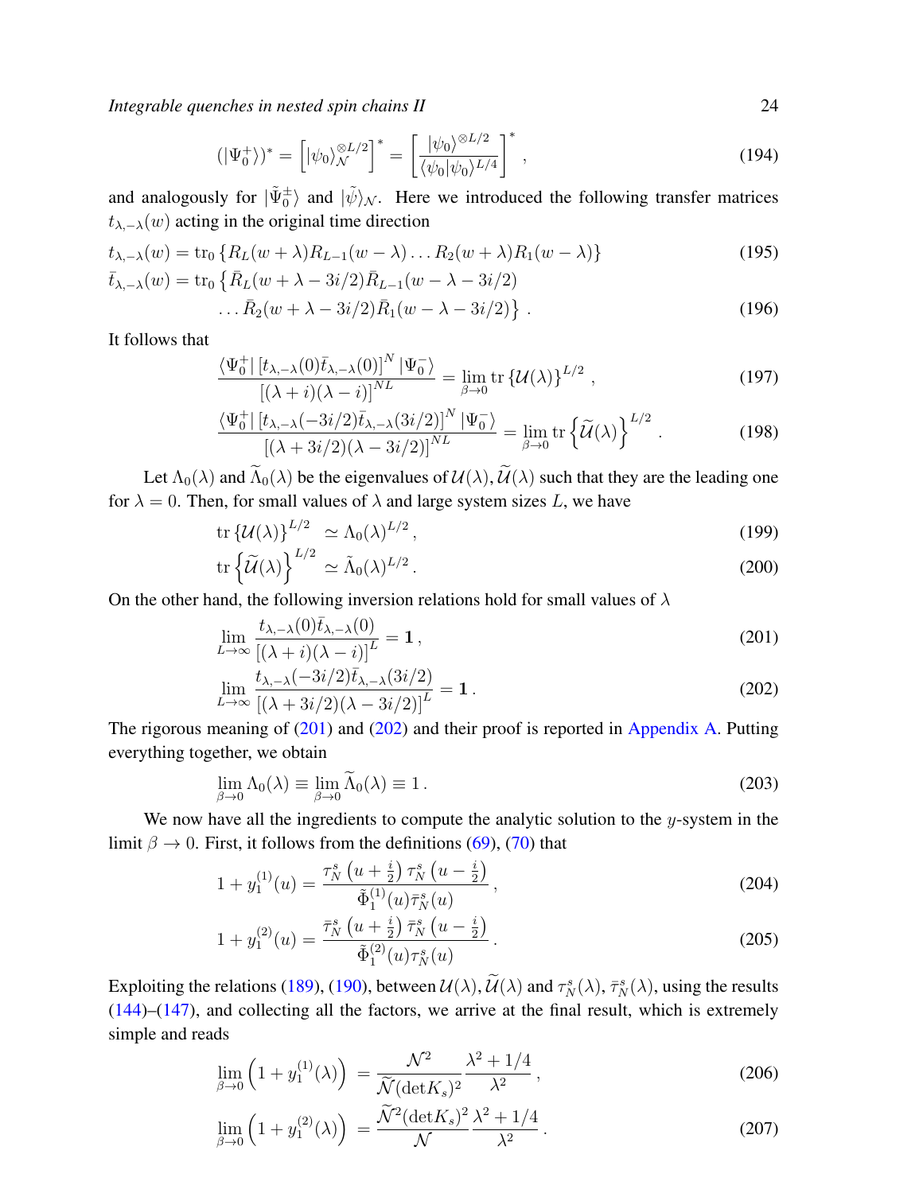$$(|\Psi_0^+\rangle)^* = \left[|\psi_0\rangle_{\mathcal{N}}^{\otimes L/2}\right]^* = \left[\frac{|\psi_0\rangle^{\otimes L/2}}{\langle\psi_0|\psi_0\rangle^{L/4}}\right]^*, \tag{194}$$

and analogously for $|\tilde{\Psi}_0^\pm\rangle$ and $|\tilde{\psi}\rangle_{\mathcal{N}}$. Here we introduced the following transfer matrices $t_{\lambda,-\lambda}(w)$ acting in the original time direction

$$t_{\lambda,-\lambda}(w) = \mathrm{tr}_0\left\{R_L(w+\lambda)R_{L-1}(w-\lambda)\dots R_2(w+\lambda)R_1(w-\lambda)\right\} \tag{195}$$

$$\bar{t}_{\lambda,-\lambda}(w) = \mathrm{tr}_0\big\{\bar{R}_L(w+\lambda-3i/2)\bar{R}_{L-1}(w-\lambda-3i/2) \\ \dots\bar{R}_2(w+\lambda-3i/2)\bar{R}_1(w-\lambda-3i/2)\big\}\,. \tag{196}$$

It follows that

$$\frac{\langle\Psi_0^+|\left[t_{\lambda,-\lambda}(0)\bar{t}_{\lambda,-\lambda}(0)\right]^N|\Psi_0^-\rangle}{\left[(\lambda+i)(\lambda-i)\right]^{NL}} = \lim_{\beta\to 0}\mathrm{tr}\left\{\mathcal{U}(\lambda)\right\}^{L/2}, \tag{197}$$

$$\frac{\langle\Psi_0^+|\left[t_{\lambda,-\lambda}(-3i/2)\bar{t}_{\lambda,-\lambda}(3i/2)\right]^N|\Psi_0^-\rangle}{\left[(\lambda+3i/2)(\lambda-3i/2)\right]^{NL}} = \lim_{\beta\to 0}\mathrm{tr}\left\{\widetilde{\mathcal{U}}(\lambda)\right\}^{L/2}. \tag{198}$$

Let $\Lambda_0(\lambda)$ and $\widetilde{\Lambda}_0(\lambda)$ be the eigenvalues of $\mathcal{U}(\lambda), \widetilde{\mathcal{U}}(\lambda)$ such that they are the leading one for $\lambda = 0$. Then, for small values of $\lambda$ and large system sizes $L$, we have

$$\mathrm{tr}\left\{\mathcal{U}(\lambda)\right\}^{L/2} \simeq \Lambda_0(\lambda)^{L/2}, \tag{199}$$

$$\mathrm{tr}\left\{\widetilde{\mathcal{U}}(\lambda)\right\}^{L/2} \simeq \tilde{\Lambda}_0(\lambda)^{L/2}. \tag{200}$$

On the other hand, the following inversion relations hold for small values of $\lambda$

$$\lim_{L\to\infty}\frac{t_{\lambda,-\lambda}(0)\bar{t}_{\lambda,-\lambda}(0)}{\left[(\lambda+i)(\lambda-i)\right]^L} = \mathbf{1}, \tag{201}$$

$$\lim_{L\to\infty}\frac{t_{\lambda,-\lambda}(-3i/2)\bar{t}_{\lambda,-\lambda}(3i/2)}{\left[(\lambda+3i/2)(\lambda-3i/2)\right]^L} = \mathbf{1}. \tag{202}$$

The rigorous meaning of (201) and (202) and their proof is reported in Appendix A. Putting everything together, we obtain

$$\lim_{\beta\to 0}\Lambda_0(\lambda) \equiv \lim_{\beta\to 0}\widetilde{\Lambda}_0(\lambda) \equiv 1\,. \tag{203}$$

We now have all the ingredients to compute the analytic solution to the $y$-system in the limit $\beta\to 0$. First, it follows from the definitions (69), (70) that

$$1 + y_1^{(1)}(u) = \frac{\tau_N^s\left(u+\frac{i}{2}\right)\tau_N^s\left(u-\frac{i}{2}\right)}{\tilde{\Phi}_1^{(1)}(u)\bar{\tau}_N^s(u)}, \tag{204}$$

$$1 + y_1^{(2)}(u) = \frac{\bar{\tau}_N^s\left(u+\frac{i}{2}\right)\bar{\tau}_N^s\left(u-\frac{i}{2}\right)}{\tilde{\Phi}_1^{(2)}(u)\tau_N^s(u)}. \tag{205}$$

Exploiting the relations (189), (190), between $\mathcal{U}(\lambda), \widetilde{\mathcal{U}}(\lambda)$ and $\tau_N^s(\lambda)$, $\bar{\tau}_N^s(\lambda)$, using the results (144)–(147), and collecting all the factors, we arrive at the final result, which is extremely simple and reads

$$\lim_{\beta\to 0}\left(1 + y_1^{(1)}(\lambda)\right) = \frac{\mathcal{N}^2}{\widetilde{\mathcal{N}}(\det K_s)^2}\frac{\lambda^2+1/4}{\lambda^2}, \tag{206}$$

$$\lim_{\beta\to 0}\left(1 + y_1^{(2)}(\lambda)\right) = \frac{\widetilde{\mathcal{N}}^2(\det K_s)^2}{\mathcal{N}}\frac{\lambda^2+1/4}{\lambda^2}. \tag{207}$$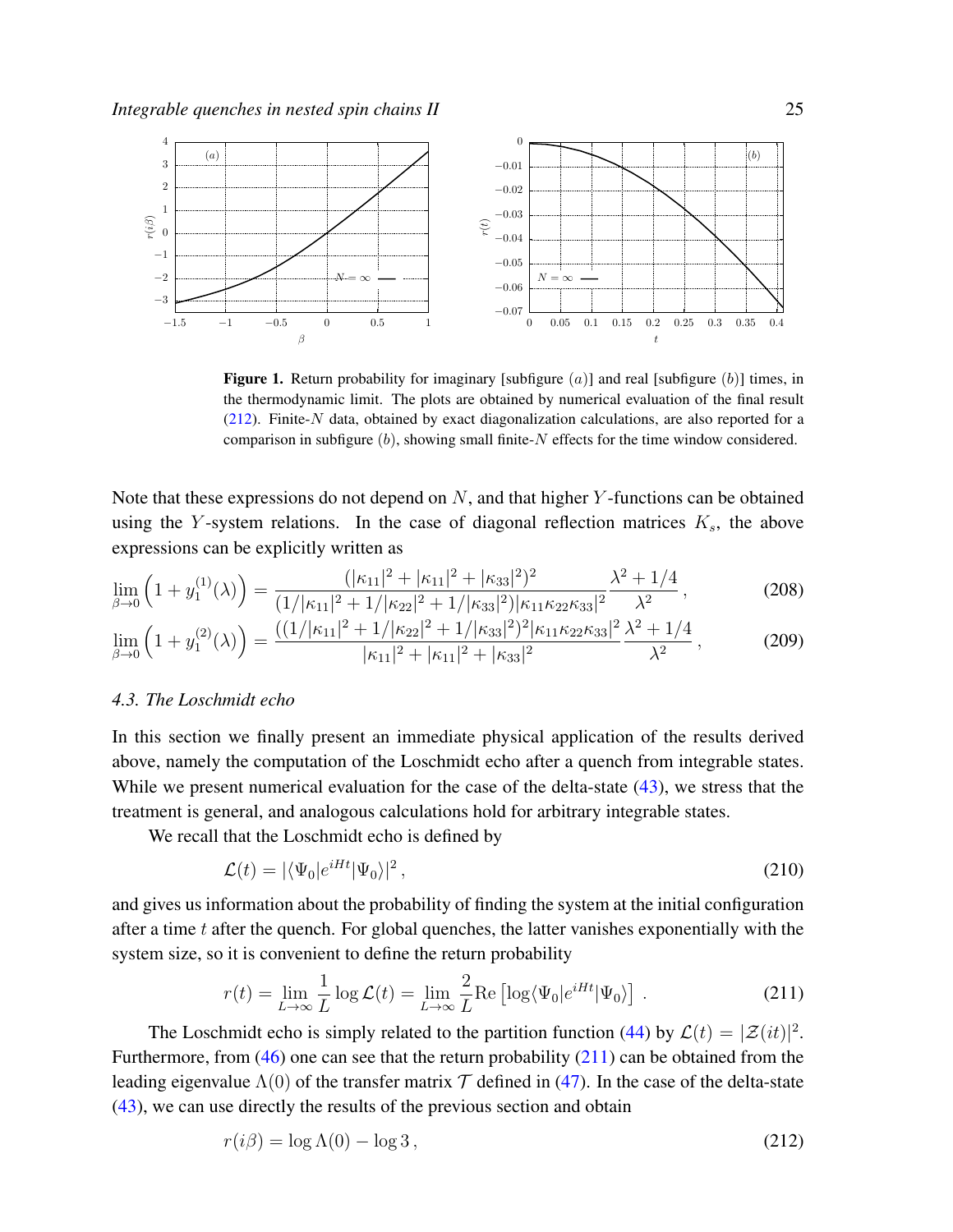**Figure 1.** Return probability for imaginary [subfigure $(a)$] and real [subfigure $(b)$] times, in the thermodynamic limit. The plots are obtained by numerical evaluation of the final result (212). Finite-$N$ data, obtained by exact diagonalization calculations, are also reported for a comparison in subfigure $(b)$, showing small finite-$N$ effects for the time window considered.

Note that these expressions do not depend on $N$, and that higher $Y$-functions can be obtained using the $Y$-system relations. In the case of diagonal reflection matrices $K_s$, the above expressions can be explicitly written as

$$\lim_{\beta\to 0}\left(1+y_1^{(1)}(\lambda)\right) = \frac{(|\kappa_{11}|^2+|\kappa_{11}|^2+|\kappa_{33}|^2)^2}{(1/|\kappa_{11}|^2+1/|\kappa_{22}|^2+1/|\kappa_{33}|^2)|\kappa_{11}\kappa_{22}\kappa_{33}|^2}\frac{\lambda^2+1/4}{\lambda^2}\,, \tag{208}$$

$$\lim_{\beta\to 0}\left(1+y_1^{(2)}(\lambda)\right) = \frac{((1/|\kappa_{11}|^2+1/|\kappa_{22}|^2+1/|\kappa_{33}|^2)^2|\kappa_{11}\kappa_{22}\kappa_{33}|^2}{|\kappa_{11}|^2+|\kappa_{11}|^2+|\kappa_{33}|^2}\frac{\lambda^2+1/4}{\lambda^2}\,, \tag{209}$$

### 4.3. The Loschmidt echo

In this section we finally present an immediate physical application of the results derived above, namely the computation of the Loschmidt echo after a quench from integrable states. While we present numerical evaluation for the case of the delta-state (43), we stress that the treatment is general, and analogous calculations hold for arbitrary integrable states.

We recall that the Loschmidt echo is defined by

$$\mathcal{L}(t) = |\langle\Psi_0|e^{iHt}|\Psi_0\rangle|^2\,, \tag{210}$$

and gives us information about the probability of finding the system at the initial configuration after a time $t$ after the quench. For global quenches, the latter vanishes exponentially with the system size, so it is convenient to define the return probability

$$r(t) = \lim_{L\to\infty}\frac{1}{L}\log\mathcal{L}(t) = \lim_{L\to\infty}\frac{2}{L}\mathrm{Re}\left[\log\langle\Psi_0|e^{iHt}|\Psi_0\rangle\right]\,. \tag{211}$$

The Loschmidt echo is simply related to the partition function (44) by $\mathcal{L}(t) = |\mathcal{Z}(it)|^2$. Furthermore, from (46) one can see that the return probability (211) can be obtained from the leading eigenvalue $\Lambda(0)$ of the transfer matrix $\mathcal{T}$ defined in (47). In the case of the delta-state (43), we can use directly the results of the previous section and obtain

$$r(i\beta) = \log\Lambda(0) - \log 3\,, \tag{212}$$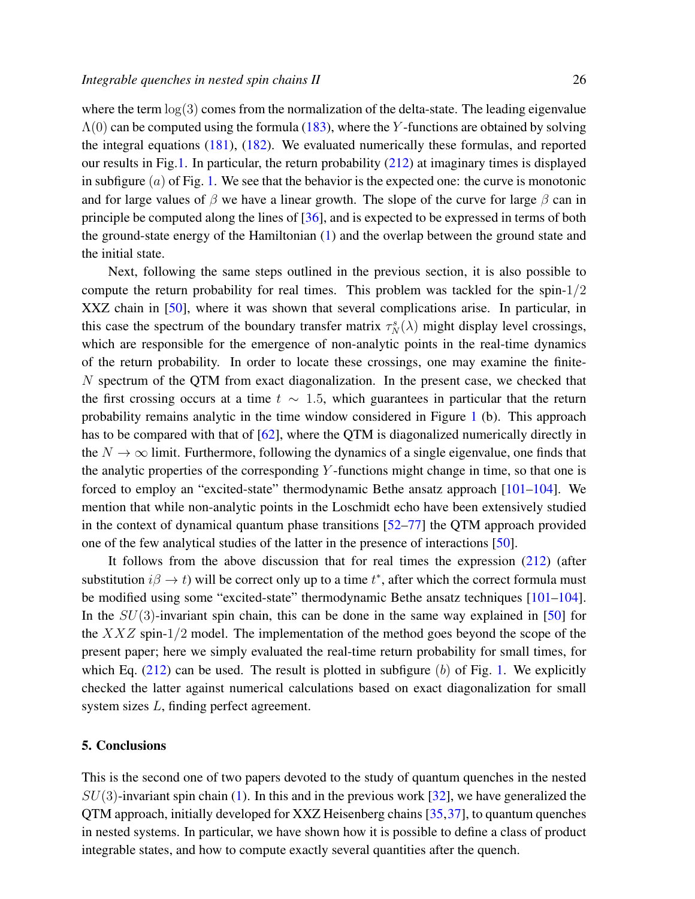where the term $\log(3)$ comes from the normalization of the delta-state. The leading eigenvalue $\Lambda(0)$ can be computed using the formula (183), where the $Y$-functions are obtained by solving the integral equations (181), (182). We evaluated numerically these formulas, and reported our results in Fig.1. In particular, the return probability (212) at imaginary times is displayed in subfigure $(a)$ of Fig. 1. We see that the behavior is the expected one: the curve is monotonic and for large values of $\beta$ we have a linear growth. The slope of the curve for large $\beta$ can in principle be computed along the lines of [36], and is expected to be expressed in terms of both the ground-state energy of the Hamiltonian (1) and the overlap between the ground state and the initial state.

Next, following the same steps outlined in the previous section, it is also possible to compute the return probability for real times. This problem was tackled for the spin-$1/2$ XXZ chain in [50], where it was shown that several complications arise. In particular, in this case the spectrum of the boundary transfer matrix $\tau_N^s(\lambda)$ might display level crossings, which are responsible for the emergence of non-analytic points in the real-time dynamics of the return probability. In order to locate these crossings, one may examine the finite-$N$ spectrum of the QTM from exact diagonalization. In the present case, we checked that the first crossing occurs at a time $t \sim 1.5$, which guarantees in particular that the return probability remains analytic in the time window considered in Figure 1 (b). This approach has to be compared with that of [62], where the QTM is diagonalized numerically directly in the $N \to \infty$ limit. Furthermore, following the dynamics of a single eigenvalue, one finds that the analytic properties of the corresponding $Y$-functions might change in time, so that one is forced to employ an "excited-state" thermodynamic Bethe ansatz approach [101–104]. We mention that while non-analytic points in the Loschmidt echo have been extensively studied in the context of dynamical quantum phase transitions [52–77] the QTM approach provided one of the few analytical studies of the latter in the presence of interactions [50].

It follows from the above discussion that for real times the expression (212) (after substitution $i\beta \to t$) will be correct only up to a time $t^*$, after which the correct formula must be modified using some "excited-state" thermodynamic Bethe ansatz techniques [101–104]. In the $SU(3)$-invariant spin chain, this can be done in the same way explained in [50] for the $XXZ$ spin-$1/2$ model. The implementation of the method goes beyond the scope of the present paper; here we simply evaluated the real-time return probability for small times, for which Eq. (212) can be used. The result is plotted in subfigure $(b)$ of Fig. 1. We explicitly checked the latter against numerical calculations based on exact diagonalization for small system sizes $L$, finding perfect agreement.

## 5. Conclusions

This is the second one of two papers devoted to the study of quantum quenches in the nested $SU(3)$-invariant spin chain (1). In this and in the previous work [32], we have generalized the QTM approach, initially developed for XXZ Heisenberg chains [35,37], to quantum quenches in nested systems. In particular, we have shown how it is possible to define a class of product integrable states, and how to compute exactly several quantities after the quench.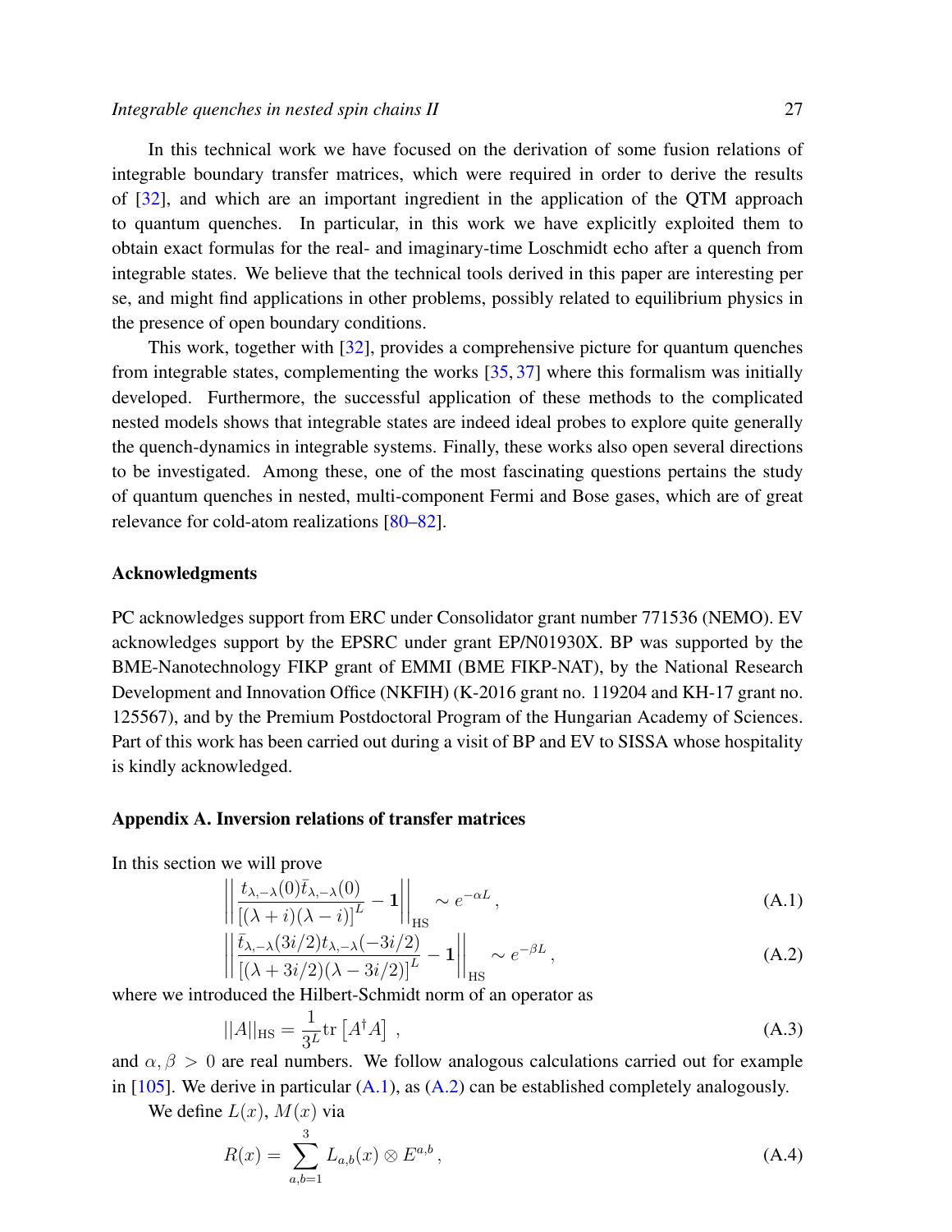In this technical work we have focused on the derivation of some fusion relations of integrable boundary transfer matrices, which were required in order to derive the results of [32], and which are an important ingredient in the application of the QTM approach to quantum quenches. In particular, in this work we have explicitly exploited them to obtain exact formulas for the real- and imaginary-time Loschmidt echo after a quench from integrable states. We believe that the technical tools derived in this paper are interesting per se, and might find applications in other problems, possibly related to equilibrium physics in the presence of open boundary conditions.

This work, together with [32], provides a comprehensive picture for quantum quenches from integrable states, complementing the works [35, 37] where this formalism was initially developed. Furthermore, the successful application of these methods to the complicated nested models shows that integrable states are indeed ideal probes to explore quite generally the quench-dynamics in integrable systems. Finally, these works also open several directions to be investigated. Among these, one of the most fascinating questions pertains the study of quantum quenches in nested, multi-component Fermi and Bose gases, which are of great relevance for cold-atom realizations [80–82].

### Acknowledgments

PC acknowledges support from ERC under Consolidator grant number 771536 (NEMO). EV acknowledges support by the EPSRC under grant EP/N01930X. BP was supported by the BME-Nanotechnology FIKP grant of EMMI (BME FIKP-NAT), by the National Research Development and Innovation Office (NKFIH) (K-2016 grant no. 119204 and KH-17 grant no. 125567), and by the Premium Postdoctoral Program of the Hungarian Academy of Sciences. Part of this work has been carried out during a visit of BP and EV to SISSA whose hospitality is kindly acknowledged.

### Appendix A. Inversion relations of transfer matrices

In this section we will prove

$$\left|\left|\frac{t_{\lambda,-\lambda}(0)\bar{t}_{\lambda,-\lambda}(0)}{\left[(\lambda+i)(\lambda-i)\right]^L}-\mathbf{1}\right|\right|_{\mathrm{HS}}\sim e^{-\alpha L}\,, \tag{A.1}$$

$$\left|\left|\frac{\bar{t}_{\lambda,-\lambda}(3i/2)t_{\lambda,-\lambda}(-3i/2)}{\left[(\lambda+3i/2)(\lambda-3i/2)\right]^L}-\mathbf{1}\right|\right|_{\mathrm{HS}}\sim e^{-\beta L}\,, \tag{A.2}$$

where we introduced the Hilbert-Schmidt norm of an operator as

$$||A||_{\mathrm{HS}}=\frac{1}{3^L}\mathrm{tr}\left[A^\dagger A\right]\,, \tag{A.3}$$

and $\alpha,\beta>0$ are real numbers. We follow analogous calculations carried out for example in [105]. We derive in particular (A.1), as (A.2) can be established completely analogously.

We define $L(x)$, $M(x)$ via

$$R(x)=\sum_{a,b=1}^{3}L_{a,b}(x)\otimes E^{a,b}\,, \tag{A.4}$$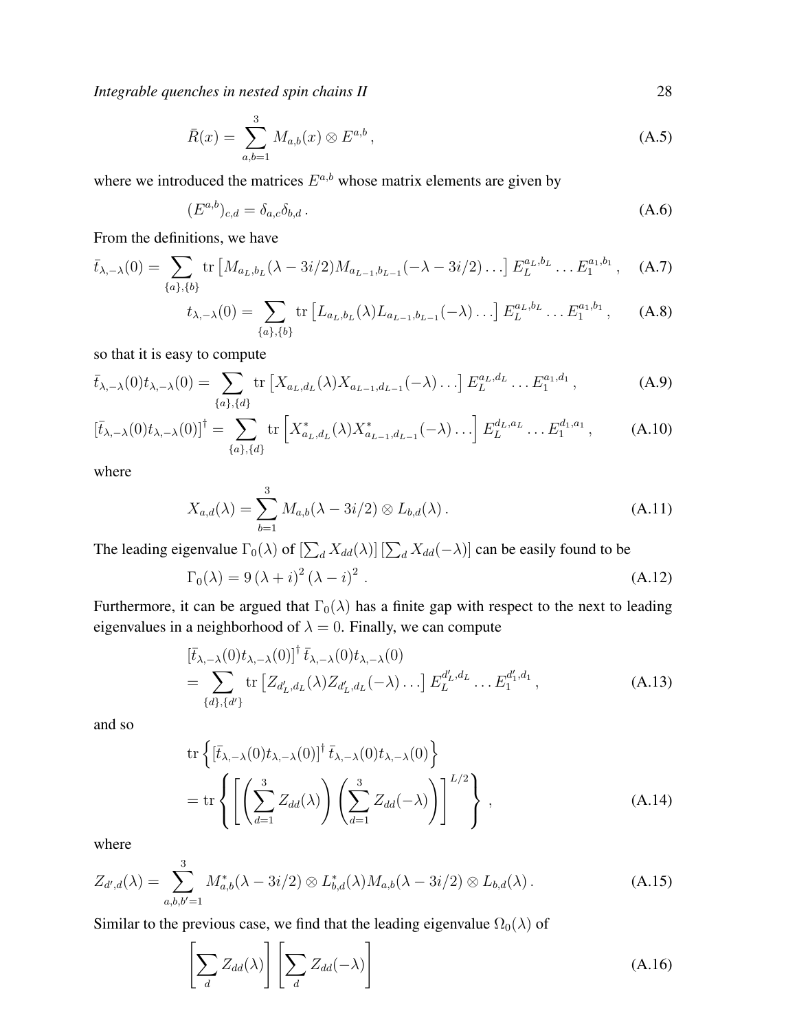$$\bar{R}(x) = \sum_{a,b=1}^{3} M_{a,b}(x) \otimes E^{a,b}\,, \tag{A.5}$$

where we introduced the matrices $E^{a,b}$ whose matrix elements are given by

$$(E^{a,b})_{c,d} = \delta_{a,c}\delta_{b,d}\,. \tag{A.6}$$

From the definitions, we have

$$\bar{t}_{\lambda,-\lambda}(0) = \sum_{\{a\},\{b\}} \mathrm{tr}\left[M_{a_L,b_L}(\lambda - 3i/2) M_{a_{L-1},b_{L-1}}(-\lambda - 3i/2)\ldots\right] E_L^{a_L,b_L} \ldots E_1^{a_1,b_1}\,, \tag{A.7}$$

$$t_{\lambda,-\lambda}(0) = \sum_{\{a\},\{b\}} \mathrm{tr}\left[L_{a_L,b_L}(\lambda) L_{a_{L-1},b_{L-1}}(-\lambda)\ldots\right] E_L^{a_L,b_L} \ldots E_1^{a_1,b_1}\,, \tag{A.8}$$

so that it is easy to compute

$$\bar{t}_{\lambda,-\lambda}(0) t_{\lambda,-\lambda}(0) = \sum_{\{a\},\{d\}} \mathrm{tr}\left[X_{a_L,d_L}(\lambda) X_{a_{L-1},d_{L-1}}(-\lambda)\ldots\right] E_L^{a_L,d_L} \ldots E_1^{a_1,d_1}\,, \tag{A.9}$$

$$\left[\bar{t}_{\lambda,-\lambda}(0) t_{\lambda,-\lambda}(0)\right]^\dagger = \sum_{\{a\},\{d\}} \mathrm{tr}\left[X^*_{a_L,d_L}(\lambda) X^*_{a_{L-1},d_{L-1}}(-\lambda)\ldots\right] E_L^{d_L,a_L} \ldots E_1^{d_1,a_1}\,, \tag{A.10}$$

where

$$X_{a,d}(\lambda) = \sum_{b=1}^{3} M_{a,b}(\lambda - 3i/2) \otimes L_{b,d}(\lambda)\,. \tag{A.11}$$

The leading eigenvalue $\Gamma_0(\lambda)$ of $\left[\sum_d X_{dd}(\lambda)\right]\left[\sum_d X_{dd}(-\lambda)\right]$ can be easily found to be

$$\Gamma_0(\lambda) = 9\,(\lambda + i)^2\,(\lambda - i)^2\,. \tag{A.12}$$

Furthermore, it can be argued that $\Gamma_0(\lambda)$ has a finite gap with respect to the next to leading eigenvalues in a neighborhood of $\lambda = 0$. Finally, we can compute

$$\begin{aligned}
&\left[\bar{t}_{\lambda,-\lambda}(0) t_{\lambda,-\lambda}(0)\right]^\dagger \bar{t}_{\lambda,-\lambda}(0) t_{\lambda,-\lambda}(0) \\
&= \sum_{\{d\},\{d'\}} \mathrm{tr}\left[Z_{d'_L,d_L}(\lambda) Z_{d'_L,d_L}(-\lambda)\ldots\right] E_L^{d'_L,d_L} \ldots E_1^{d'_1,d_1}\,,
\end{aligned} \tag{A.13}$$

and so

$$\begin{aligned}
&\mathrm{tr}\left\{\left[\bar{t}_{\lambda,-\lambda}(0) t_{\lambda,-\lambda}(0)\right]^\dagger \bar{t}_{\lambda,-\lambda}(0) t_{\lambda,-\lambda}(0)\right\} \\
&= \mathrm{tr}\left\{\left[\left(\sum_{d=1}^{3} Z_{dd}(\lambda)\right)\left(\sum_{d=1}^{3} Z_{dd}(-\lambda)\right)\right]^{L/2}\right\}\,,
\end{aligned} \tag{A.14}$$

where

$$Z_{d',d}(\lambda) = \sum_{a,b,b'=1}^{3} M^*_{a,b}(\lambda - 3i/2) \otimes L^*_{b,d}(\lambda) M_{a,b}(\lambda - 3i/2) \otimes L_{b,d}(\lambda)\,. \tag{A.15}$$

Similar to the previous case, we find that the leading eigenvalue $\Omega_0(\lambda)$ of

$$\left[\sum_d Z_{dd}(\lambda)\right]\left[\sum_d Z_{dd}(-\lambda)\right] \tag{A.16}$$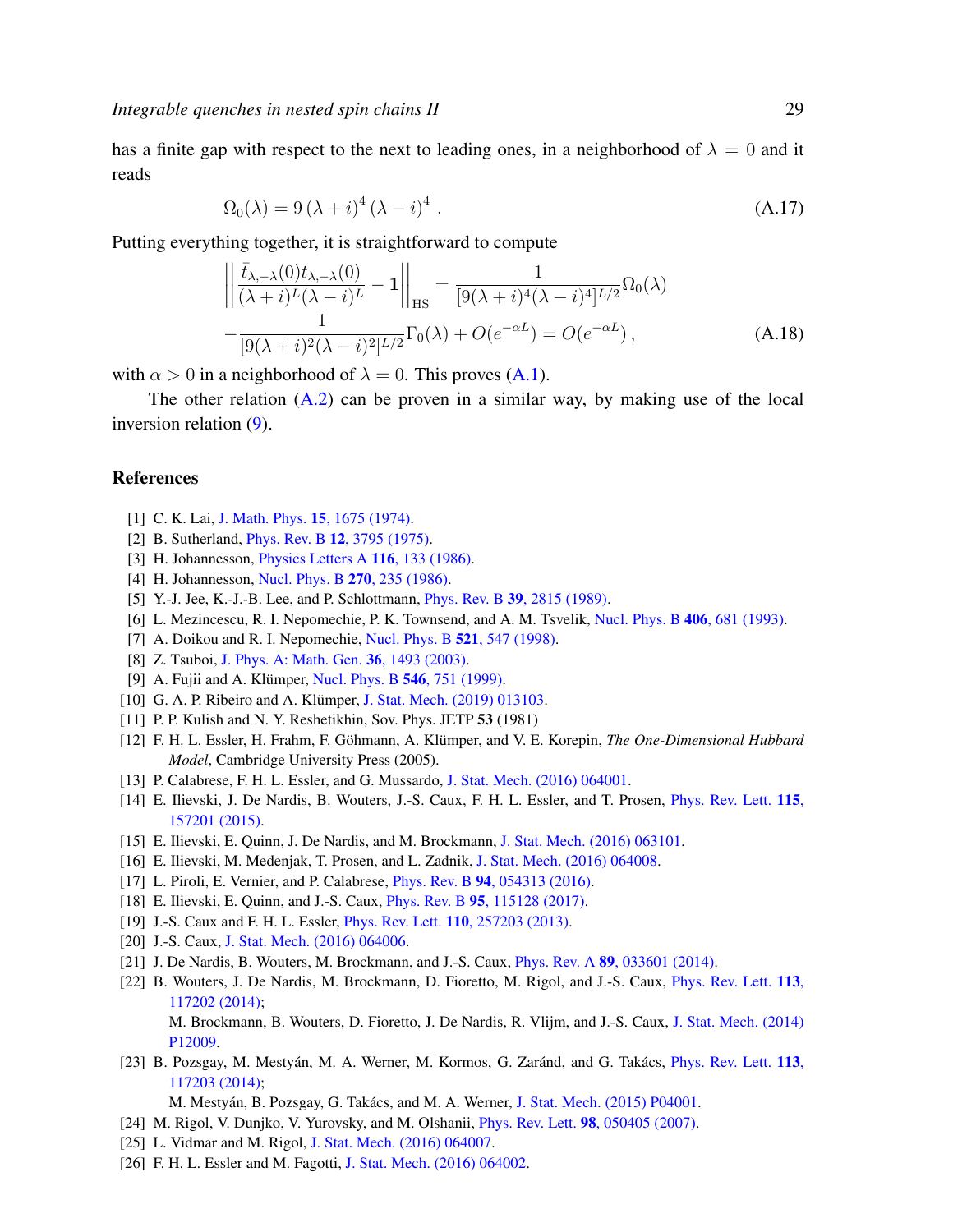has a finite gap with respect to the next to leading ones, in a neighborhood of $\lambda = 0$ and it reads

$$\Omega_0(\lambda) = 9\,(\lambda + i)^4\,(\lambda - i)^4\,. \tag{A.17}$$

Putting everything together, it is straightforward to compute

$$\begin{aligned}\left|\left|\frac{\bar{t}_{\lambda,-\lambda}(0)t_{\lambda,-\lambda}(0)}{(\lambda+i)^L(\lambda-i)^L} - \mathbf{1}\right|\right|_{\mathrm{HS}} &= \frac{1}{[9(\lambda+i)^4(\lambda-i)^4]^{L/2}}\Omega_0(\lambda)\\ -\frac{1}{[9(\lambda+i)^2(\lambda-i)^2]^{L/2}}\Gamma_0(\lambda) &+ O(e^{-\alpha L}) = O(e^{-\alpha L})\,,\end{aligned} \tag{A.18}$$

with $\alpha > 0$ in a neighborhood of $\lambda = 0$. This proves (A.1).

The other relation (A.2) can be proven in a similar way, by making use of the local inversion relation (9).

## References

[1] C. K. Lai, J. Math. Phys. **15**, 1675 (1974).
[2] B. Sutherland, Phys. Rev. B **12**, 3795 (1975).
[3] H. Johannesson, Physics Letters A **116**, 133 (1986).
[4] H. Johannesson, Nucl. Phys. B **270**, 235 (1986).
[5] Y.-J. Jee, K.-J.-B. Lee, and P. Schlottmann, Phys. Rev. B **39**, 2815 (1989).
[6] L. Mezincescu, R. I. Nepomechie, P. K. Townsend, and A. M. Tsvelik, Nucl. Phys. B **406**, 681 (1993).
[7] A. Doikou and R. I. Nepomechie, Nucl. Phys. B **521**, 547 (1998).
[8] Z. Tsuboi, J. Phys. A: Math. Gen. **36**, 1493 (2003).
[9] A. Fujii and A. Klümper, Nucl. Phys. B **546**, 751 (1999).
[10] G. A. P. Ribeiro and A. Klümper, J. Stat. Mech. (2019) 013103.
[11] P. P. Kulish and N. Y. Reshetikhin, Sov. Phys. JETP **53** (1981)
[12] F. H. L. Essler, H. Frahm, F. Göhmann, A. Klümper, and V. E. Korepin, *The One-Dimensional Hubbard Model*, Cambridge University Press (2005).
[13] P. Calabrese, F. H. L. Essler, and G. Mussardo, J. Stat. Mech. (2016) 064001.
[14] E. Ilievski, J. De Nardis, B. Wouters, J.-S. Caux, F. H. L. Essler, and T. Prosen, Phys. Rev. Lett. **115**, 157201 (2015).
[15] E. Ilievski, E. Quinn, J. De Nardis, and M. Brockmann, J. Stat. Mech. (2016) 063101.
[16] E. Ilievski, M. Medenjak, T. Prosen, and L. Zadnik, J. Stat. Mech. (2016) 064008.
[17] L. Piroli, E. Vernier, and P. Calabrese, Phys. Rev. B **94**, 054313 (2016).
[18] E. Ilievski, E. Quinn, and J.-S. Caux, Phys. Rev. B **95**, 115128 (2017).
[19] J.-S. Caux and F. H. L. Essler, Phys. Rev. Lett. **110**, 257203 (2013).
[20] J.-S. Caux, J. Stat. Mech. (2016) 064006.
[21] J. De Nardis, B. Wouters, M. Brockmann, and J.-S. Caux, Phys. Rev. A **89**, 033601 (2014).
[22] B. Wouters, J. De Nardis, M. Brockmann, D. Fioretto, M. Rigol, and J.-S. Caux, Phys. Rev. Lett. **113**, 117202 (2014);
M. Brockmann, B. Wouters, D. Fioretto, J. De Nardis, R. Vlijm, and J.-S. Caux, J. Stat. Mech. (2014) P12009.
[23] B. Pozsgay, M. Mestyán, M. A. Werner, M. Kormos, G. Zaránd, and G. Takács, Phys. Rev. Lett. **113**, 117203 (2014);
M. Mestyán, B. Pozsgay, G. Takács, and M. A. Werner, J. Stat. Mech. (2015) P04001.
[24] M. Rigol, V. Dunjko, V. Yurovsky, and M. Olshanii, Phys. Rev. Lett. **98**, 050405 (2007).
[25] L. Vidmar and M. Rigol, J. Stat. Mech. (2016) 064007.
[26] F. H. L. Essler and M. Fagotti, J. Stat. Mech. (2016) 064002.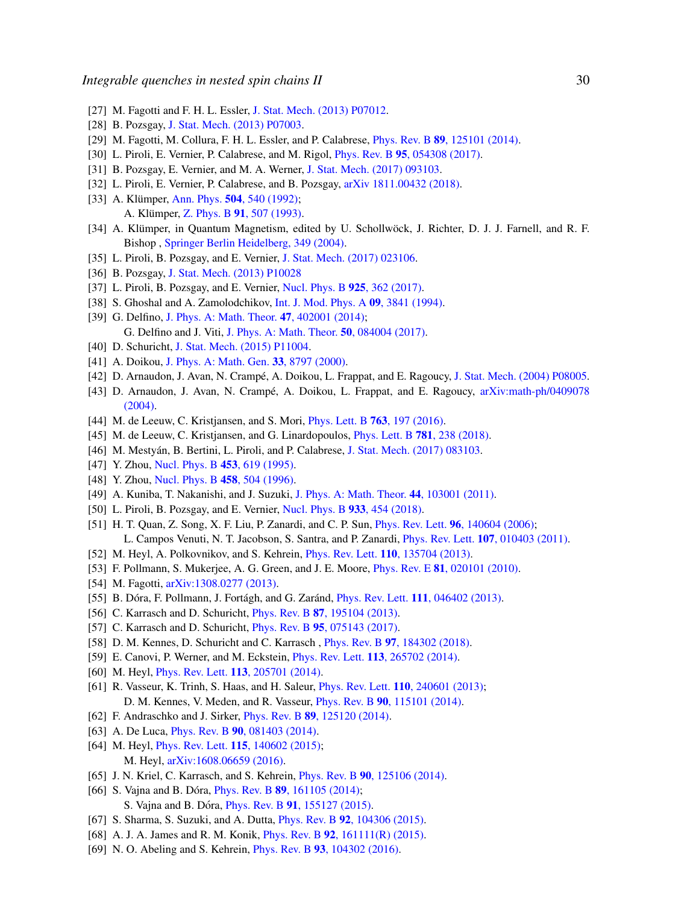[27] M. Fagotti and F. H. L. Essler, J. Stat. Mech. (2013) P07012.

[28] B. Pozsgay, J. Stat. Mech. (2013) P07003.

[29] M. Fagotti, M. Collura, F. H. L. Essler, and P. Calabrese, Phys. Rev. B **89**, 125101 (2014).

[30] L. Piroli, E. Vernier, P. Calabrese, and M. Rigol, Phys. Rev. B **95**, 054308 (2017).

[31] B. Pozsgay, E. Vernier, and M. A. Werner, J. Stat. Mech. (2017) 093103.

[32] L. Piroli, E. Vernier, P. Calabrese, and B. Pozsgay, arXiv 1811.00432 (2018).

[33] A. Klümper, Ann. Phys. **504**, 540 (1992);
A. Klümper, Z. Phys. B **91**, 507 (1993).

[34] A. Klümper, in Quantum Magnetism, edited by U. Schollwöck, J. Richter, D. J. J. Farnell, and R. F. Bishop , Springer Berlin Heidelberg, 349 (2004).

[35] L. Piroli, B. Pozsgay, and E. Vernier, J. Stat. Mech. (2017) 023106.

[36] B. Pozsgay, J. Stat. Mech. (2013) P10028

[37] L. Piroli, B. Pozsgay, and E. Vernier, Nucl. Phys. B **925**, 362 (2017).

[38] S. Ghoshal and A. Zamolodchikov, Int. J. Mod. Phys. A **09**, 3841 (1994).

[39] G. Delfino, J. Phys. A: Math. Theor. **47**, 402001 (2014);
G. Delfino and J. Viti, J. Phys. A: Math. Theor. **50**, 084004 (2017).

[40] D. Schuricht, J. Stat. Mech. (2015) P11004.

[41] A. Doikou, J. Phys. A: Math. Gen. **33**, 8797 (2000).

[42] D. Arnaudon, J. Avan, N. Crampé, A. Doikou, L. Frappat, and E. Ragoucy, J. Stat. Mech. (2004) P08005.

[43] D. Arnaudon, J. Avan, N. Crampé, A. Doikou, L. Frappat, and E. Ragoucy, arXiv:math-ph/0409078 (2004).

[44] M. de Leeuw, C. Kristjansen, and S. Mori, Phys. Lett. B **763**, 197 (2016).

[45] M. de Leeuw, C. Kristjansen, and G. Linardopoulos, Phys. Lett. B **781**, 238 (2018).

[46] M. Mestyán, B. Bertini, L. Piroli, and P. Calabrese, J. Stat. Mech. (2017) 083103.

[47] Y. Zhou, Nucl. Phys. B **453**, 619 (1995).

[48] Y. Zhou, Nucl. Phys. B **458**, 504 (1996).

[49] A. Kuniba, T. Nakanishi, and J. Suzuki, J. Phys. A: Math. Theor. **44**, 103001 (2011).

[50] L. Piroli, B. Pozsgay, and E. Vernier, Nucl. Phys. B **933**, 454 (2018).

[51] H. T. Quan, Z. Song, X. F. Liu, P. Zanardi, and C. P. Sun, Phys. Rev. Lett. **96**, 140604 (2006);
L. Campos Venuti, N. T. Jacobson, S. Santra, and P. Zanardi, Phys. Rev. Lett. **107**, 010403 (2011).

[52] M. Heyl, A. Polkovnikov, and S. Kehrein, Phys. Rev. Lett. **110**, 135704 (2013).

[53] F. Pollmann, S. Mukerjee, A. G. Green, and J. E. Moore, Phys. Rev. E **81**, 020101 (2010).

[54] M. Fagotti, arXiv:1308.0277 (2013).

[55] B. Dóra, F. Pollmann, J. Fortágh, and G. Zaránd, Phys. Rev. Lett. **111**, 046402 (2013).

[56] C. Karrasch and D. Schuricht, Phys. Rev. B **87**, 195104 (2013).

[57] C. Karrasch and D. Schuricht, Phys. Rev. B **95**, 075143 (2017).

[58] D. M. Kennes, D. Schuricht and C. Karrasch , Phys. Rev. B **97**, 184302 (2018).

[59] E. Canovi, P. Werner, and M. Eckstein, Phys. Rev. Lett. **113**, 265702 (2014).

[60] M. Heyl, Phys. Rev. Lett. **113**, 205701 (2014).

[61] R. Vasseur, K. Trinh, S. Haas, and H. Saleur, Phys. Rev. Lett. **110**, 240601 (2013);
D. M. Kennes, V. Meden, and R. Vasseur, Phys. Rev. B **90**, 115101 (2014).

[62] F. Andraschko and J. Sirker, Phys. Rev. B **89**, 125120 (2014).

[63] A. De Luca, Phys. Rev. B **90**, 081403 (2014).

[64] M. Heyl, Phys. Rev. Lett. **115**, 140602 (2015);
M. Heyl, arXiv:1608.06659 (2016).

[65] J. N. Kriel, C. Karrasch, and S. Kehrein, Phys. Rev. B **90**, 125106 (2014).

[66] S. Vajna and B. Dóra, Phys. Rev. B **89**, 161105 (2014);
S. Vajna and B. Dóra, Phys. Rev. B **91**, 155127 (2015).

[67] S. Sharma, S. Suzuki, and A. Dutta, Phys. Rev. B **92**, 104306 (2015).

[68] A. J. A. James and R. M. Konik, Phys. Rev. B **92**, 161111(R) (2015).

[69] N. O. Abeling and S. Kehrein, Phys. Rev. B **93**, 104302 (2016).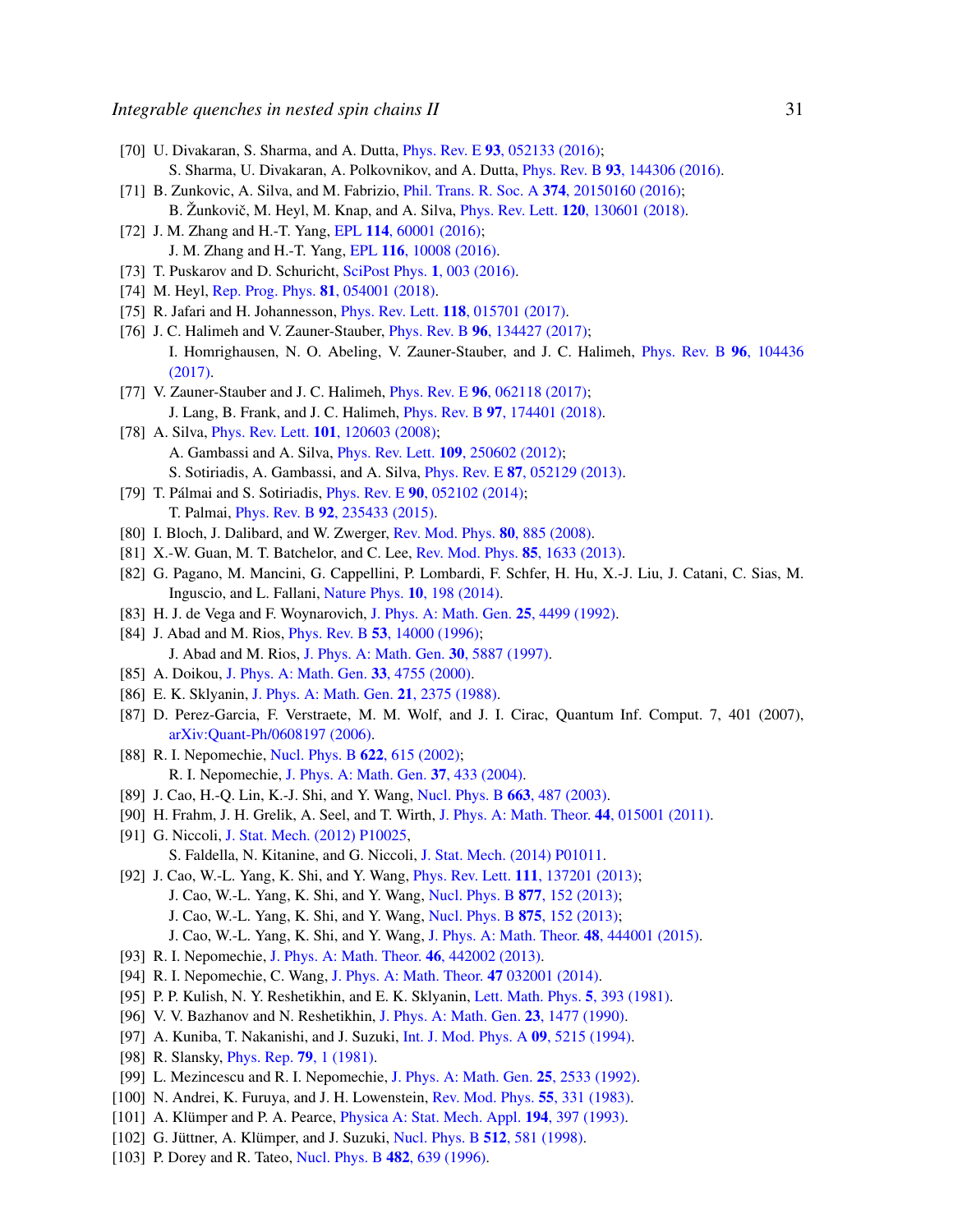[70] U. Divakaran, S. Sharma, and A. Dutta, Phys. Rev. E **93**, 052133 (2016);
S. Sharma, U. Divakaran, A. Polkovnikov, and A. Dutta, Phys. Rev. B **93**, 144306 (2016).

[71] B. Zunkovic, A. Silva, and M. Fabrizio, Phil. Trans. R. Soc. A **374**, 20150160 (2016);
B. Žunkovič, M. Heyl, M. Knap, and A. Silva, Phys. Rev. Lett. **120**, 130601 (2018).

[72] J. M. Zhang and H.-T. Yang, EPL **114**, 60001 (2016);
J. M. Zhang and H.-T. Yang, EPL **116**, 10008 (2016).

[73] T. Puskarov and D. Schuricht, SciPost Phys. **1**, 003 (2016).

[74] M. Heyl, Rep. Prog. Phys. **81**, 054001 (2018).

[75] R. Jafari and H. Johannesson, Phys. Rev. Lett. **118**, 015701 (2017).

[76] J. C. Halimeh and V. Zauner-Stauber, Phys. Rev. B **96**, 134427 (2017);
I. Homrighausen, N. O. Abeling, V. Zauner-Stauber, and J. C. Halimeh, Phys. Rev. B **96**, 104436 (2017).

[77] V. Zauner-Stauber and J. C. Halimeh, Phys. Rev. E **96**, 062118 (2017);
J. Lang, B. Frank, and J. C. Halimeh, Phys. Rev. B **97**, 174401 (2018).

[78] A. Silva, Phys. Rev. Lett. **101**, 120603 (2008);
A. Gambassi and A. Silva, Phys. Rev. Lett. **109**, 250602 (2012);
S. Sotiriadis, A. Gambassi, and A. Silva, Phys. Rev. E **87**, 052129 (2013).

[79] T. Pálmai and S. Sotiriadis, Phys. Rev. E **90**, 052102 (2014);
T. Palmai, Phys. Rev. B **92**, 235433 (2015).

[80] I. Bloch, J. Dalibard, and W. Zwerger, Rev. Mod. Phys. **80**, 885 (2008).

[81] X.-W. Guan, M. T. Batchelor, and C. Lee, Rev. Mod. Phys. **85**, 1633 (2013).

[82] G. Pagano, M. Mancini, G. Cappellini, P. Lombardi, F. Schfer, H. Hu, X.-J. Liu, J. Catani, C. Sias, M. Inguscio, and L. Fallani, Nature Phys. **10**, 198 (2014).

[83] H. J. de Vega and F. Woynarovich, J. Phys. A: Math. Gen. **25**, 4499 (1992).

[84] J. Abad and M. Rios, Phys. Rev. B **53**, 14000 (1996);
J. Abad and M. Rios, J. Phys. A: Math. Gen. **30**, 5887 (1997).

[85] A. Doikou, J. Phys. A: Math. Gen. **33**, 4755 (2000).

[86] E. K. Sklyanin, J. Phys. A: Math. Gen. **21**, 2375 (1988).

[87] D. Perez-Garcia, F. Verstraete, M. M. Wolf, and J. I. Cirac, Quantum Inf. Comput. 7, 401 (2007), arXiv:Quant-Ph/0608197 (2006).

[88] R. I. Nepomechie, Nucl. Phys. B **622**, 615 (2002);
R. I. Nepomechie, J. Phys. A: Math. Gen. **37**, 433 (2004).

[89] J. Cao, H.-Q. Lin, K.-J. Shi, and Y. Wang, Nucl. Phys. B **663**, 487 (2003).

[90] H. Frahm, J. H. Grelik, A. Seel, and T. Wirth, J. Phys. A: Math. Theor. **44**, 015001 (2011).

[91] G. Niccoli, J. Stat. Mech. (2012) P10025,
S. Faldella, N. Kitanine, and G. Niccoli, J. Stat. Mech. (2014) P01011.

[92] J. Cao, W.-L. Yang, K. Shi, and Y. Wang, Phys. Rev. Lett. **111**, 137201 (2013);
J. Cao, W.-L. Yang, K. Shi, and Y. Wang, Nucl. Phys. B **877**, 152 (2013);
J. Cao, W.-L. Yang, K. Shi, and Y. Wang, Nucl. Phys. B **875**, 152 (2013);
J. Cao, W.-L. Yang, K. Shi, and Y. Wang, J. Phys. A: Math. Theor. **48**, 444001 (2015).

[93] R. I. Nepomechie, J. Phys. A: Math. Theor. **46**, 442002 (2013).

[94] R. I. Nepomechie, C. Wang, J. Phys. A: Math. Theor. **47** 032001 (2014).

[95] P. P. Kulish, N. Y. Reshetikhin, and E. K. Sklyanin, Lett. Math. Phys. **5**, 393 (1981).

[96] V. V. Bazhanov and N. Reshetikhin, J. Phys. A: Math. Gen. **23**, 1477 (1990).

[97] A. Kuniba, T. Nakanishi, and J. Suzuki, Int. J. Mod. Phys. A **09**, 5215 (1994).

[98] R. Slansky, Phys. Rep. **79**, 1 (1981).

[99] L. Mezincescu and R. I. Nepomechie, J. Phys. A: Math. Gen. **25**, 2533 (1992).

[100] N. Andrei, K. Furuya, and J. H. Lowenstein, Rev. Mod. Phys. **55**, 331 (1983).

[101] A. Klümper and P. A. Pearce, Physica A: Stat. Mech. Appl. **194**, 397 (1993).

[102] G. Jüttner, A. Klümper, and J. Suzuki, Nucl. Phys. B **512**, 581 (1998).

[103] P. Dorey and R. Tateo, Nucl. Phys. B **482**, 639 (1996).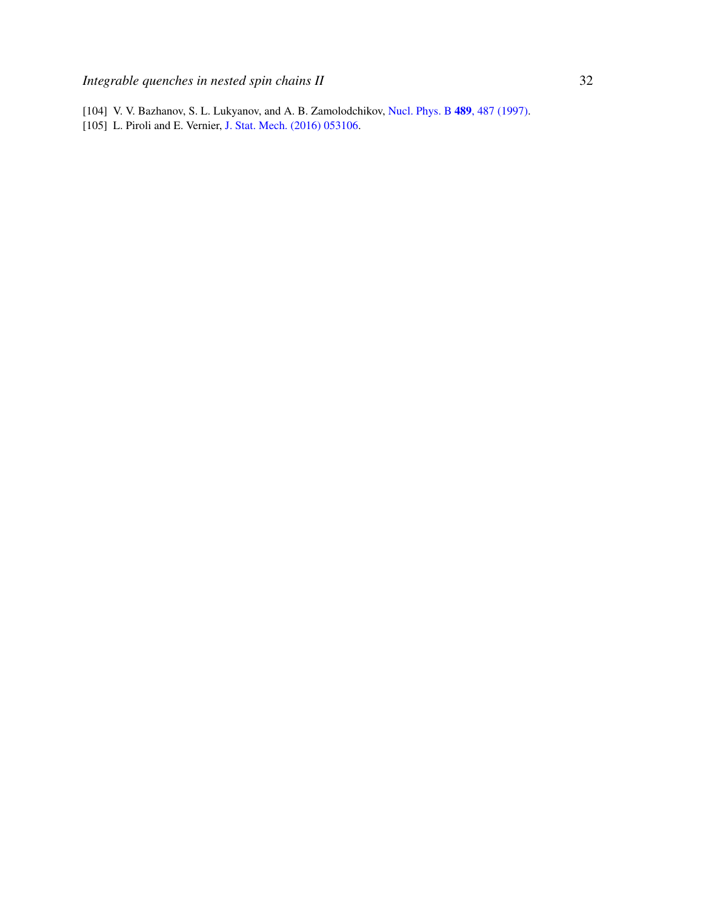[104] V. V. Bazhanov, S. L. Lukyanov, and A. B. Zamolodchikov, Nucl. Phys. B **489**, 487 (1997).

[105] L. Piroli and E. Vernier, J. Stat. Mech. (2016) 053106.